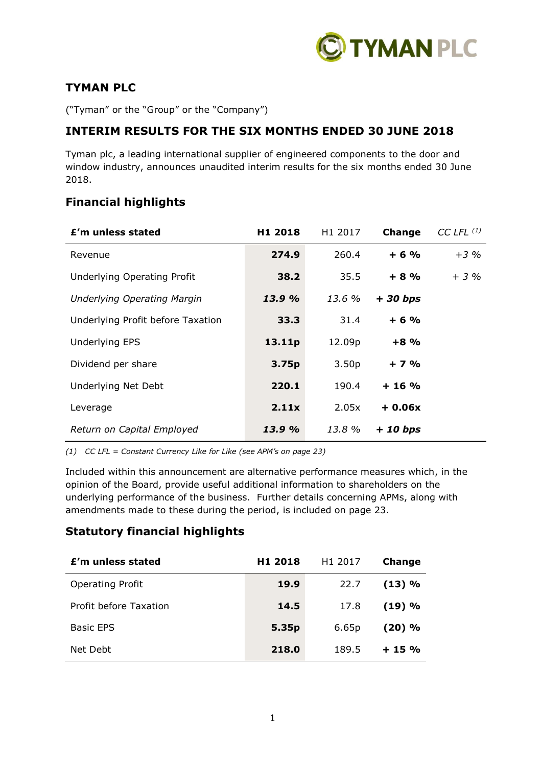# TYMAN PLC

("Tyman" or the "Group" or the "Company")

## INTERIM RESULTS FOR THE SIX MONTHS ENDED 30 JUNE 2018

Tyman plc, a leading international supplier of engineered components to the door and window industry, announces unaudited interim results for the six months ended 30 June 2018.

## Financial highlights

| £'m unless stated | H1 2018 | H1 2017 | Change | CC LFL [(1)] |
|---|---|---|---|---|
| Revenue | **274.9** | 260.4 | **+ 6 %** | *+3 %* |
| Underlying Operating Profit | **38.2** | 35.5 | **+ 8 %** | *+ 3 %* |
| *Underlying Operating Margin* | ***13.9 %*** | *13.6 %* | ***+ 30 bps*** | |
| Underlying Profit before Taxation | **33.3** | 31.4 | **+ 6 %** | |
| Underlying EPS | **13.11p** | 12.09p | **+8 %** | |
| Dividend per share | **3.75p** | 3.50p | **+ 7 %** | |
| Underlying Net Debt | **220.1** | 190.4 | **+ 16 %** | |
| Leverage | **2.11x** | 2.05x | **+ 0.06x** | |
| *Return on Capital Employed* | ***13.9 %*** | *13.8 %* | ***+ 10 bps*** | |

*(1) CC LFL = Constant Currency Like for Like (see APM's on page 23)*

Included within this announcement are alternative performance measures which, in the opinion of the Board, provide useful additional information to shareholders on the underlying performance of the business. Further details concerning APMs, along with amendments made to these during the period, is included on page 23.

## Statutory financial highlights

| £'m unless stated | H1 2018 | H1 2017 | Change |
|---|---|---|---|
| Operating Profit | **19.9** | 22.7 | **(13) %** |
| Profit before Taxation | **14.5** | 17.8 | **(19) %** |
| Basic EPS | **5.35p** | 6.65p | **(20) %** |
| Net Debt | **218.0** | 189.5 | **+ 15 %** |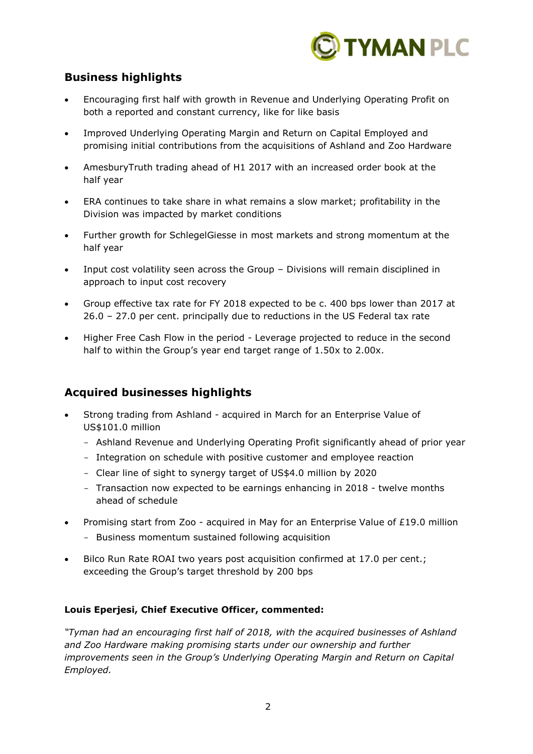## Business highlights

- Encouraging first half with growth in Revenue and Underlying Operating Profit on both a reported and constant currency, like for like basis
- Improved Underlying Operating Margin and Return on Capital Employed and promising initial contributions from the acquisitions of Ashland and Zoo Hardware
- AmesburyTruth trading ahead of H1 2017 with an increased order book at the half year
- ERA continues to take share in what remains a slow market; profitability in the Division was impacted by market conditions
- Further growth for SchlegelGiesse in most markets and strong momentum at the half year
- Input cost volatility seen across the Group – Divisions will remain disciplined in approach to input cost recovery
- Group effective tax rate for FY 2018 expected to be c. 400 bps lower than 2017 at 26.0 – 27.0 per cent. principally due to reductions in the US Federal tax rate
- Higher Free Cash Flow in the period - Leverage projected to reduce in the second half to within the Group's year end target range of 1.50x to 2.00x.

## Acquired businesses highlights

- Strong trading from Ashland - acquired in March for an Enterprise Value of US$101.0 million
  - Ashland Revenue and Underlying Operating Profit significantly ahead of prior year
  - Integration on schedule with positive customer and employee reaction
  - Clear line of sight to synergy target of US$4.0 million by 2020
  - Transaction now expected to be earnings enhancing in 2018 - twelve months ahead of schedule
- Promising start from Zoo - acquired in May for an Enterprise Value of £19.0 million
  - Business momentum sustained following acquisition
- Bilco Run Rate ROAI two years post acquisition confirmed at 17.0 per cent.; exceeding the Group's target threshold by 200 bps

**Louis Eperjesi, Chief Executive Officer, commented:**

*"Tyman had an encouraging first half of 2018, with the acquired businesses of Ashland and Zoo Hardware making promising starts under our ownership and further improvements seen in the Group's Underlying Operating Margin and Return on Capital Employed.*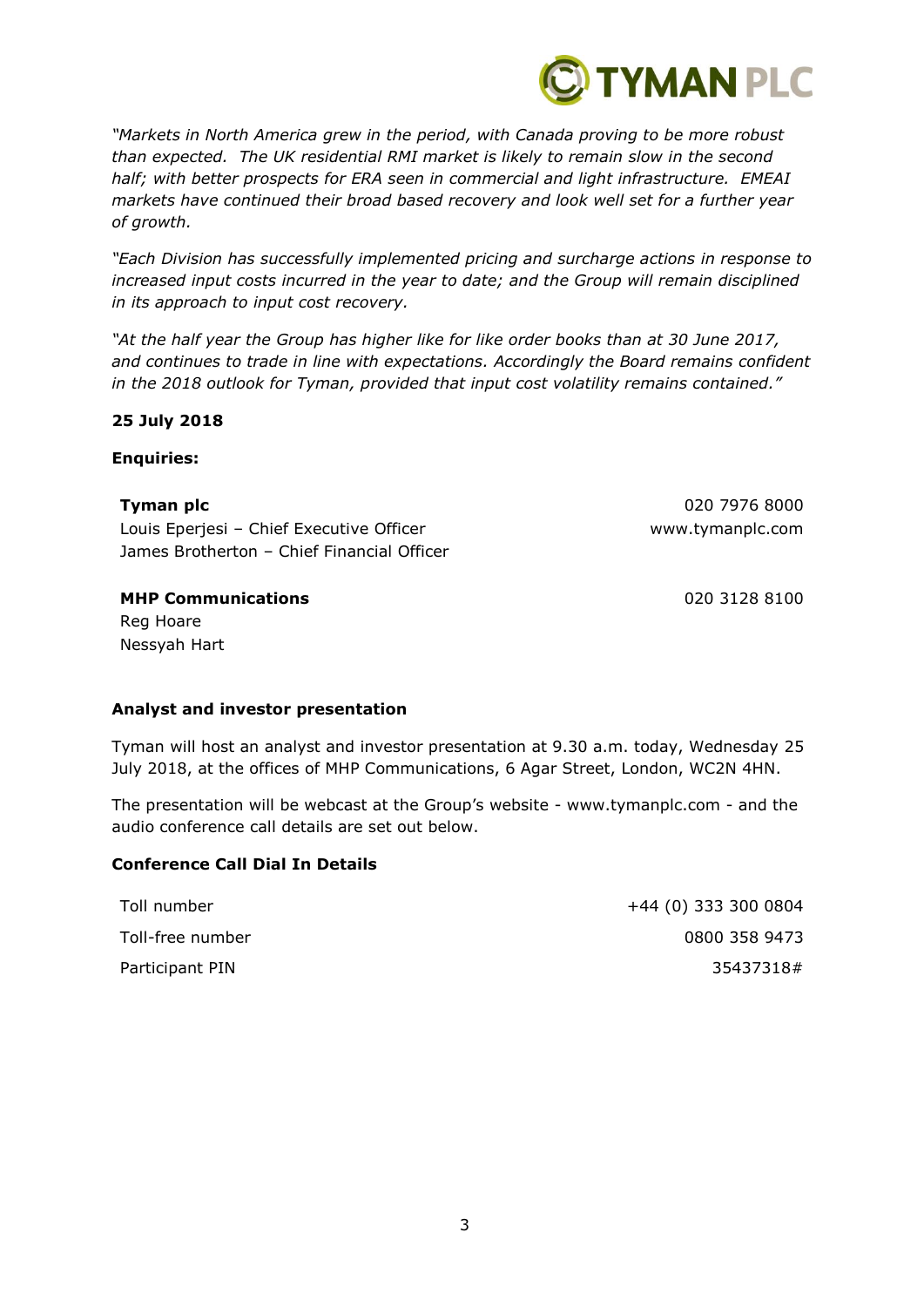*"Markets in North America grew in the period, with Canada proving to be more robust than expected. The UK residential RMI market is likely to remain slow in the second half; with better prospects for ERA seen in commercial and light infrastructure. EMEAI markets have continued their broad based recovery and look well set for a further year of growth.*

*"Each Division has successfully implemented pricing and surcharge actions in response to increased input costs incurred in the year to date; and the Group will remain disciplined in its approach to input cost recovery.*

*"At the half year the Group has higher like for like order books than at 30 June 2017, and continues to trade in line with expectations. Accordingly the Board remains confident in the 2018 outlook for Tyman, provided that input cost volatility remains contained."*

**25 July 2018**

**Enquiries:**

| | |
|---|---|
| **Tyman plc** | 020 7976 8000 |
| Louis Eperjesi – Chief Executive Officer | www.tymanplc.com |
| James Brotherton – Chief Financial Officer | |
| | |
| **MHP Communications** | 020 3128 8100 |
| Reg Hoare | |
| Nessyah Hart | |

**Analyst and investor presentation**

Tyman will host an analyst and investor presentation at 9.30 a.m. today, Wednesday 25 July 2018, at the offices of MHP Communications, 6 Agar Street, London, WC2N 4HN.

The presentation will be webcast at the Group's website - www.tymanplc.com - and the audio conference call details are set out below.

**Conference Call Dial In Details**

| | |
|---|---|
| Toll number | +44 (0) 333 300 0804 |
| Toll-free number | 0800 358 9473 |
| Participant PIN | 35437318# |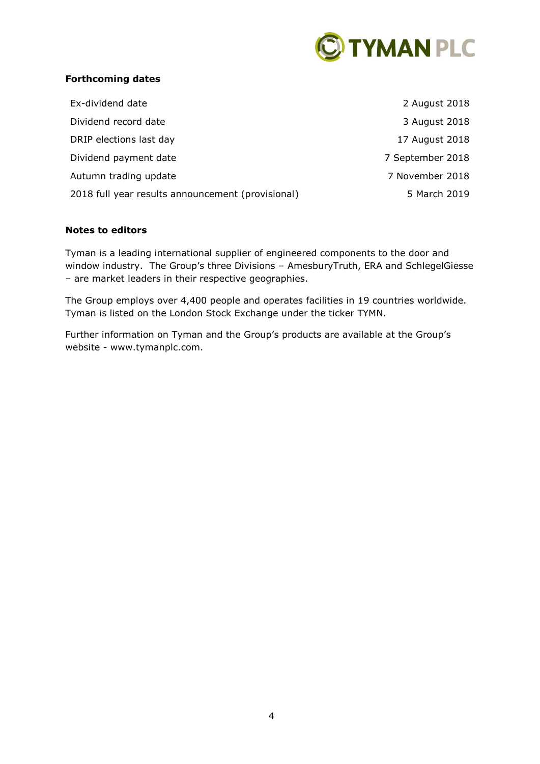**Forthcoming dates**

| | |
|---|---|
| Ex-dividend date | 2 August 2018 |
| Dividend record date | 3 August 2018 |
| DRIP elections last day | 17 August 2018 |
| Dividend payment date | 7 September 2018 |
| Autumn trading update | 7 November 2018 |
| 2018 full year results announcement (provisional) | 5 March 2019 |

**Notes to editors**

Tyman is a leading international supplier of engineered components to the door and window industry. The Group's three Divisions – AmesburyTruth, ERA and SchlegelGiesse – are market leaders in their respective geographies.

The Group employs over 4,400 people and operates facilities in 19 countries worldwide. Tyman is listed on the London Stock Exchange under the ticker TYMN.

Further information on Tyman and the Group's products are available at the Group's website - www.tymanplc.com.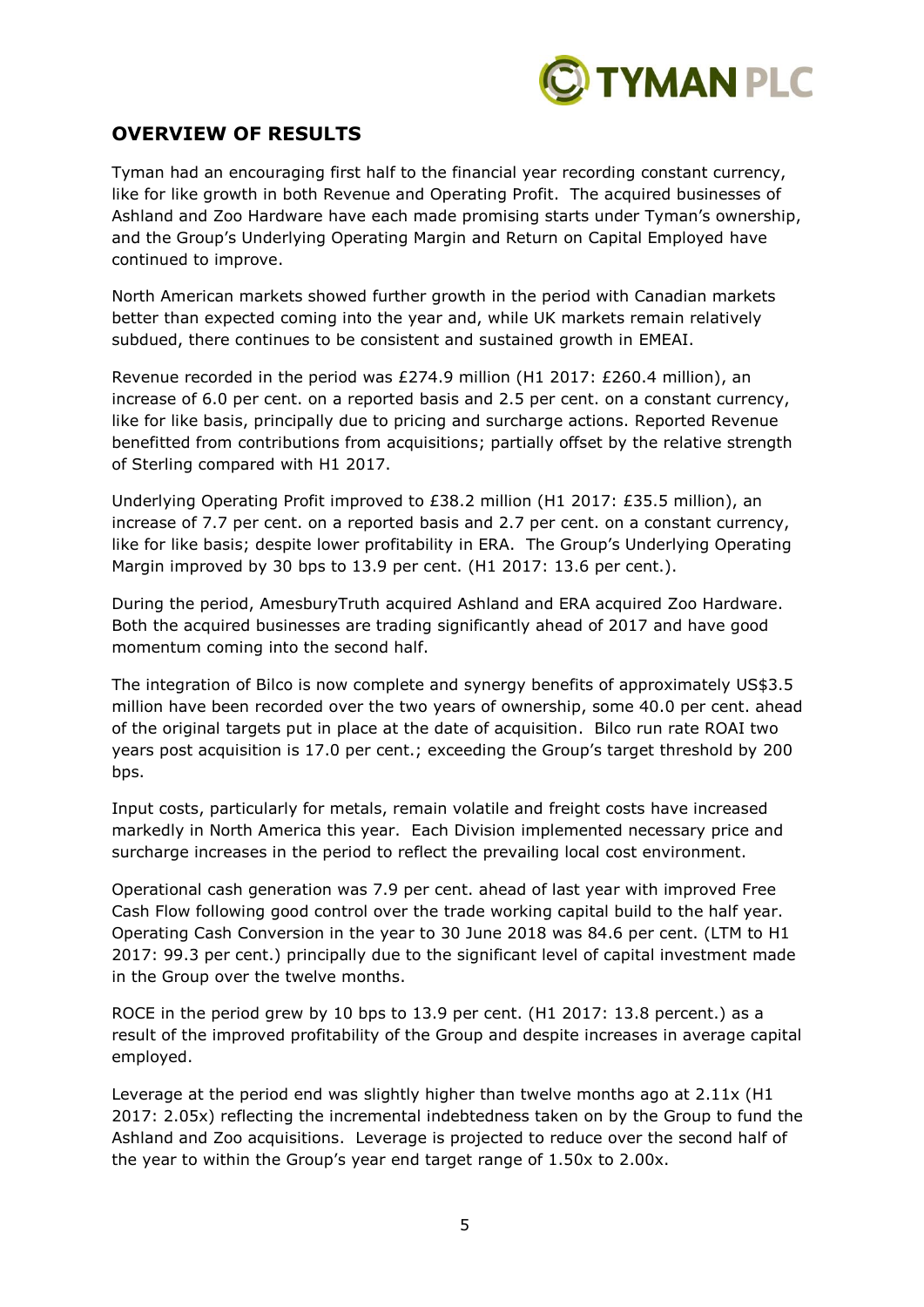## OVERVIEW OF RESULTS

Tyman had an encouraging first half to the financial year recording constant currency, like for like growth in both Revenue and Operating Profit. The acquired businesses of Ashland and Zoo Hardware have each made promising starts under Tyman's ownership, and the Group's Underlying Operating Margin and Return on Capital Employed have continued to improve.

North American markets showed further growth in the period with Canadian markets better than expected coming into the year and, while UK markets remain relatively subdued, there continues to be consistent and sustained growth in EMEAI.

Revenue recorded in the period was £274.9 million (H1 2017: £260.4 million), an increase of 6.0 per cent. on a reported basis and 2.5 per cent. on a constant currency, like for like basis, principally due to pricing and surcharge actions. Reported Revenue benefitted from contributions from acquisitions; partially offset by the relative strength of Sterling compared with H1 2017.

Underlying Operating Profit improved to £38.2 million (H1 2017: £35.5 million), an increase of 7.7 per cent. on a reported basis and 2.7 per cent. on a constant currency, like for like basis; despite lower profitability in ERA. The Group's Underlying Operating Margin improved by 30 bps to 13.9 per cent. (H1 2017: 13.6 per cent.).

During the period, AmesburyTruth acquired Ashland and ERA acquired Zoo Hardware. Both the acquired businesses are trading significantly ahead of 2017 and have good momentum coming into the second half.

The integration of Bilco is now complete and synergy benefits of approximately US$3.5 million have been recorded over the two years of ownership, some 40.0 per cent. ahead of the original targets put in place at the date of acquisition. Bilco run rate ROAI two years post acquisition is 17.0 per cent.; exceeding the Group's target threshold by 200 bps.

Input costs, particularly for metals, remain volatile and freight costs have increased markedly in North America this year. Each Division implemented necessary price and surcharge increases in the period to reflect the prevailing local cost environment.

Operational cash generation was 7.9 per cent. ahead of last year with improved Free Cash Flow following good control over the trade working capital build to the half year. Operating Cash Conversion in the year to 30 June 2018 was 84.6 per cent. (LTM to H1 2017: 99.3 per cent.) principally due to the significant level of capital investment made in the Group over the twelve months.

ROCE in the period grew by 10 bps to 13.9 per cent. (H1 2017: 13.8 percent.) as a result of the improved profitability of the Group and despite increases in average capital employed.

Leverage at the period end was slightly higher than twelve months ago at 2.11x (H1 2017: 2.05x) reflecting the incremental indebtedness taken on by the Group to fund the Ashland and Zoo acquisitions. Leverage is projected to reduce over the second half of the year to within the Group's year end target range of 1.50x to 2.00x.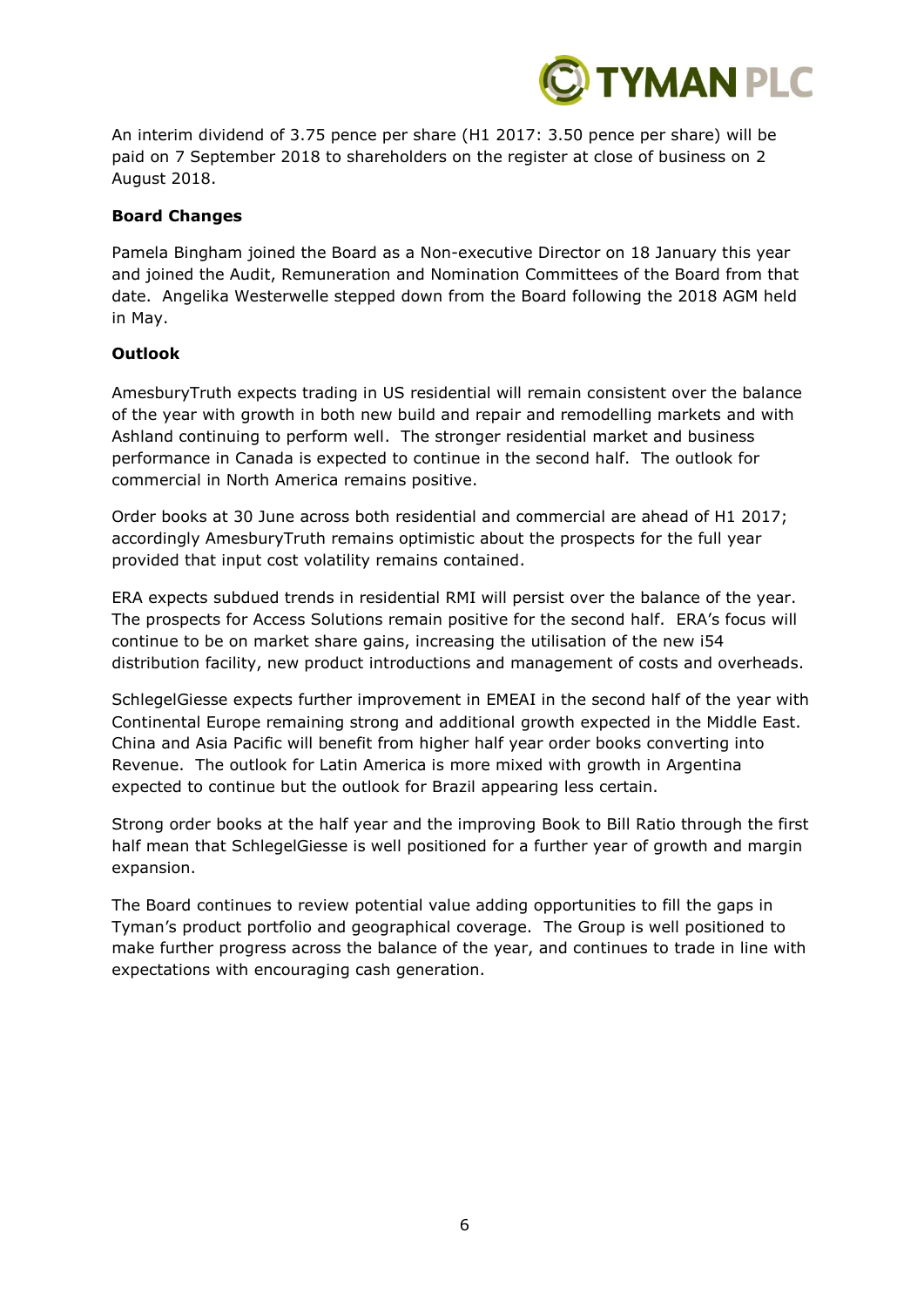An interim dividend of 3.75 pence per share (H1 2017: 3.50 pence per share) will be paid on 7 September 2018 to shareholders on the register at close of business on 2 August 2018.

**Board Changes**

Pamela Bingham joined the Board as a Non-executive Director on 18 January this year and joined the Audit, Remuneration and Nomination Committees of the Board from that date. Angelika Westerwelle stepped down from the Board following the 2018 AGM held in May.

**Outlook**

AmesburyTruth expects trading in US residential will remain consistent over the balance of the year with growth in both new build and repair and remodelling markets and with Ashland continuing to perform well. The stronger residential market and business performance in Canada is expected to continue in the second half. The outlook for commercial in North America remains positive.

Order books at 30 June across both residential and commercial are ahead of H1 2017; accordingly AmesburyTruth remains optimistic about the prospects for the full year provided that input cost volatility remains contained.

ERA expects subdued trends in residential RMI will persist over the balance of the year. The prospects for Access Solutions remain positive for the second half. ERA's focus will continue to be on market share gains, increasing the utilisation of the new i54 distribution facility, new product introductions and management of costs and overheads.

SchlegelGiesse expects further improvement in EMEAI in the second half of the year with Continental Europe remaining strong and additional growth expected in the Middle East. China and Asia Pacific will benefit from higher half year order books converting into Revenue. The outlook for Latin America is more mixed with growth in Argentina expected to continue but the outlook for Brazil appearing less certain.

Strong order books at the half year and the improving Book to Bill Ratio through the first half mean that SchlegelGiesse is well positioned for a further year of growth and margin expansion.

The Board continues to review potential value adding opportunities to fill the gaps in Tyman's product portfolio and geographical coverage. The Group is well positioned to make further progress across the balance of the year, and continues to trade in line with expectations with encouraging cash generation.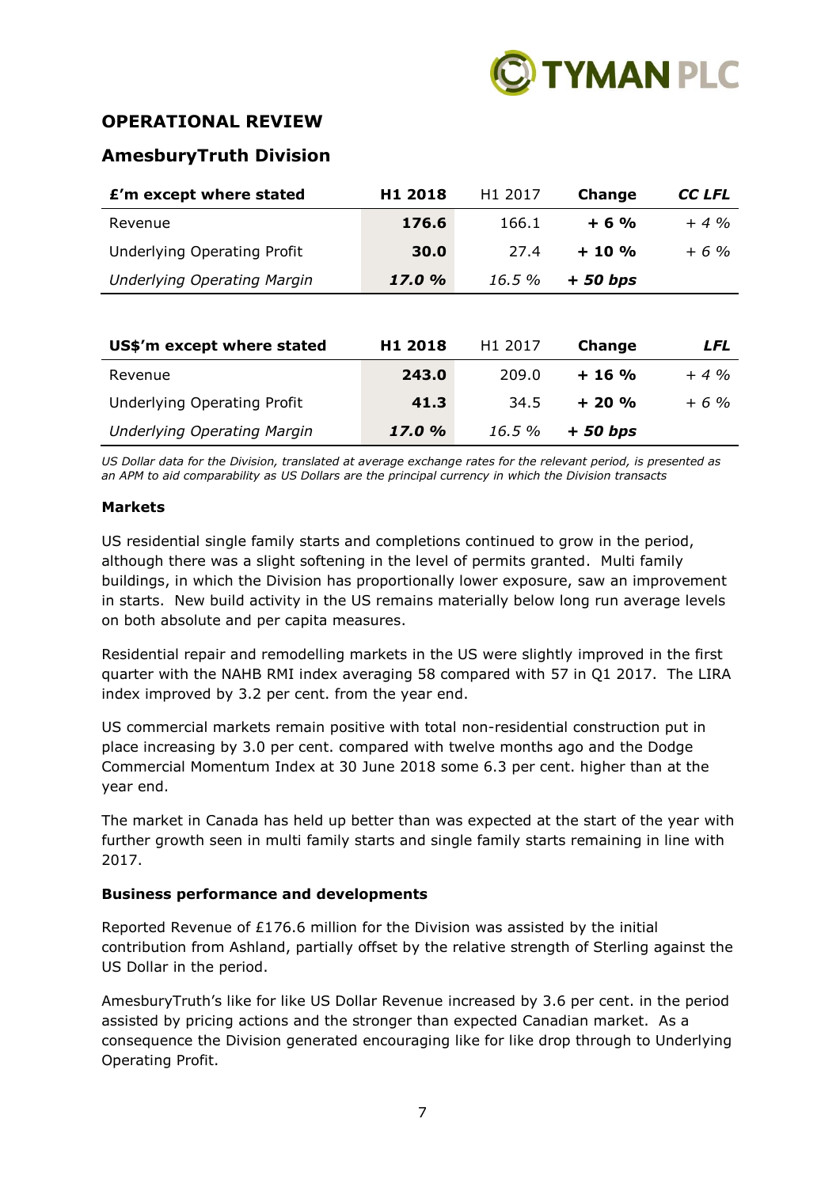## OPERATIONAL REVIEW

## AmesburyTruth Division

| £'m except where stated | H1 2018 | H1 2017 | Change | *CC LFL* |
|---|---|---|---|---|
| Revenue | **176.6** | 166.1 | **+ 6 %** | *+ 4 %* |
| Underlying Operating Profit | **30.0** | 27.4 | **+ 10 %** | *+ 6 %* |
| *Underlying Operating Margin* | ***17.0 %*** | *16.5 %* | ***+ 50 bps*** | |

| US$'m except where stated | H1 2018 | H1 2017 | Change | *LFL* |
|---|---|---|---|---|
| Revenue | **243.0** | 209.0 | **+ 16 %** | *+ 4 %* |
| Underlying Operating Profit | **41.3** | 34.5 | **+ 20 %** | *+ 6 %* |
| *Underlying Operating Margin* | ***17.0 %*** | *16.5 %* | ***+ 50 bps*** | |

*US Dollar data for the Division, translated at average exchange rates for the relevant period, is presented as an APM to aid comparability as US Dollars are the principal currency in which the Division transacts*

**Markets**

US residential single family starts and completions continued to grow in the period, although there was a slight softening in the level of permits granted. Multi family buildings, in which the Division has proportionally lower exposure, saw an improvement in starts. New build activity in the US remains materially below long run average levels on both absolute and per capita measures.

Residential repair and remodelling markets in the US were slightly improved in the first quarter with the NAHB RMI index averaging 58 compared with 57 in Q1 2017. The LIRA index improved by 3.2 per cent. from the year end.

US commercial markets remain positive with total non-residential construction put in place increasing by 3.0 per cent. compared with twelve months ago and the Dodge Commercial Momentum Index at 30 June 2018 some 6.3 per cent. higher than at the year end.

The market in Canada has held up better than was expected at the start of the year with further growth seen in multi family starts and single family starts remaining in line with 2017.

**Business performance and developments**

Reported Revenue of £176.6 million for the Division was assisted by the initial contribution from Ashland, partially offset by the relative strength of Sterling against the US Dollar in the period.

AmesburyTruth's like for like US Dollar Revenue increased by 3.6 per cent. in the period assisted by pricing actions and the stronger than expected Canadian market. As a consequence the Division generated encouraging like for like drop through to Underlying Operating Profit.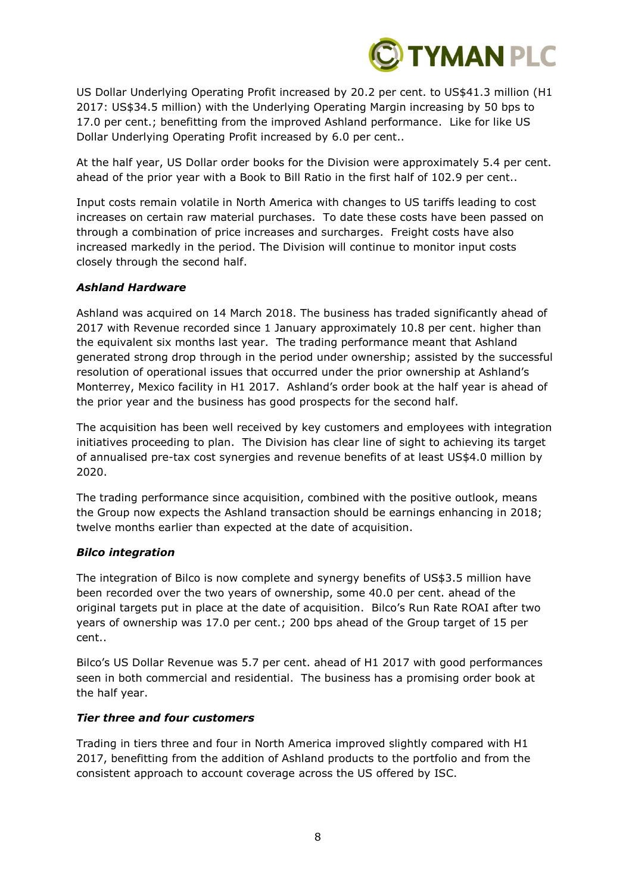US Dollar Underlying Operating Profit increased by 20.2 per cent. to US$41.3 million (H1 2017: US$34.5 million) with the Underlying Operating Margin increasing by 50 bps to 17.0 per cent.; benefitting from the improved Ashland performance. Like for like US Dollar Underlying Operating Profit increased by 6.0 per cent..

At the half year, US Dollar order books for the Division were approximately 5.4 per cent. ahead of the prior year with a Book to Bill Ratio in the first half of 102.9 per cent..

Input costs remain volatile in North America with changes to US tariffs leading to cost increases on certain raw material purchases. To date these costs have been passed on through a combination of price increases and surcharges. Freight costs have also increased markedly in the period. The Division will continue to monitor input costs closely through the second half.

***Ashland Hardware***

Ashland was acquired on 14 March 2018. The business has traded significantly ahead of 2017 with Revenue recorded since 1 January approximately 10.8 per cent. higher than the equivalent six months last year. The trading performance meant that Ashland generated strong drop through in the period under ownership; assisted by the successful resolution of operational issues that occurred under the prior ownership at Ashland's Monterrey, Mexico facility in H1 2017. Ashland's order book at the half year is ahead of the prior year and the business has good prospects for the second half.

The acquisition has been well received by key customers and employees with integration initiatives proceeding to plan. The Division has clear line of sight to achieving its target of annualised pre-tax cost synergies and revenue benefits of at least US$4.0 million by 2020.

The trading performance since acquisition, combined with the positive outlook, means the Group now expects the Ashland transaction should be earnings enhancing in 2018; twelve months earlier than expected at the date of acquisition.

***Bilco integration***

The integration of Bilco is now complete and synergy benefits of US$3.5 million have been recorded over the two years of ownership, some 40.0 per cent. ahead of the original targets put in place at the date of acquisition. Bilco's Run Rate ROAI after two years of ownership was 17.0 per cent.; 200 bps ahead of the Group target of 15 per cent..

Bilco's US Dollar Revenue was 5.7 per cent. ahead of H1 2017 with good performances seen in both commercial and residential. The business has a promising order book at the half year.

***Tier three and four customers***

Trading in tiers three and four in North America improved slightly compared with H1 2017, benefitting from the addition of Ashland products to the portfolio and from the consistent approach to account coverage across the US offered by ISC.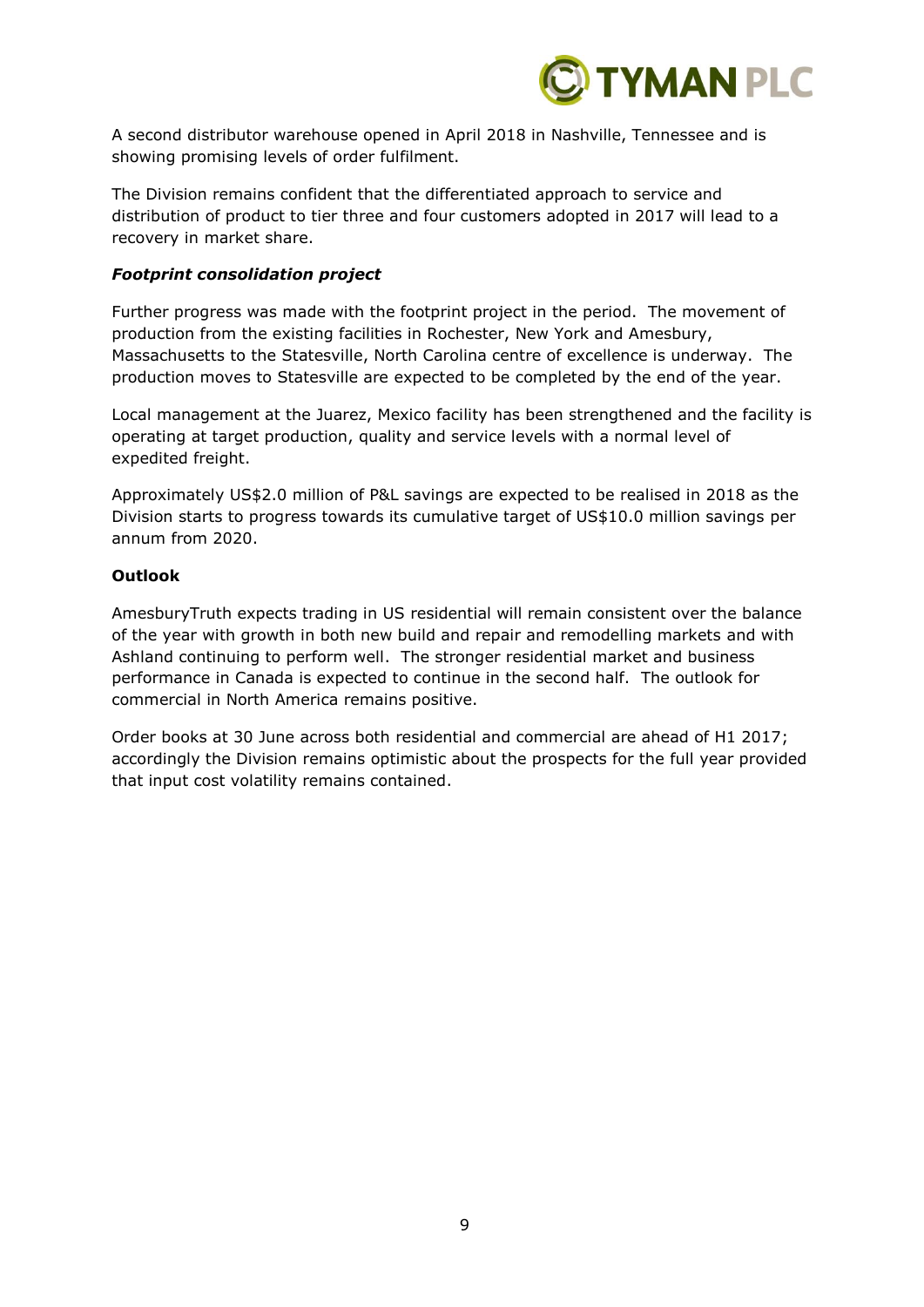A second distributor warehouse opened in April 2018 in Nashville, Tennessee and is showing promising levels of order fulfilment.

The Division remains confident that the differentiated approach to service and distribution of product to tier three and four customers adopted in 2017 will lead to a recovery in market share.

***Footprint consolidation project***

Further progress was made with the footprint project in the period. The movement of production from the existing facilities in Rochester, New York and Amesbury, Massachusetts to the Statesville, North Carolina centre of excellence is underway. The production moves to Statesville are expected to be completed by the end of the year.

Local management at the Juarez, Mexico facility has been strengthened and the facility is operating at target production, quality and service levels with a normal level of expedited freight.

Approximately US$2.0 million of P&L savings are expected to be realised in 2018 as the Division starts to progress towards its cumulative target of US$10.0 million savings per annum from 2020.

**Outlook**

AmesburyTruth expects trading in US residential will remain consistent over the balance of the year with growth in both new build and repair and remodelling markets and with Ashland continuing to perform well. The stronger residential market and business performance in Canada is expected to continue in the second half. The outlook for commercial in North America remains positive.

Order books at 30 June across both residential and commercial are ahead of H1 2017; accordingly the Division remains optimistic about the prospects for the full year provided that input cost volatility remains contained.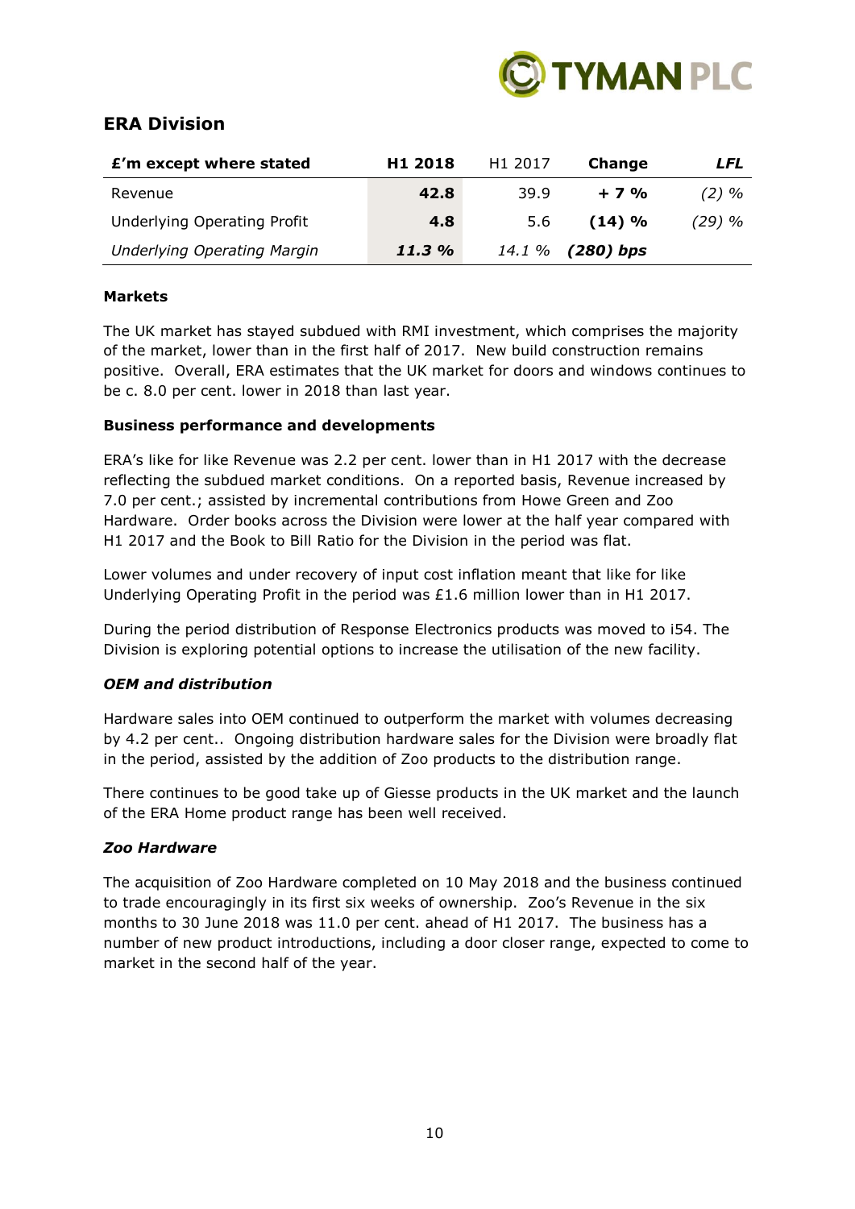## ERA Division

| £'m except where stated | **H1 2018** | H1 2017 | **Change** | ***LFL*** |
|---|---|---|---|---|
| Revenue | **42.8** | 39.9 | **+ 7 %** | *(2) %* |
| Underlying Operating Profit | **4.8** | 5.6 | **(14) %** | *(29) %* |
| *Underlying Operating Margin* | ***11.3 %*** | *14.1 %* | ***(280) bps*** | |

**Markets**

The UK market has stayed subdued with RMI investment, which comprises the majority of the market, lower than in the first half of 2017. New build construction remains positive. Overall, ERA estimates that the UK market for doors and windows continues to be c. 8.0 per cent. lower in 2018 than last year.

**Business performance and developments**

ERA's like for like Revenue was 2.2 per cent. lower than in H1 2017 with the decrease reflecting the subdued market conditions. On a reported basis, Revenue increased by 7.0 per cent.; assisted by incremental contributions from Howe Green and Zoo Hardware. Order books across the Division were lower at the half year compared with H1 2017 and the Book to Bill Ratio for the Division in the period was flat.

Lower volumes and under recovery of input cost inflation meant that like for like Underlying Operating Profit in the period was £1.6 million lower than in H1 2017.

During the period distribution of Response Electronics products was moved to i54. The Division is exploring potential options to increase the utilisation of the new facility.

***OEM and distribution***

Hardware sales into OEM continued to outperform the market with volumes decreasing by 4.2 per cent.. Ongoing distribution hardware sales for the Division were broadly flat in the period, assisted by the addition of Zoo products to the distribution range.

There continues to be good take up of Giesse products in the UK market and the launch of the ERA Home product range has been well received.

***Zoo Hardware***

The acquisition of Zoo Hardware completed on 10 May 2018 and the business continued to trade encouragingly in its first six weeks of ownership. Zoo's Revenue in the six months to 30 June 2018 was 11.0 per cent. ahead of H1 2017. The business has a number of new product introductions, including a door closer range, expected to come to market in the second half of the year.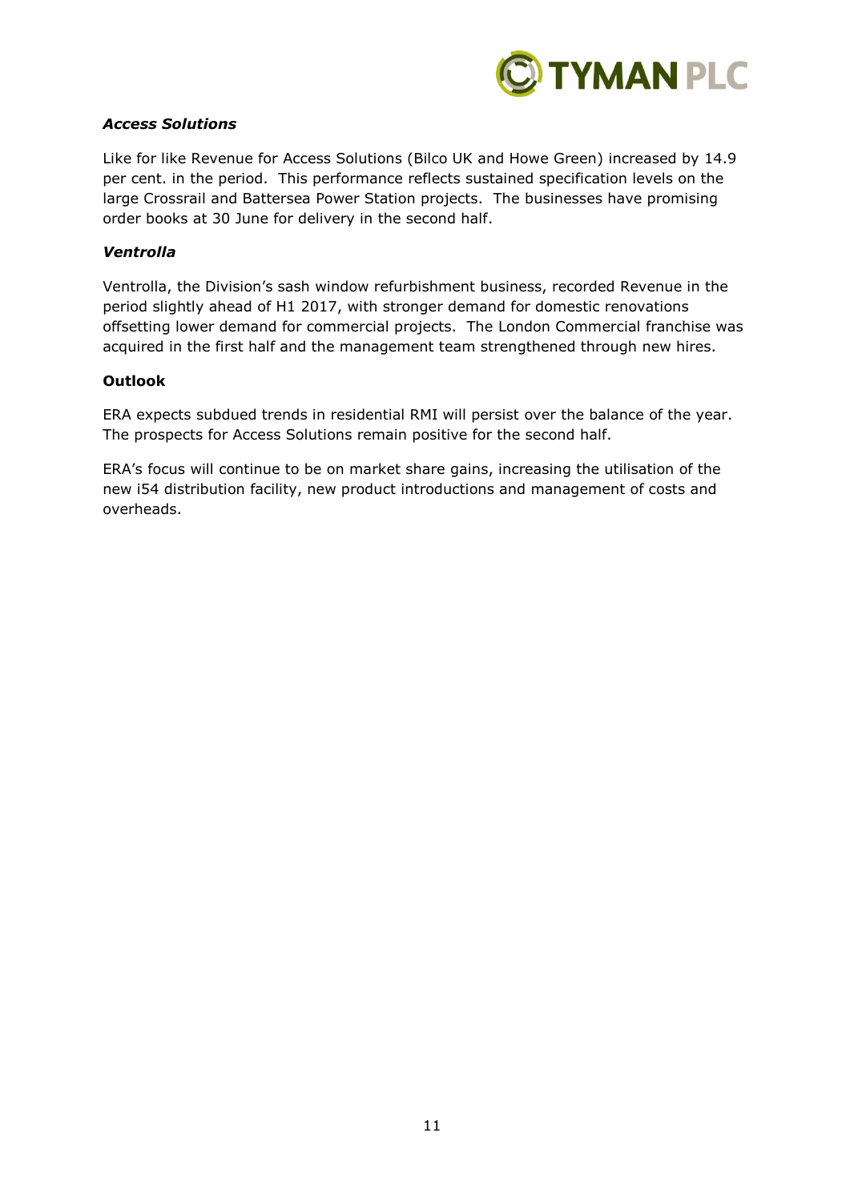***Access Solutions***

Like for like Revenue for Access Solutions (Bilco UK and Howe Green) increased by 14.9 per cent. in the period. This performance reflects sustained specification levels on the large Crossrail and Battersea Power Station projects. The businesses have promising order books at 30 June for delivery in the second half.

***Ventrolla***

Ventrolla, the Division's sash window refurbishment business, recorded Revenue in the period slightly ahead of H1 2017, with stronger demand for domestic renovations offsetting lower demand for commercial projects. The London Commercial franchise was acquired in the first half and the management team strengthened through new hires.

**Outlook**

ERA expects subdued trends in residential RMI will persist over the balance of the year. The prospects for Access Solutions remain positive for the second half.

ERA's focus will continue to be on market share gains, increasing the utilisation of the new i54 distribution facility, new product introductions and management of costs and overheads.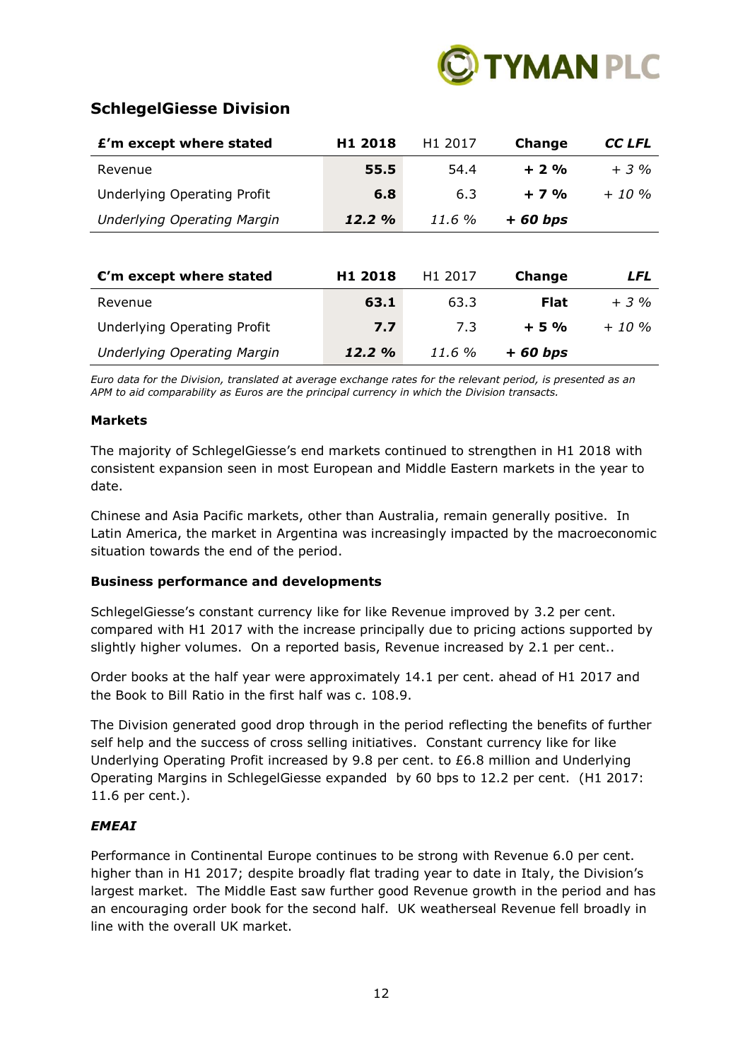## SchlegelGiesse Division

| £'m except where stated | H1 2018 | H1 2017 | Change | *CC LFL* |
|---|---|---|---|---|
| Revenue | **55.5** | 54.4 | **+ 2 %** | *+ 3 %* |
| Underlying Operating Profit | **6.8** | 6.3 | **+ 7 %** | *+ 10 %* |
| *Underlying Operating Margin* | ***12.2 %*** | *11.6 %* | ***+ 60 bps*** | |

| €'m except where stated | H1 2018 | H1 2017 | Change | *LFL* |
|---|---|---|---|---|
| Revenue | **63.1** | 63.3 | **Flat** | *+ 3 %* |
| Underlying Operating Profit | **7.7** | 7.3 | **+ 5 %** | *+ 10 %* |
| *Underlying Operating Margin* | ***12.2 %*** | *11.6 %* | ***+ 60 bps*** | |

*Euro data for the Division, translated at average exchange rates for the relevant period, is presented as an APM to aid comparability as Euros are the principal currency in which the Division transacts.*

**Markets**

The majority of SchlegelGiesse's end markets continued to strengthen in H1 2018 with consistent expansion seen in most European and Middle Eastern markets in the year to date.

Chinese and Asia Pacific markets, other than Australia, remain generally positive. In Latin America, the market in Argentina was increasingly impacted by the macroeconomic situation towards the end of the period.

**Business performance and developments**

SchlegelGiesse's constant currency like for like Revenue improved by 3.2 per cent. compared with H1 2017 with the increase principally due to pricing actions supported by slightly higher volumes. On a reported basis, Revenue increased by 2.1 per cent..

Order books at the half year were approximately 14.1 per cent. ahead of H1 2017 and the Book to Bill Ratio in the first half was c. 108.9.

The Division generated good drop through in the period reflecting the benefits of further self help and the success of cross selling initiatives. Constant currency like for like Underlying Operating Profit increased by 9.8 per cent. to £6.8 million and Underlying Operating Margins in SchlegelGiesse expanded by 60 bps to 12.2 per cent. (H1 2017: 11.6 per cent.).

***EMEAI***

Performance in Continental Europe continues to be strong with Revenue 6.0 per cent. higher than in H1 2017; despite broadly flat trading year to date in Italy, the Division's largest market. The Middle East saw further good Revenue growth in the period and has an encouraging order book for the second half. UK weatherseal Revenue fell broadly in line with the overall UK market.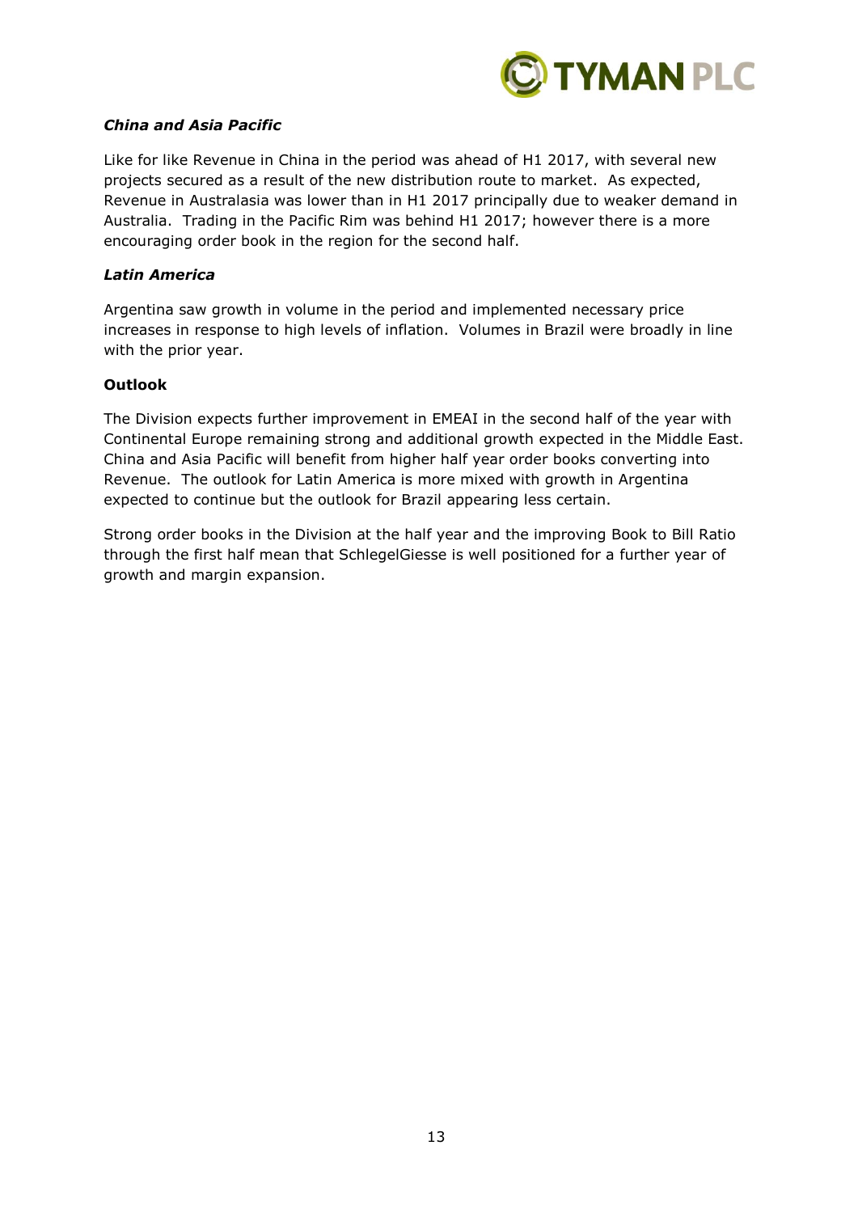***China and Asia Pacific***

Like for like Revenue in China in the period was ahead of H1 2017, with several new projects secured as a result of the new distribution route to market. As expected, Revenue in Australasia was lower than in H1 2017 principally due to weaker demand in Australia. Trading in the Pacific Rim was behind H1 2017; however there is a more encouraging order book in the region for the second half.

***Latin America***

Argentina saw growth in volume in the period and implemented necessary price increases in response to high levels of inflation. Volumes in Brazil were broadly in line with the prior year.

**Outlook**

The Division expects further improvement in EMEAI in the second half of the year with Continental Europe remaining strong and additional growth expected in the Middle East. China and Asia Pacific will benefit from higher half year order books converting into Revenue. The outlook for Latin America is more mixed with growth in Argentina expected to continue but the outlook for Brazil appearing less certain.

Strong order books in the Division at the half year and the improving Book to Bill Ratio through the first half mean that SchlegelGiesse is well positioned for a further year of growth and margin expansion.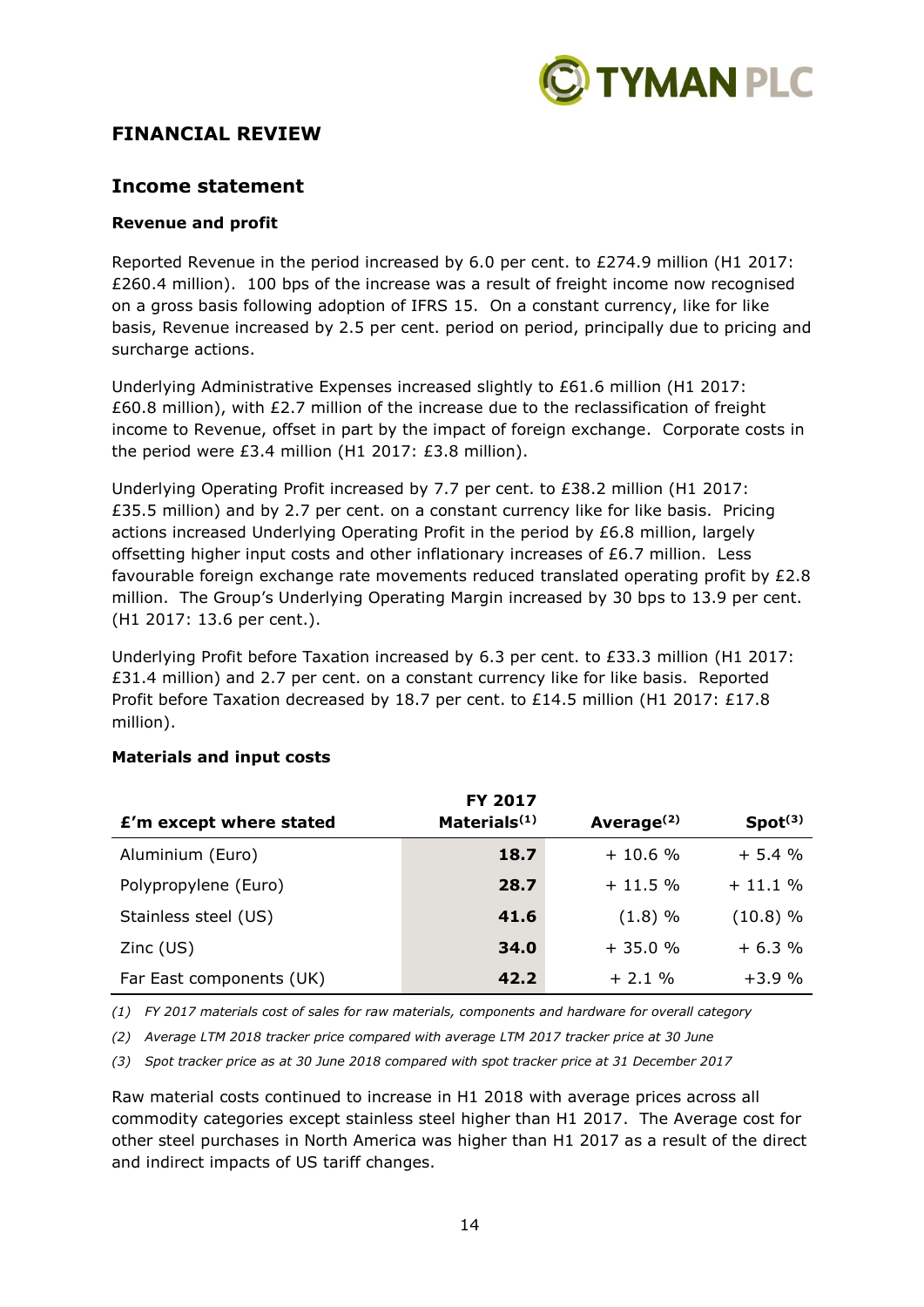## FINANCIAL REVIEW

### Income statement

**Revenue and profit**

Reported Revenue in the period increased by 6.0 per cent. to £274.9 million (H1 2017: £260.4 million). 100 bps of the increase was a result of freight income now recognised on a gross basis following adoption of IFRS 15. On a constant currency, like for like basis, Revenue increased by 2.5 per cent. period on period, principally due to pricing and surcharge actions.

Underlying Administrative Expenses increased slightly to £61.6 million (H1 2017: £60.8 million), with £2.7 million of the increase due to the reclassification of freight income to Revenue, offset in part by the impact of foreign exchange. Corporate costs in the period were £3.4 million (H1 2017: £3.8 million).

Underlying Operating Profit increased by 7.7 per cent. to £38.2 million (H1 2017: £35.5 million) and by 2.7 per cent. on a constant currency like for like basis. Pricing actions increased Underlying Operating Profit in the period by £6.8 million, largely offsetting higher input costs and other inflationary increases of £6.7 million. Less favourable foreign exchange rate movements reduced translated operating profit by £2.8 million. The Group's Underlying Operating Margin increased by 30 bps to 13.9 per cent. (H1 2017: 13.6 per cent.).

Underlying Profit before Taxation increased by 6.3 per cent. to £33.3 million (H1 2017: £31.4 million) and 2.7 per cent. on a constant currency like for like basis. Reported Profit before Taxation decreased by 18.7 per cent. to £14.5 million (H1 2017: £17.8 million).

**Materials and input costs**

| £'m except where stated | FY 2017 Materials[1] | Average[2] | Spot[3] |
|---|---|---|---|
| Aluminium (Euro) | **18.7** | + 10.6 % | + 5.4 % |
| Polypropylene (Euro) | **28.7** | + 11.5 % | + 11.1 % |
| Stainless steel (US) | **41.6** | (1.8) % | (10.8) % |
| Zinc (US) | **34.0** | + 35.0 % | + 6.3 % |
| Far East components (UK) | **42.2** | + 2.1 % | +3.9 % |

*(1) FY 2017 materials cost of sales for raw materials, components and hardware for overall category*

*(2) Average LTM 2018 tracker price compared with average LTM 2017 tracker price at 30 June*

*(3) Spot tracker price as at 30 June 2018 compared with spot tracker price at 31 December 2017*

Raw material costs continued to increase in H1 2018 with average prices across all commodity categories except stainless steel higher than H1 2017. The Average cost for other steel purchases in North America was higher than H1 2017 as a result of the direct and indirect impacts of US tariff changes.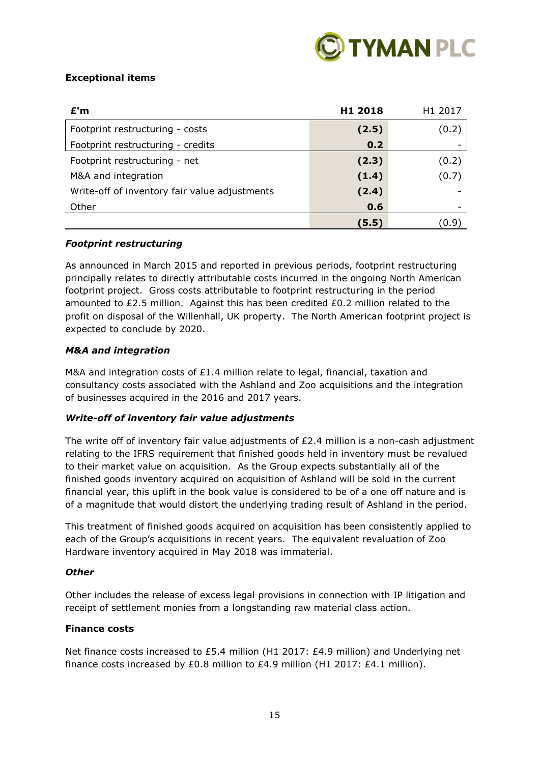**Exceptional items**

| £'m | **H1 2018** | H1 2017 |
| --- | --- | --- |
| Footprint restructuring - costs | **(2.5)** | (0.2) |
| Footprint restructuring - credits | **0.2** | - |
| Footprint restructuring - net | **(2.3)** | (0.2) |
| M&A and integration | **(1.4)** | (0.7) |
| Write-off of inventory fair value adjustments | **(2.4)** | - |
| Other | **0.6** | - |
| | **(5.5)** | (0.9) |

***Footprint restructuring***

As announced in March 2015 and reported in previous periods, footprint restructuring principally relates to directly attributable costs incurred in the ongoing North American footprint project. Gross costs attributable to footprint restructuring in the period amounted to £2.5 million. Against this has been credited £0.2 million related to the profit on disposal of the Willenhall, UK property. The North American footprint project is expected to conclude by 2020.

***M&A and integration***

M&A and integration costs of £1.4 million relate to legal, financial, taxation and consultancy costs associated with the Ashland and Zoo acquisitions and the integration of businesses acquired in the 2016 and 2017 years.

***Write-off of inventory fair value adjustments***

The write off of inventory fair value adjustments of £2.4 million is a non-cash adjustment relating to the IFRS requirement that finished goods held in inventory must be revalued to their market value on acquisition. As the Group expects substantially all of the finished goods inventory acquired on acquisition of Ashland will be sold in the current financial year, this uplift in the book value is considered to be of a one off nature and is of a magnitude that would distort the underlying trading result of Ashland in the period.

This treatment of finished goods acquired on acquisition has been consistently applied to each of the Group's acquisitions in recent years. The equivalent revaluation of Zoo Hardware inventory acquired in May 2018 was immaterial.

***Other***

Other includes the release of excess legal provisions in connection with IP litigation and receipt of settlement monies from a longstanding raw material class action.

**Finance costs**

Net finance costs increased to £5.4 million (H1 2017: £4.9 million) and Underlying net finance costs increased by £0.8 million to £4.9 million (H1 2017: £4.1 million).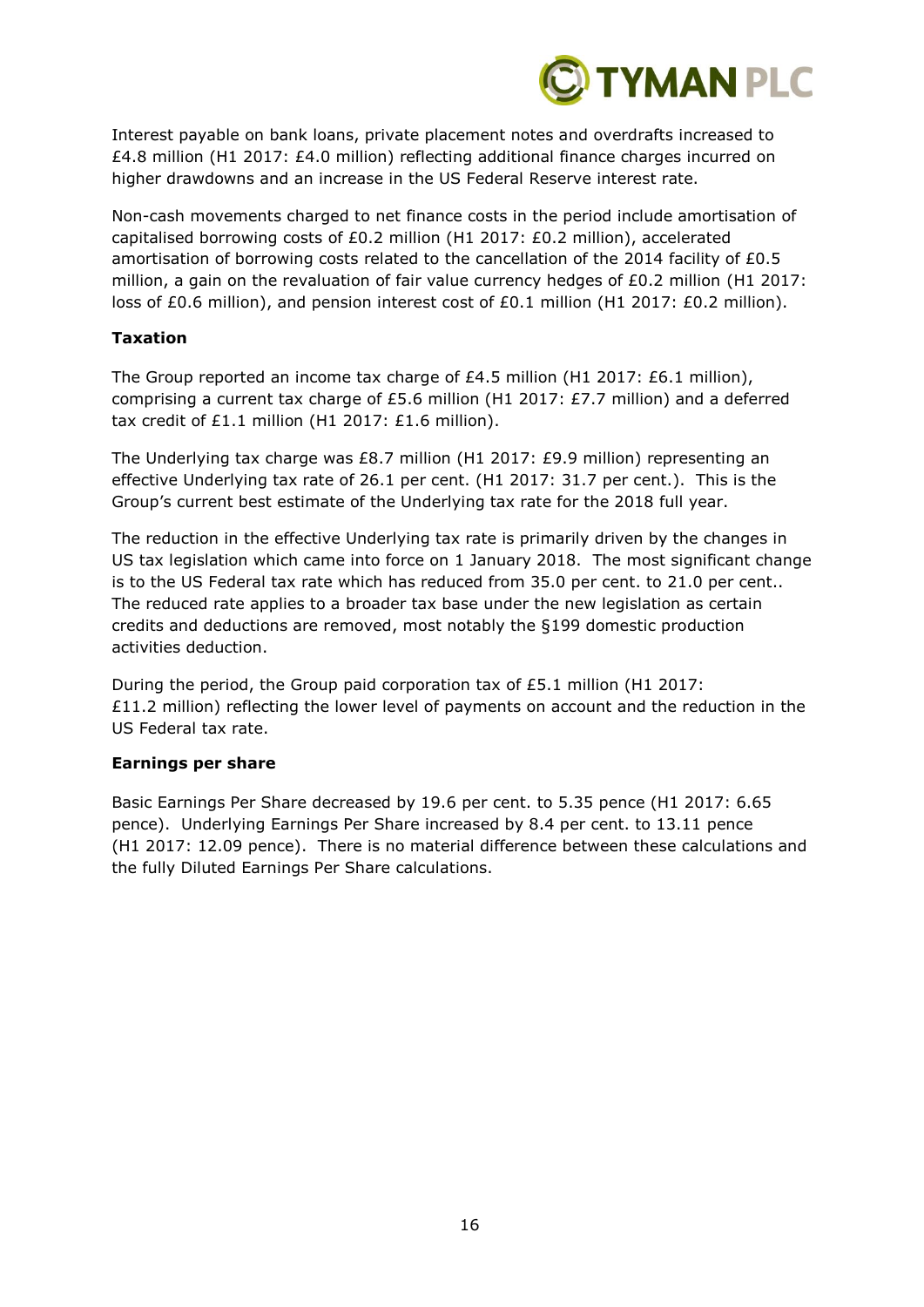Interest payable on bank loans, private placement notes and overdrafts increased to £4.8 million (H1 2017: £4.0 million) reflecting additional finance charges incurred on higher drawdowns and an increase in the US Federal Reserve interest rate.

Non-cash movements charged to net finance costs in the period include amortisation of capitalised borrowing costs of £0.2 million (H1 2017: £0.2 million), accelerated amortisation of borrowing costs related to the cancellation of the 2014 facility of £0.5 million, a gain on the revaluation of fair value currency hedges of £0.2 million (H1 2017: loss of £0.6 million), and pension interest cost of £0.1 million (H1 2017: £0.2 million).

**Taxation**

The Group reported an income tax charge of £4.5 million (H1 2017: £6.1 million), comprising a current tax charge of £5.6 million (H1 2017: £7.7 million) and a deferred tax credit of £1.1 million (H1 2017: £1.6 million).

The Underlying tax charge was £8.7 million (H1 2017: £9.9 million) representing an effective Underlying tax rate of 26.1 per cent. (H1 2017: 31.7 per cent.). This is the Group's current best estimate of the Underlying tax rate for the 2018 full year.

The reduction in the effective Underlying tax rate is primarily driven by the changes in US tax legislation which came into force on 1 January 2018. The most significant change is to the US Federal tax rate which has reduced from 35.0 per cent. to 21.0 per cent.. The reduced rate applies to a broader tax base under the new legislation as certain credits and deductions are removed, most notably the §199 domestic production activities deduction.

During the period, the Group paid corporation tax of £5.1 million (H1 2017: £11.2 million) reflecting the lower level of payments on account and the reduction in the US Federal tax rate.

**Earnings per share**

Basic Earnings Per Share decreased by 19.6 per cent. to 5.35 pence (H1 2017: 6.65 pence). Underlying Earnings Per Share increased by 8.4 per cent. to 13.11 pence (H1 2017: 12.09 pence). There is no material difference between these calculations and the fully Diluted Earnings Per Share calculations.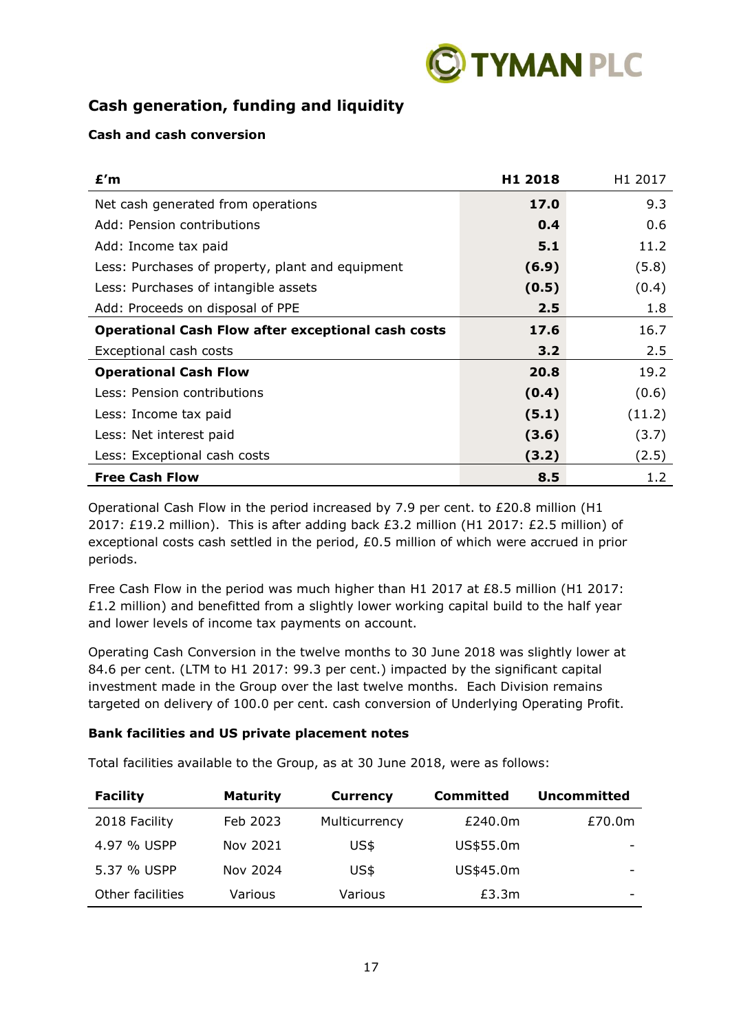## Cash generation, funding and liquidity

### Cash and cash conversion

| £'m | H1 2018 | H1 2017 |
|---|---|---|
| Net cash generated from operations | **17.0** | 9.3 |
| Add: Pension contributions | **0.4** | 0.6 |
| Add: Income tax paid | **5.1** | 11.2 |
| Less: Purchases of property, plant and equipment | **(6.9)** | (5.8) |
| Less: Purchases of intangible assets | **(0.5)** | (0.4) |
| Add: Proceeds on disposal of PPE | **2.5** | 1.8 |
| **Operational Cash Flow after exceptional cash costs** | **17.6** | 16.7 |
| Exceptional cash costs | **3.2** | 2.5 |
| **Operational Cash Flow** | **20.8** | 19.2 |
| Less: Pension contributions | **(0.4)** | (0.6) |
| Less: Income tax paid | **(5.1)** | (11.2) |
| Less: Net interest paid | **(3.6)** | (3.7) |
| Less: Exceptional cash costs | **(3.2)** | (2.5) |
| **Free Cash Flow** | **8.5** | 1.2 |

Operational Cash Flow in the period increased by 7.9 per cent. to £20.8 million (H1 2017: £19.2 million). This is after adding back £3.2 million (H1 2017: £2.5 million) of exceptional costs cash settled in the period, £0.5 million of which were accrued in prior periods.

Free Cash Flow in the period was much higher than H1 2017 at £8.5 million (H1 2017: £1.2 million) and benefitted from a slightly lower working capital build to the half year and lower levels of income tax payments on account.

Operating Cash Conversion in the twelve months to 30 June 2018 was slightly lower at 84.6 per cent. (LTM to H1 2017: 99.3 per cent.) impacted by the significant capital investment made in the Group over the last twelve months. Each Division remains targeted on delivery of 100.0 per cent. cash conversion of Underlying Operating Profit.

### Bank facilities and US private placement notes

Total facilities available to the Group, as at 30 June 2018, were as follows:

| Facility | Maturity | Currency | Committed | Uncommitted |
|---|---|---|---|---|
| 2018 Facility | Feb 2023 | Multicurrency | £240.0m | £70.0m |
| 4.97 % USPP | Nov 2021 | US$ | US$55.0m | - |
| 5.37 % USPP | Nov 2024 | US$ | US$45.0m | - |
| Other facilities | Various | Various | £3.3m | - |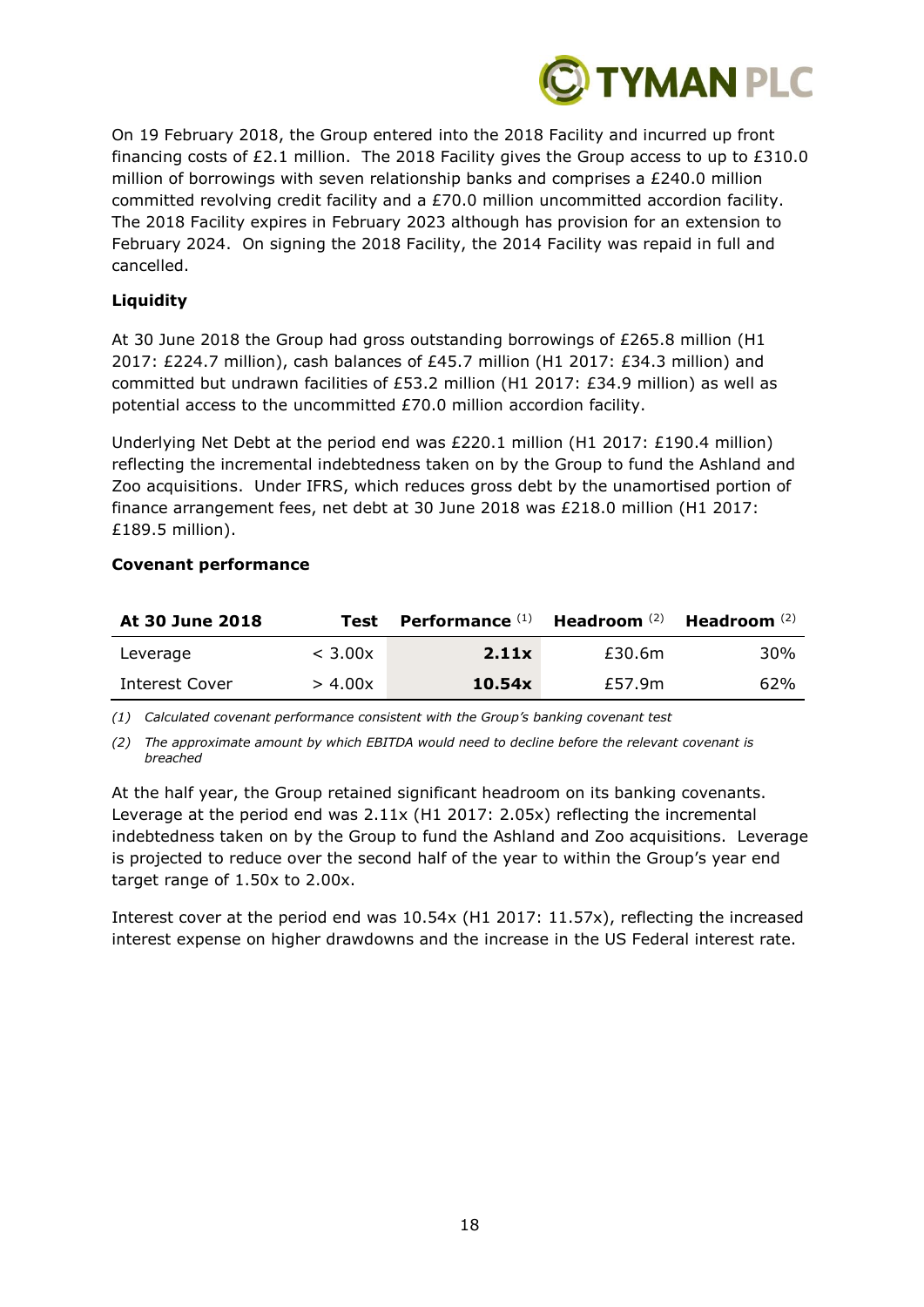On 19 February 2018, the Group entered into the 2018 Facility and incurred up front financing costs of £2.1 million. The 2018 Facility gives the Group access to up to £310.0 million of borrowings with seven relationship banks and comprises a £240.0 million committed revolving credit facility and a £70.0 million uncommitted accordion facility. The 2018 Facility expires in February 2023 although has provision for an extension to February 2024. On signing the 2018 Facility, the 2014 Facility was repaid in full and cancelled.

**Liquidity**

At 30 June 2018 the Group had gross outstanding borrowings of £265.8 million (H1 2017: £224.7 million), cash balances of £45.7 million (H1 2017: £34.3 million) and committed but undrawn facilities of £53.2 million (H1 2017: £34.9 million) as well as potential access to the uncommitted £70.0 million accordion facility.

Underlying Net Debt at the period end was £220.1 million (H1 2017: £190.4 million) reflecting the incremental indebtedness taken on by the Group to fund the Ashland and Zoo acquisitions. Under IFRS, which reduces gross debt by the unamortised portion of finance arrangement fees, net debt at 30 June 2018 was £218.0 million (H1 2017: £189.5 million).

**Covenant performance**

| At 30 June 2018 | Test | Performance (1) | Headroom (2) | Headroom (2) |
|---|---|---|---|---|
| Leverage | < 3.00x | **2.11x** | £30.6m | 30% |
| Interest Cover | > 4.00x | **10.54x** | £57.9m | 62% |

*(1) Calculated covenant performance consistent with the Group's banking covenant test*

*(2) The approximate amount by which EBITDA would need to decline before the relevant covenant is breached*

At the half year, the Group retained significant headroom on its banking covenants. Leverage at the period end was 2.11x (H1 2017: 2.05x) reflecting the incremental indebtedness taken on by the Group to fund the Ashland and Zoo acquisitions. Leverage is projected to reduce over the second half of the year to within the Group's year end target range of 1.50x to 2.00x.

Interest cover at the period end was 10.54x (H1 2017: 11.57x), reflecting the increased interest expense on higher drawdowns and the increase in the US Federal interest rate.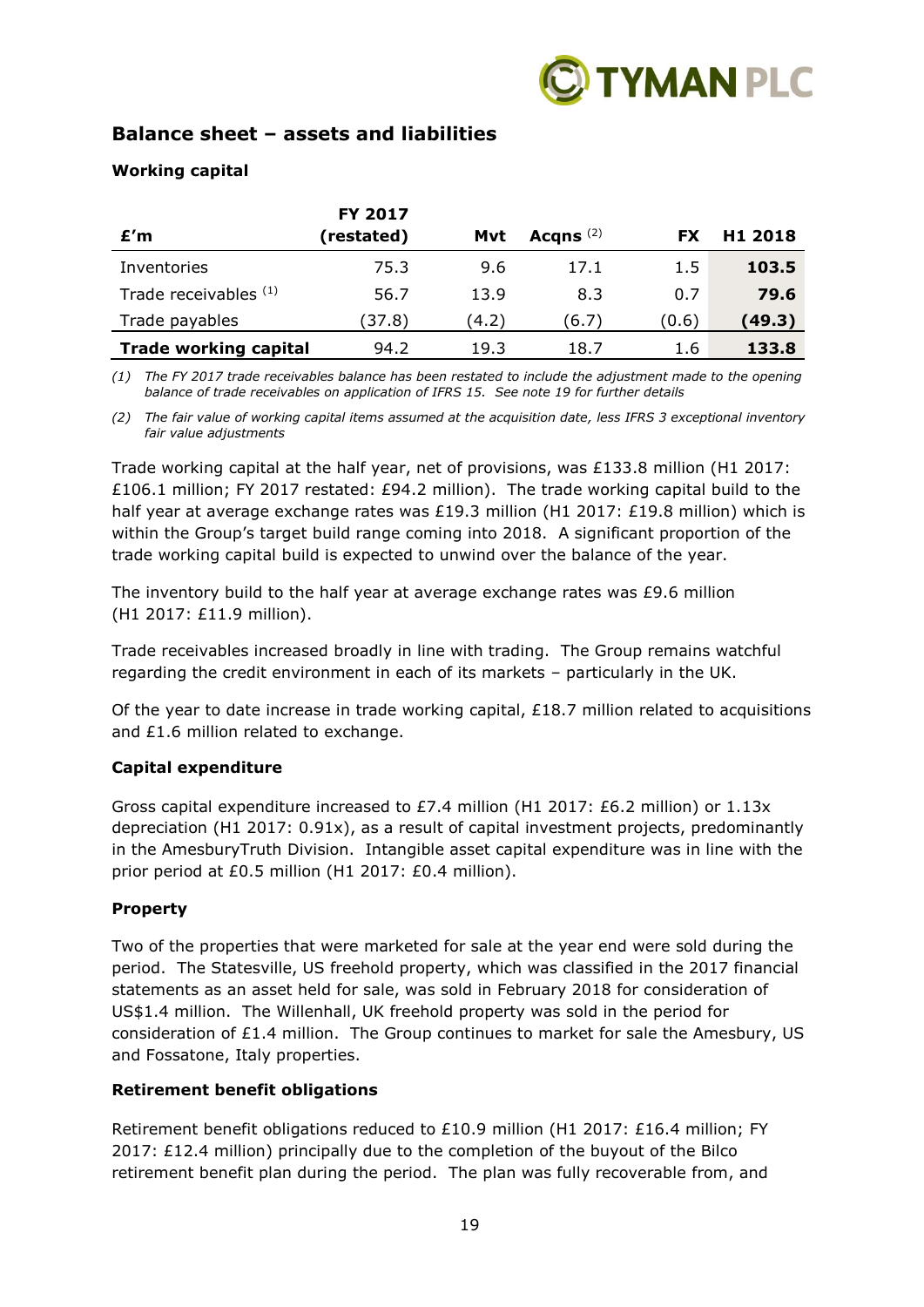## Balance sheet – assets and liabilities

### Working capital

| £'m | FY 2017 (restated) | Mvt | Acqns [(2)] | FX | H1 2018 |
|---|---|---|---|---|---|
| Inventories | 75.3 | 9.6 | 17.1 | 1.5 | **103.5** |
| Trade receivables [(1)] | 56.7 | 13.9 | 8.3 | 0.7 | **79.6** |
| Trade payables | (37.8) | (4.2) | (6.7) | (0.6) | **(49.3)** |
| **Trade working capital** | 94.2 | 19.3 | 18.7 | 1.6 | **133.8** |

*(1) The FY 2017 trade receivables balance has been restated to include the adjustment made to the opening balance of trade receivables on application of IFRS 15. See note 19 for further details*

*(2) The fair value of working capital items assumed at the acquisition date, less IFRS 3 exceptional inventory fair value adjustments*

Trade working capital at the half year, net of provisions, was £133.8 million (H1 2017: £106.1 million; FY 2017 restated: £94.2 million). The trade working capital build to the half year at average exchange rates was £19.3 million (H1 2017: £19.8 million) which is within the Group's target build range coming into 2018. A significant proportion of the trade working capital build is expected to unwind over the balance of the year.

The inventory build to the half year at average exchange rates was £9.6 million (H1 2017: £11.9 million).

Trade receivables increased broadly in line with trading. The Group remains watchful regarding the credit environment in each of its markets – particularly in the UK.

Of the year to date increase in trade working capital, £18.7 million related to acquisitions and £1.6 million related to exchange.

### Capital expenditure

Gross capital expenditure increased to £7.4 million (H1 2017: £6.2 million) or 1.13x depreciation (H1 2017: 0.91x), as a result of capital investment projects, predominantly in the AmesburyTruth Division. Intangible asset capital expenditure was in line with the prior period at £0.5 million (H1 2017: £0.4 million).

### Property

Two of the properties that were marketed for sale at the year end were sold during the period. The Statesville, US freehold property, which was classified in the 2017 financial statements as an asset held for sale, was sold in February 2018 for consideration of US$1.4 million. The Willenhall, UK freehold property was sold in the period for consideration of £1.4 million. The Group continues to market for sale the Amesbury, US and Fossatone, Italy properties.

### Retirement benefit obligations

Retirement benefit obligations reduced to £10.9 million (H1 2017: £16.4 million; FY 2017: £12.4 million) principally due to the completion of the buyout of the Bilco retirement benefit plan during the period. The plan was fully recoverable from, and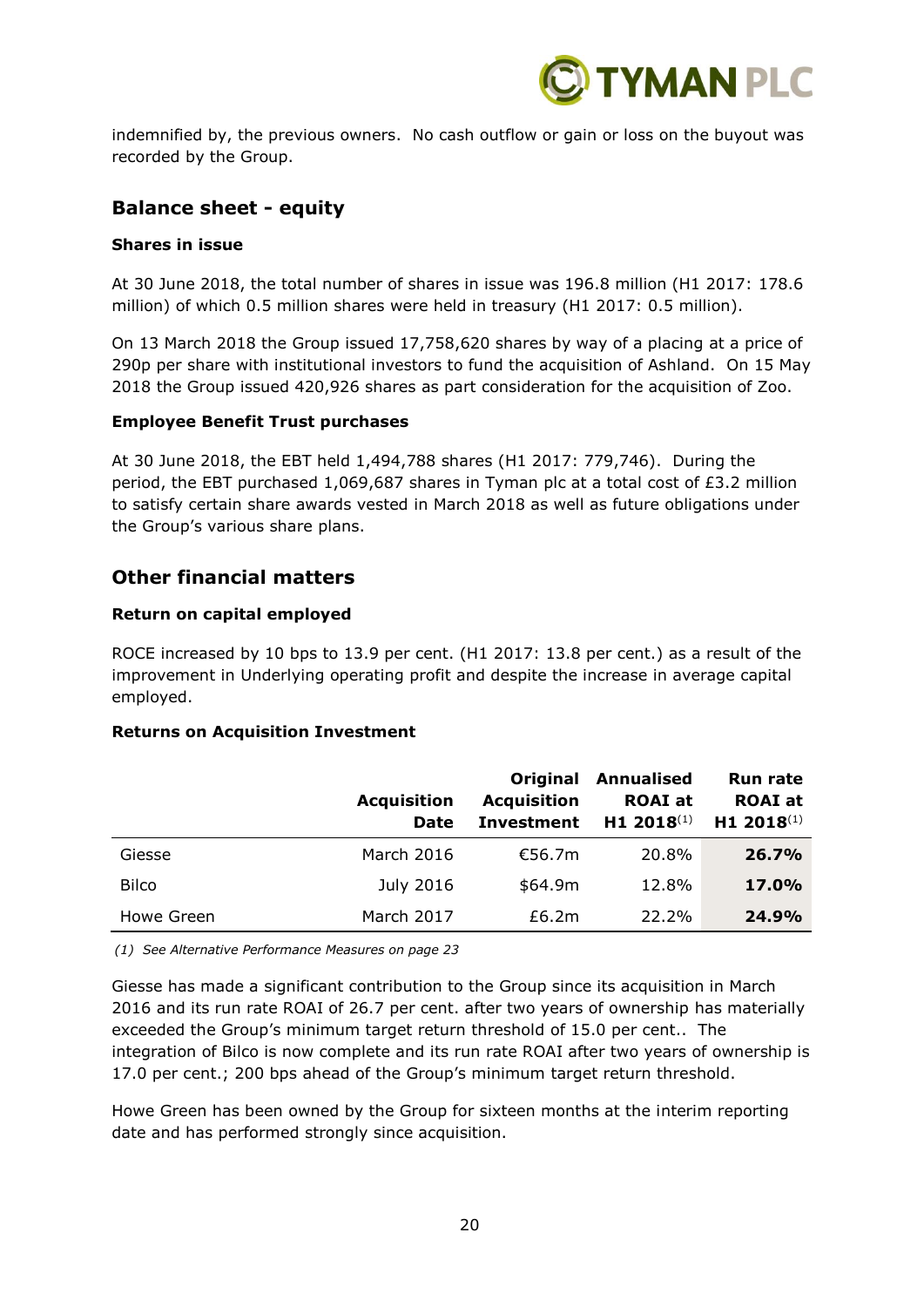indemnified by, the previous owners. No cash outflow or gain or loss on the buyout was recorded by the Group.

## Balance sheet - equity

**Shares in issue**

At 30 June 2018, the total number of shares in issue was 196.8 million (H1 2017: 178.6 million) of which 0.5 million shares were held in treasury (H1 2017: 0.5 million).

On 13 March 2018 the Group issued 17,758,620 shares by way of a placing at a price of 290p per share with institutional investors to fund the acquisition of Ashland. On 15 May 2018 the Group issued 420,926 shares as part consideration for the acquisition of Zoo.

**Employee Benefit Trust purchases**

At 30 June 2018, the EBT held 1,494,788 shares (H1 2017: 779,746). During the period, the EBT purchased 1,069,687 shares in Tyman plc at a total cost of £3.2 million to satisfy certain share awards vested in March 2018 as well as future obligations under the Group's various share plans.

## Other financial matters

**Return on capital employed**

ROCE increased by 10 bps to 13.9 per cent. (H1 2017: 13.8 per cent.) as a result of the improvement in Underlying operating profit and despite the increase in average capital employed.

**Returns on Acquisition Investment**

| | Acquisition Date | Original Acquisition Investment | Annualised ROAI at H1 2018[1] | Run rate ROAI at H1 2018[1] |
|---|---|---|---|---|
| Giesse | March 2016 | €56.7m | 20.8% | **26.7%** |
| Bilco | July 2016 | $64.9m | 12.8% | **17.0%** |
| Howe Green | March 2017 | £6.2m | 22.2% | **24.9%** |

*(1) See Alternative Performance Measures on page 23*

Giesse has made a significant contribution to the Group since its acquisition in March 2016 and its run rate ROAI of 26.7 per cent. after two years of ownership has materially exceeded the Group's minimum target return threshold of 15.0 per cent.. The integration of Bilco is now complete and its run rate ROAI after two years of ownership is 17.0 per cent.; 200 bps ahead of the Group's minimum target return threshold.

Howe Green has been owned by the Group for sixteen months at the interim reporting date and has performed strongly since acquisition.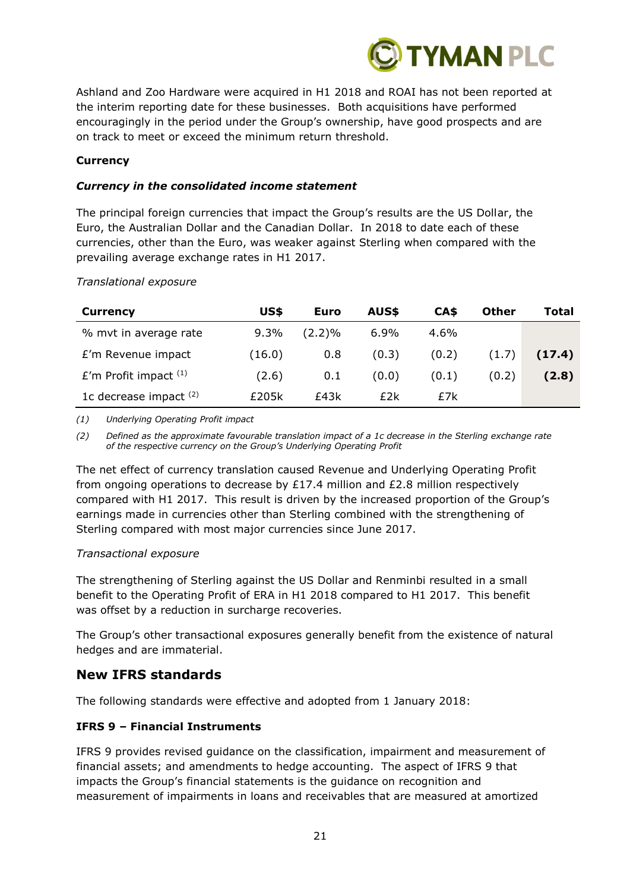Ashland and Zoo Hardware were acquired in H1 2018 and ROAI has not been reported at the interim reporting date for these businesses. Both acquisitions have performed encouragingly in the period under the Group's ownership, have good prospects and are on track to meet or exceed the minimum return threshold.

**Currency**

***Currency in the consolidated income statement***

The principal foreign currencies that impact the Group's results are the US Dollar, the Euro, the Australian Dollar and the Canadian Dollar. In 2018 to date each of these currencies, other than the Euro, was weaker against Sterling when compared with the prevailing average exchange rates in H1 2017.

*Translational exposure*

| Currency | US$ | Euro | AUS$ | CA$ | Other | Total |
|---|---|---|---|---|---|---|
| % mvt in average rate | 9.3% | (2.2)% | 6.9% | 4.6% | | |
| £'m Revenue impact | (16.0) | 0.8 | (0.3) | (0.2) | (1.7) | **(17.4)** |
| £'m Profit impact (1) | (2.6) | 0.1 | (0.0) | (0.1) | (0.2) | **(2.8)** |
| 1c decrease impact (2) | £205k | £43k | £2k | £7k | | |

*(1) Underlying Operating Profit impact*

*(2) Defined as the approximate favourable translation impact of a 1c decrease in the Sterling exchange rate of the respective currency on the Group's Underlying Operating Profit*

The net effect of currency translation caused Revenue and Underlying Operating Profit from ongoing operations to decrease by £17.4 million and £2.8 million respectively compared with H1 2017. This result is driven by the increased proportion of the Group's earnings made in currencies other than Sterling combined with the strengthening of Sterling compared with most major currencies since June 2017.

*Transactional exposure*

The strengthening of Sterling against the US Dollar and Renminbi resulted in a small benefit to the Operating Profit of ERA in H1 2018 compared to H1 2017. This benefit was offset by a reduction in surcharge recoveries.

The Group's other transactional exposures generally benefit from the existence of natural hedges and are immaterial.

## New IFRS standards

The following standards were effective and adopted from 1 January 2018:

**IFRS 9 – Financial Instruments**

IFRS 9 provides revised guidance on the classification, impairment and measurement of financial assets; and amendments to hedge accounting. The aspect of IFRS 9 that impacts the Group's financial statements is the guidance on recognition and measurement of impairments in loans and receivables that are measured at amortized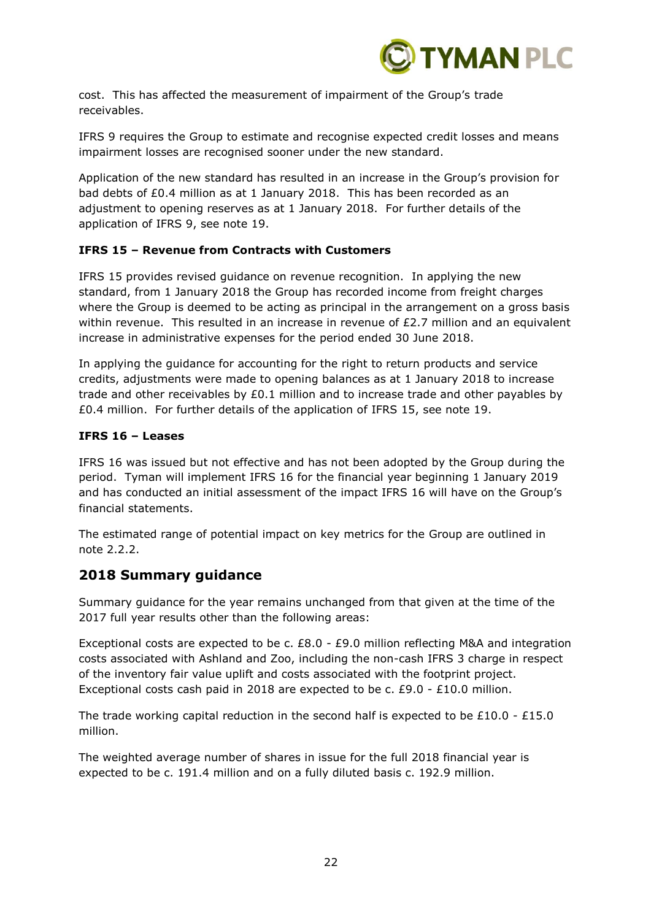cost. This has affected the measurement of impairment of the Group's trade receivables.

IFRS 9 requires the Group to estimate and recognise expected credit losses and means impairment losses are recognised sooner under the new standard.

Application of the new standard has resulted in an increase in the Group's provision for bad debts of £0.4 million as at 1 January 2018. This has been recorded as an adjustment to opening reserves as at 1 January 2018. For further details of the application of IFRS 9, see note 19.

**IFRS 15 – Revenue from Contracts with Customers**

IFRS 15 provides revised guidance on revenue recognition. In applying the new standard, from 1 January 2018 the Group has recorded income from freight charges where the Group is deemed to be acting as principal in the arrangement on a gross basis within revenue. This resulted in an increase in revenue of £2.7 million and an equivalent increase in administrative expenses for the period ended 30 June 2018.

In applying the guidance for accounting for the right to return products and service credits, adjustments were made to opening balances as at 1 January 2018 to increase trade and other receivables by £0.1 million and to increase trade and other payables by £0.4 million. For further details of the application of IFRS 15, see note 19.

**IFRS 16 – Leases**

IFRS 16 was issued but not effective and has not been adopted by the Group during the period. Tyman will implement IFRS 16 for the financial year beginning 1 January 2019 and has conducted an initial assessment of the impact IFRS 16 will have on the Group's financial statements.

The estimated range of potential impact on key metrics for the Group are outlined in note 2.2.2.

## 2018 Summary guidance

Summary guidance for the year remains unchanged from that given at the time of the 2017 full year results other than the following areas:

Exceptional costs are expected to be c. £8.0 - £9.0 million reflecting M&A and integration costs associated with Ashland and Zoo, including the non-cash IFRS 3 charge in respect of the inventory fair value uplift and costs associated with the footprint project. Exceptional costs cash paid in 2018 are expected to be c. £9.0 - £10.0 million.

The trade working capital reduction in the second half is expected to be £10.0 - £15.0 million.

The weighted average number of shares in issue for the full 2018 financial year is expected to be c. 191.4 million and on a fully diluted basis c. 192.9 million.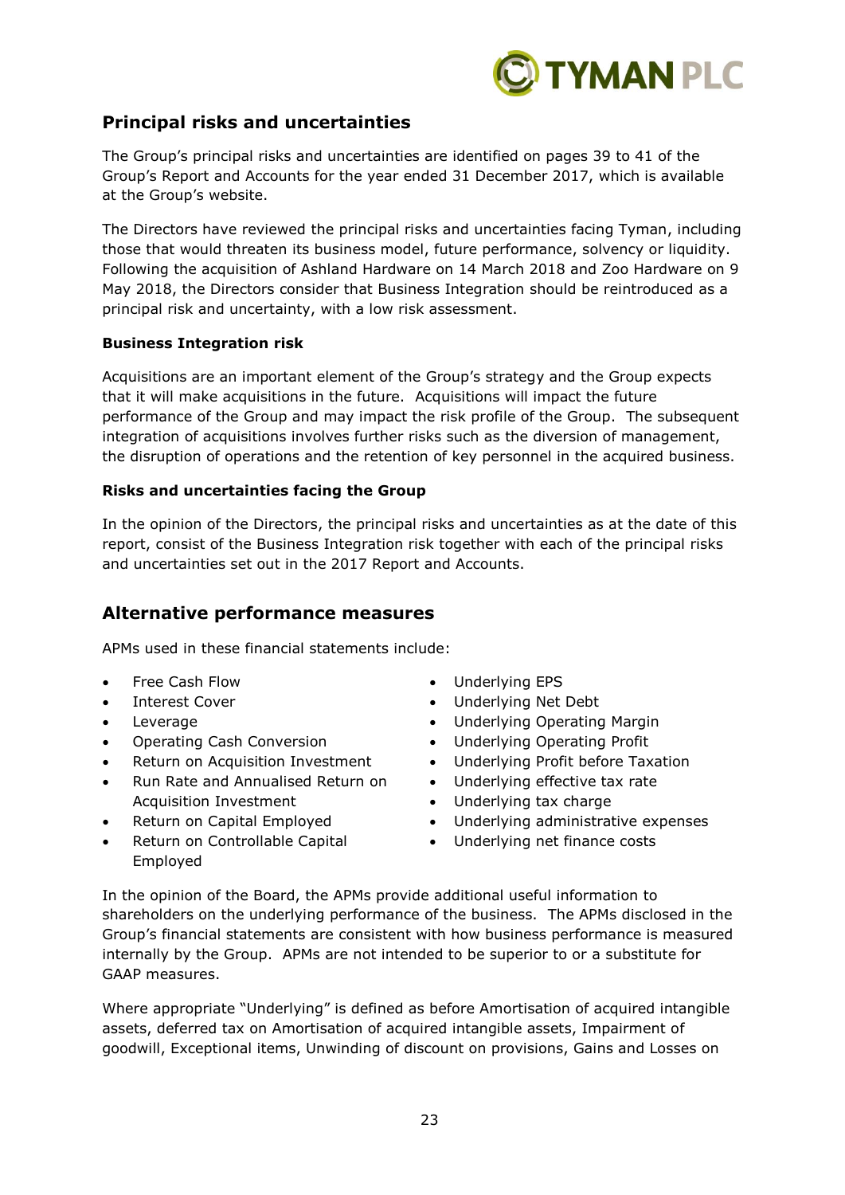## Principal risks and uncertainties

The Group's principal risks and uncertainties are identified on pages 39 to 41 of the Group's Report and Accounts for the year ended 31 December 2017, which is available at the Group's website.

The Directors have reviewed the principal risks and uncertainties facing Tyman, including those that would threaten its business model, future performance, solvency or liquidity. Following the acquisition of Ashland Hardware on 14 March 2018 and Zoo Hardware on 9 May 2018, the Directors consider that Business Integration should be reintroduced as a principal risk and uncertainty, with a low risk assessment.

**Business Integration risk**

Acquisitions are an important element of the Group's strategy and the Group expects that it will make acquisitions in the future. Acquisitions will impact the future performance of the Group and may impact the risk profile of the Group. The subsequent integration of acquisitions involves further risks such as the diversion of management, the disruption of operations and the retention of key personnel in the acquired business.

**Risks and uncertainties facing the Group**

In the opinion of the Directors, the principal risks and uncertainties as at the date of this report, consist of the Business Integration risk together with each of the principal risks and uncertainties set out in the 2017 Report and Accounts.

## Alternative performance measures

APMs used in these financial statements include:

- Free Cash Flow
- Interest Cover
- Leverage
- Operating Cash Conversion
- Return on Acquisition Investment
- Run Rate and Annualised Return on Acquisition Investment
- Return on Capital Employed
- Return on Controllable Capital Employed
- Underlying EPS
- Underlying Net Debt
- Underlying Operating Margin
- Underlying Operating Profit
- Underlying Profit before Taxation
- Underlying effective tax rate
- Underlying tax charge
- Underlying administrative expenses
- Underlying net finance costs

In the opinion of the Board, the APMs provide additional useful information to shareholders on the underlying performance of the business. The APMs disclosed in the Group's financial statements are consistent with how business performance is measured internally by the Group. APMs are not intended to be superior to or a substitute for GAAP measures.

Where appropriate "Underlying" is defined as before Amortisation of acquired intangible assets, deferred tax on Amortisation of acquired intangible assets, Impairment of goodwill, Exceptional items, Unwinding of discount on provisions, Gains and Losses on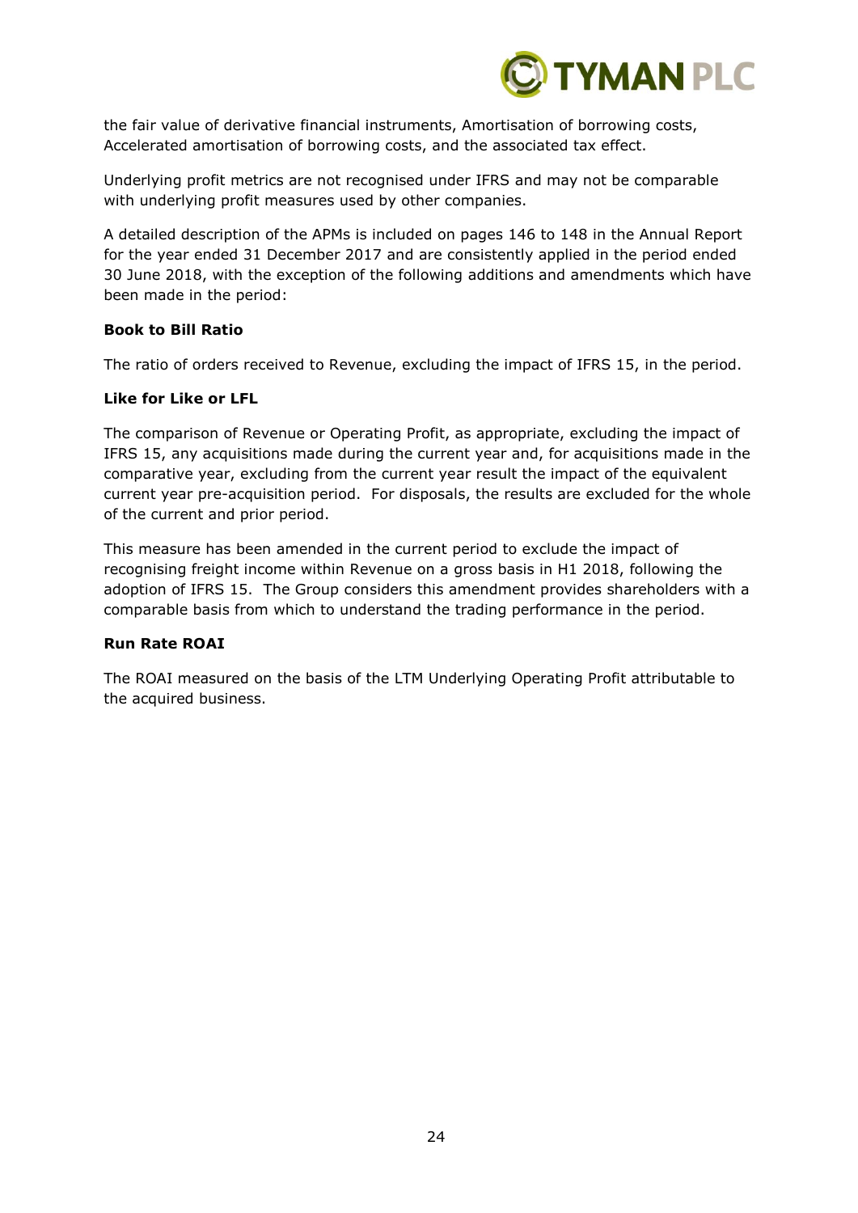the fair value of derivative financial instruments, Amortisation of borrowing costs, Accelerated amortisation of borrowing costs, and the associated tax effect.

Underlying profit metrics are not recognised under IFRS and may not be comparable with underlying profit measures used by other companies.

A detailed description of the APMs is included on pages 146 to 148 in the Annual Report for the year ended 31 December 2017 and are consistently applied in the period ended 30 June 2018, with the exception of the following additions and amendments which have been made in the period:

**Book to Bill Ratio**

The ratio of orders received to Revenue, excluding the impact of IFRS 15, in the period.

**Like for Like or LFL**

The comparison of Revenue or Operating Profit, as appropriate, excluding the impact of IFRS 15, any acquisitions made during the current year and, for acquisitions made in the comparative year, excluding from the current year result the impact of the equivalent current year pre-acquisition period. For disposals, the results are excluded for the whole of the current and prior period.

This measure has been amended in the current period to exclude the impact of recognising freight income within Revenue on a gross basis in H1 2018, following the adoption of IFRS 15. The Group considers this amendment provides shareholders with a comparable basis from which to understand the trading performance in the period.

**Run Rate ROAI**

The ROAI measured on the basis of the LTM Underlying Operating Profit attributable to the acquired business.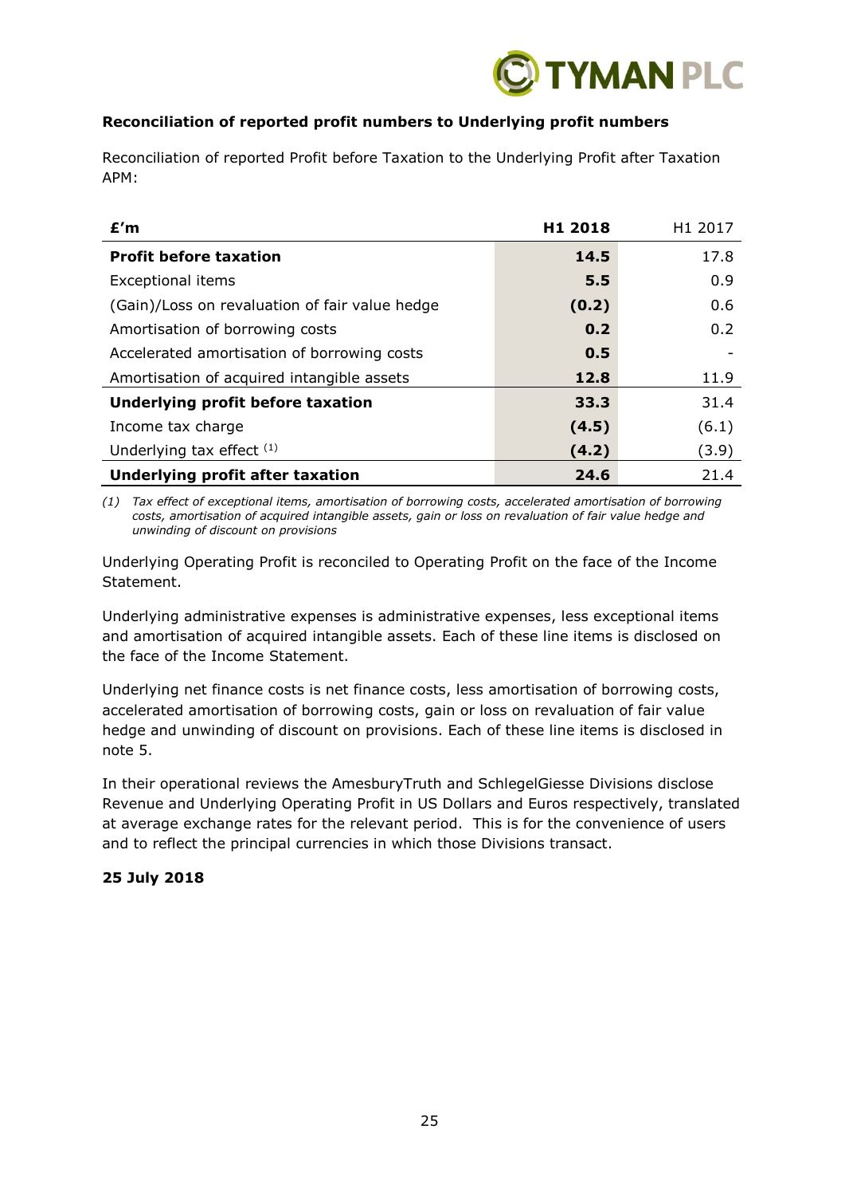**Reconciliation of reported profit numbers to Underlying profit numbers**

Reconciliation of reported Profit before Taxation to the Underlying Profit after Taxation APM:

| £'m | H1 2018 | H1 2017 |
|---|---|---|
| **Profit before taxation** | **14.5** | 17.8 |
| Exceptional items | **5.5** | 0.9 |
| (Gain)/Loss on revaluation of fair value hedge | **(0.2)** | 0.6 |
| Amortisation of borrowing costs | **0.2** | 0.2 |
| Accelerated amortisation of borrowing costs | **0.5** | - |
| Amortisation of acquired intangible assets | **12.8** | 11.9 |
| **Underlying profit before taxation** | **33.3** | 31.4 |
| Income tax charge | **(4.5)** | (6.1) |
| Underlying tax effect [(1)] | **(4.2)** | (3.9) |
| **Underlying profit after taxation** | **24.6** | 21.4 |

*(1) Tax effect of exceptional items, amortisation of borrowing costs, accelerated amortisation of borrowing costs, amortisation of acquired intangible assets, gain or loss on revaluation of fair value hedge and unwinding of discount on provisions*

Underlying Operating Profit is reconciled to Operating Profit on the face of the Income Statement.

Underlying administrative expenses is administrative expenses, less exceptional items and amortisation of acquired intangible assets. Each of these line items is disclosed on the face of the Income Statement.

Underlying net finance costs is net finance costs, less amortisation of borrowing costs, accelerated amortisation of borrowing costs, gain or loss on revaluation of fair value hedge and unwinding of discount on provisions. Each of these line items is disclosed in note 5.

In their operational reviews the AmesburyTruth and SchlegelGiesse Divisions disclose Revenue and Underlying Operating Profit in US Dollars and Euros respectively, translated at average exchange rates for the relevant period. This is for the convenience of users and to reflect the principal currencies in which those Divisions transact.

**25 July 2018**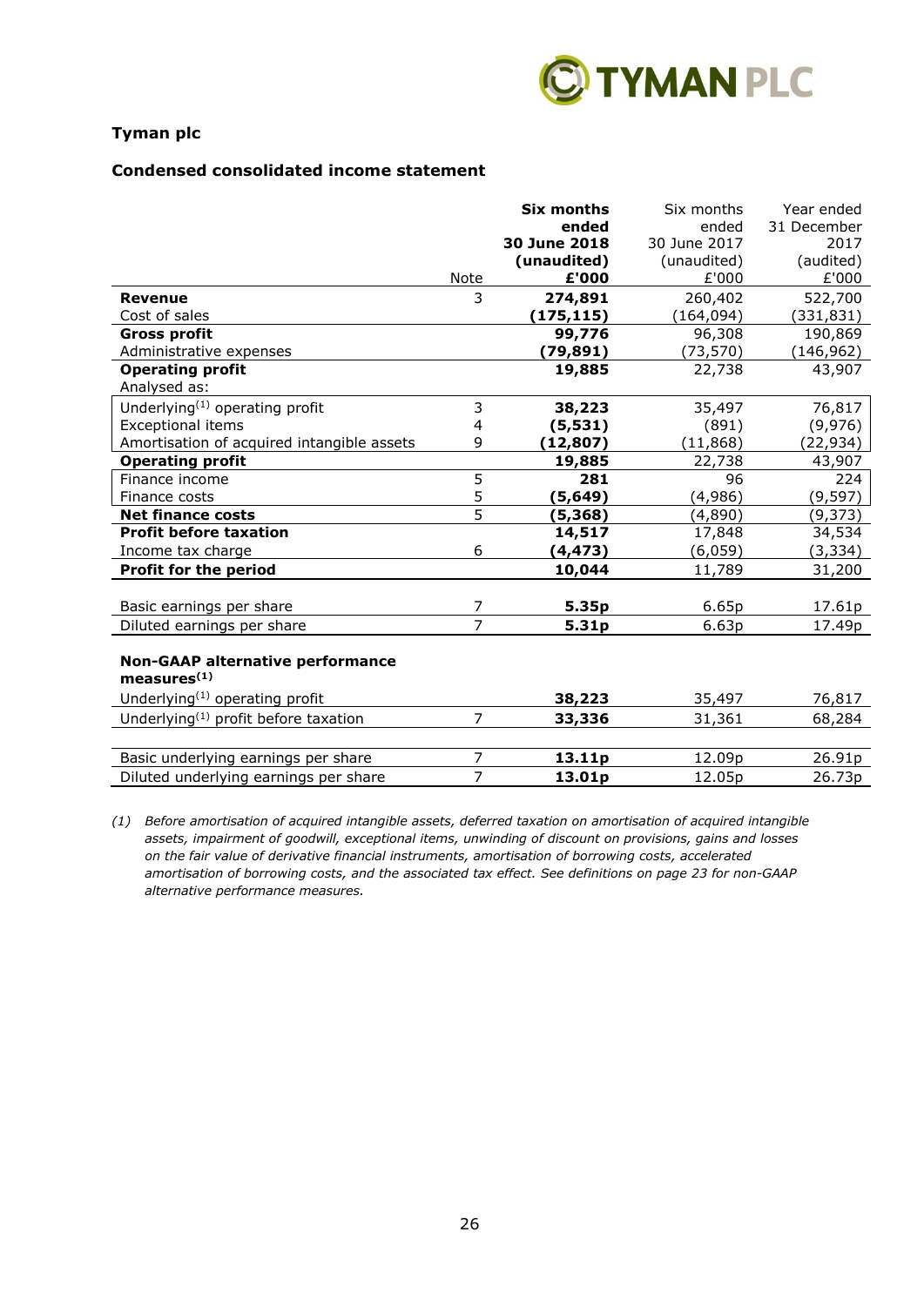**Tyman plc**

**Condensed consolidated income statement**

| | Note | **Six months ended 30 June 2018 (unaudited) £'000** | Six months ended 30 June 2017 (unaudited) £'000 | Year ended 31 December 2017 (audited) £'000 |
|---|---|---|---|---|
| **Revenue** | 3 | **274,891** | 260,402 | 522,700 |
| Cost of sales | | **(175,115)** | (164,094) | (331,831) |
| **Gross profit** | | **99,776** | 96,308 | 190,869 |
| Administrative expenses | | **(79,891)** | (73,570) | (146,962) |
| **Operating profit** | | **19,885** | 22,738 | 43,907 |
| Analysed as: | | | | |
| Underlying[(1)] operating profit | 3 | **38,223** | 35,497 | 76,817 |
| Exceptional items | 4 | **(5,531)** | (891) | (9,976) |
| Amortisation of acquired intangible assets | 9 | **(12,807)** | (11,868) | (22,934) |
| **Operating profit** | | **19,885** | 22,738 | 43,907 |
| Finance income | 5 | **281** | 96 | 224 |
| Finance costs | 5 | **(5,649)** | (4,986) | (9,597) |
| **Net finance costs** | 5 | **(5,368)** | (4,890) | (9,373) |
| **Profit before taxation** | | **14,517** | 17,848 | 34,534 |
| Income tax charge | 6 | **(4,473)** | (6,059) | (3,334) |
| **Profit for the period** | | **10,044** | 11,789 | 31,200 |
| | | | | |
| Basic earnings per share | 7 | **5.35p** | 6.65p | 17.61p |
| Diluted earnings per share | 7 | **5.31p** | 6.63p | 17.49p |
| | | | | |
| **Non-GAAP alternative performance measures[(1)]** | | | | |
| Underlying[(1)] operating profit | | **38,223** | 35,497 | 76,817 |
| Underlying[(1)] profit before taxation | 7 | **33,336** | 31,361 | 68,284 |
| | | | | |
| Basic underlying earnings per share | 7 | **13.11p** | 12.09p | 26.91p |
| Diluted underlying earnings per share | 7 | **13.01p** | 12.05p | 26.73p |

*(1) Before amortisation of acquired intangible assets, deferred taxation on amortisation of acquired intangible assets, impairment of goodwill, exceptional items, unwinding of discount on provisions, gains and losses on the fair value of derivative financial instruments, amortisation of borrowing costs, accelerated amortisation of borrowing costs, and the associated tax effect. See definitions on page 23 for non-GAAP alternative performance measures.*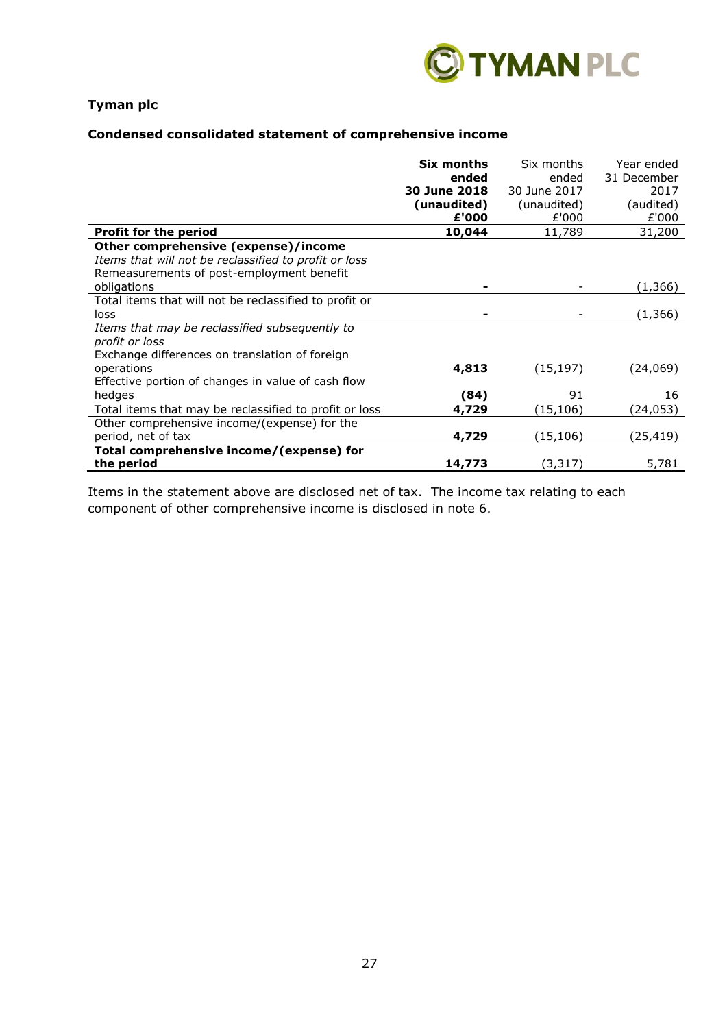**Tyman plc**

**Condensed consolidated statement of comprehensive income**

| | **Six months ended 30 June 2018 (unaudited) £'000** | Six months ended 30 June 2017 (unaudited) £'000 | Year ended 31 December 2017 (audited) £'000 |
|---|---|---|---|
| **Profit for the period** | **10,044** | 11,789 | 31,200 |
| **Other comprehensive (expense)/income** | | | |
| *Items that will not be reclassified to profit or loss* | | | |
| Remeasurements of post-employment benefit obligations | **-** | - | (1,366) |
| Total items that will not be reclassified to profit or loss | **-** | - | (1,366) |
| *Items that may be reclassified subsequently to profit or loss* | | | |
| Exchange differences on translation of foreign operations | **4,813** | (15,197) | (24,069) |
| Effective portion of changes in value of cash flow hedges | **(84)** | 91 | 16 |
| Total items that may be reclassified to profit or loss | **4,729** | (15,106) | (24,053) |
| Other comprehensive income/(expense) for the period, net of tax | **4,729** | (15,106) | (25,419) |
| **Total comprehensive income/(expense) for the period** | **14,773** | (3,317) | 5,781 |

Items in the statement above are disclosed net of tax. The income tax relating to each component of other comprehensive income is disclosed in note 6.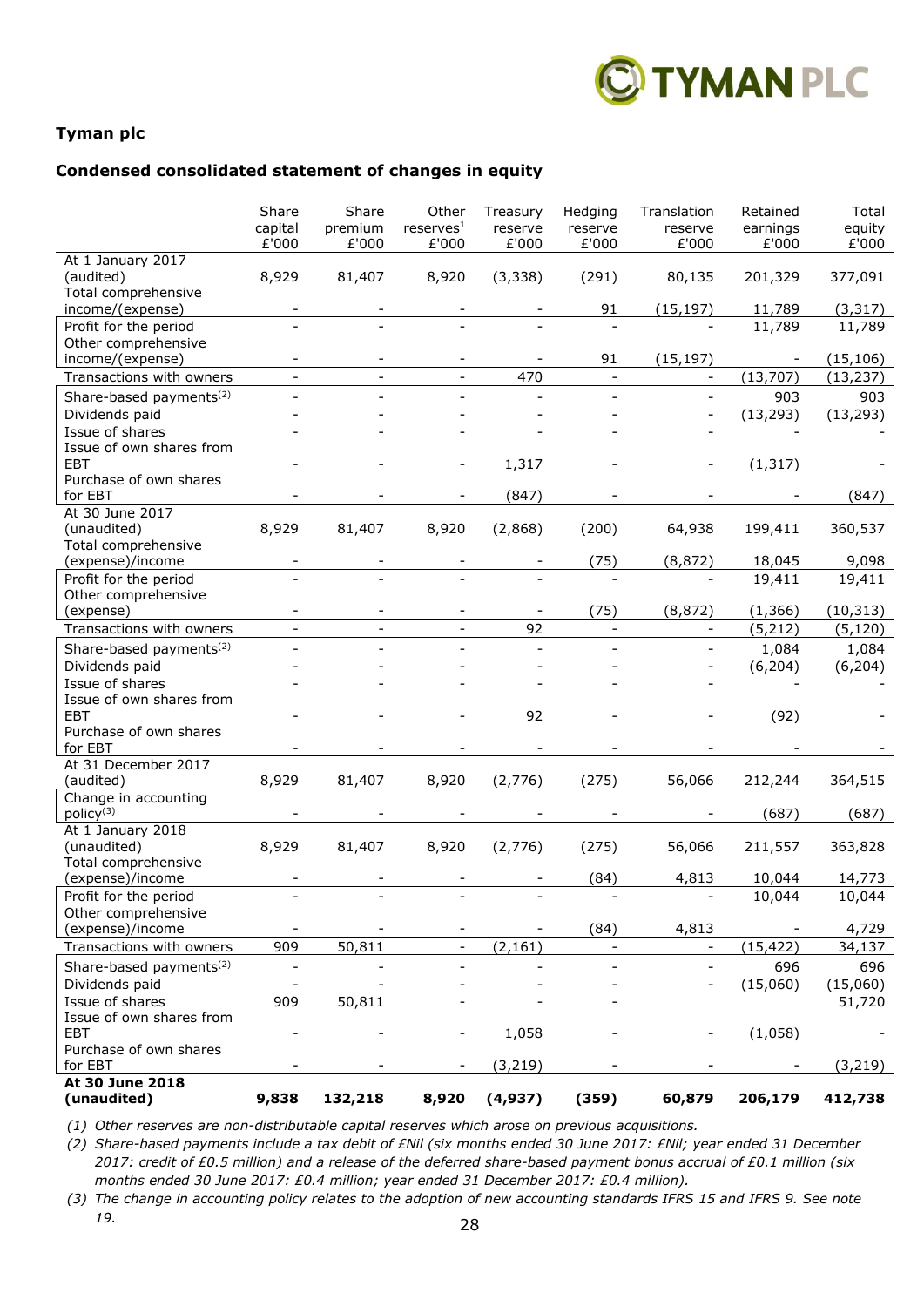# Tyman plc

## Condensed consolidated statement of changes in equity

| | Share capital £'000 | Share premium £'000 | Other reserves[1] £'000 | Treasury reserve £'000 | Hedging reserve £'000 | Translation reserve £'000 | Retained earnings £'000 | Total equity £'000 |
|---|---|---|---|---|---|---|---|---|
| At 1 January 2017 (audited) | 8,929 | 81,407 | 8,920 | (3,338) | (291) | 80,135 | 201,329 | 377,091 |
| Total comprehensive income/(expense) | - | - | - | - | 91 | (15,197) | 11,789 | (3,317) |
| Profit for the period | - | - | - | - | - | - | 11,789 | 11,789 |
| Other comprehensive income/(expense) | - | - | - | - | 91 | (15,197) | - | (15,106) |
| Transactions with owners | - | - | - | 470 | - | - | (13,707) | (13,237) |
| Share-based payments[(2)] | - | - | - | - | - | - | 903 | 903 |
| Dividends paid | - | - | - | - | - | - | (13,293) | (13,293) |
| Issue of shares | - | - | - | - | - | - | - | - |
| Issue of own shares from EBT | - | - | - | 1,317 | - | - | (1,317) | - |
| Purchase of own shares for EBT | - | - | - | (847) | - | - | - | (847) |
| At 30 June 2017 (unaudited) | 8,929 | 81,407 | 8,920 | (2,868) | (200) | 64,938 | 199,411 | 360,537 |
| Total comprehensive (expense)/income | - | - | - | - | (75) | (8,872) | 18,045 | 9,098 |
| Profit for the period | - | - | - | - | - | - | 19,411 | 19,411 |
| Other comprehensive (expense) | - | - | - | - | (75) | (8,872) | (1,366) | (10,313) |
| Transactions with owners | - | - | - | 92 | - | - | (5,212) | (5,120) |
| Share-based payments[(2)] | - | - | - | - | - | - | 1,084 | 1,084 |
| Dividends paid | - | - | - | - | - | - | (6,204) | (6,204) |
| Issue of shares | - | - | - | - | - | - | - | - |
| Issue of own shares from EBT | - | - | - | 92 | - | - | (92) | - |
| Purchase of own shares for EBT | - | - | - | - | - | - | - | - |
| At 31 December 2017 (audited) | 8,929 | 81,407 | 8,920 | (2,776) | (275) | 56,066 | 212,244 | 364,515 |
| Change in accounting policy[(3)] | - | - | - | - | - | - | (687) | (687) |
| At 1 January 2018 (unaudited) | 8,929 | 81,407 | 8,920 | (2,776) | (275) | 56,066 | 211,557 | 363,828 |
| Total comprehensive (expense)/income | - | - | - | - | (84) | 4,813 | 10,044 | 14,773 |
| Profit for the period | - | - | - | - | - | - | 10,044 | 10,044 |
| Other comprehensive (expense)/income | - | - | - | - | (84) | 4,813 | - | 4,729 |
| Transactions with owners | 909 | 50,811 | - | (2,161) | - | - | (15,422) | 34,137 |
| Share-based payments[(2)] | - | - | - | - | - | - | 696 | 696 |
| Dividends paid | - | - | - | - | - | - | (15,060) | (15,060) |
| Issue of shares | 909 | 50,811 | - | - | - | | | 51,720 |
| Issue of own shares from EBT | - | - | - | 1,058 | - | - | (1,058) | - |
| Purchase of own shares for EBT | - | - | - | (3,219) | - | - | - | (3,219) |
| **At 30 June 2018 (unaudited)** | **9,838** | **132,218** | **8,920** | **(4,937)** | **(359)** | **60,879** | **206,179** | **412,738** |

*(1) Other reserves are non-distributable capital reserves which arose on previous acquisitions.*

*(2) Share-based payments include a tax debit of £Nil (six months ended 30 June 2017: £Nil; year ended 31 December 2017: credit of £0.5 million) and a release of the deferred share-based payment bonus accrual of £0.1 million (six months ended 30 June 2017: £0.4 million; year ended 31 December 2017: £0.4 million).*

*(3) The change in accounting policy relates to the adoption of new accounting standards IFRS 15 and IFRS 9. See note 19.*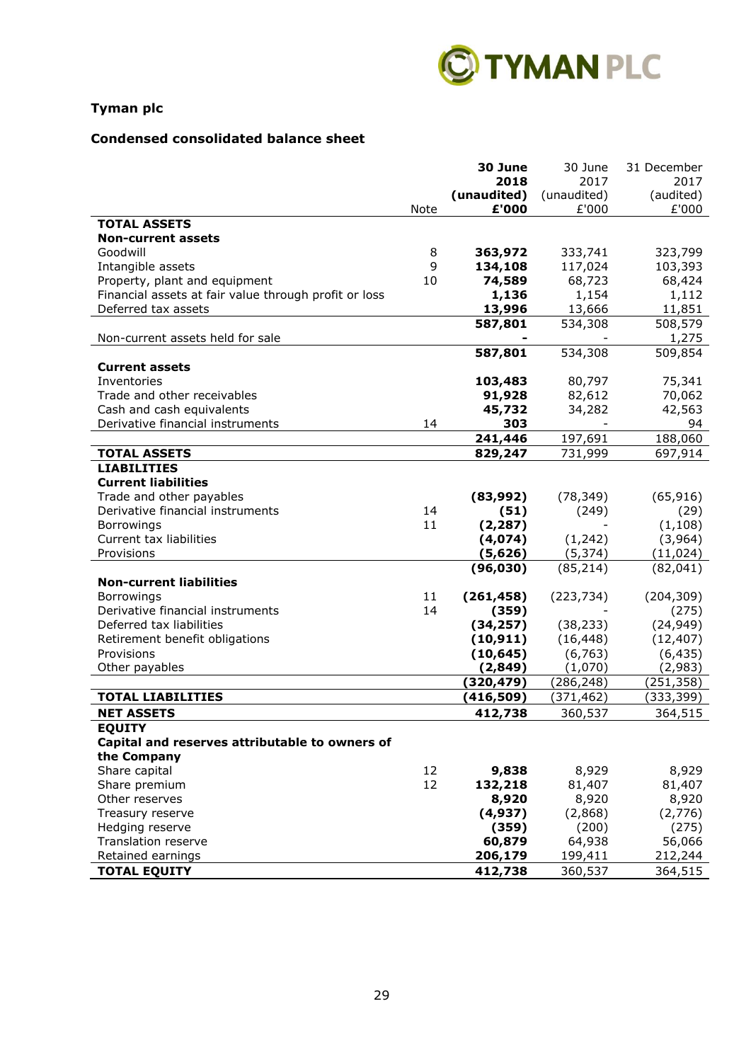# Tyman plc

## Condensed consolidated balance sheet

| | Note | **30 June 2018 (unaudited) £'000** | 30 June 2017 (unaudited) £'000 | 31 December 2017 (audited) £'000 |
|---|---|---|---|---|
| **TOTAL ASSETS** | | | | |
| **Non-current assets** | | | | |
| Goodwill | 8 | **363,972** | 333,741 | 323,799 |
| Intangible assets | 9 | **134,108** | 117,024 | 103,393 |
| Property, plant and equipment | 10 | **74,589** | 68,723 | 68,424 |
| Financial assets at fair value through profit or loss | | **1,136** | 1,154 | 1,112 |
| Deferred tax assets | | **13,996** | 13,666 | 11,851 |
| | | **587,801** | 534,308 | 508,579 |
| Non-current assets held for sale | | **-** | - | 1,275 |
| | | **587,801** | 534,308 | 509,854 |
| **Current assets** | | | | |
| Inventories | | **103,483** | 80,797 | 75,341 |
| Trade and other receivables | | **91,928** | 82,612 | 70,062 |
| Cash and cash equivalents | | **45,732** | 34,282 | 42,563 |
| Derivative financial instruments | 14 | **303** | - | 94 |
| | | **241,446** | 197,691 | 188,060 |
| **TOTAL ASSETS** | | **829,247** | 731,999 | 697,914 |
| **LIABILITIES** | | | | |
| **Current liabilities** | | | | |
| Trade and other payables | | **(83,992)** | (78,349) | (65,916) |
| Derivative financial instruments | 14 | **(51)** | (249) | (29) |
| Borrowings | 11 | **(2,287)** | - | (1,108) |
| Current tax liabilities | | **(4,074)** | (1,242) | (3,964) |
| Provisions | | **(5,626)** | (5,374) | (11,024) |
| | | **(96,030)** | (85,214) | (82,041) |
| **Non-current liabilities** | | | | |
| Borrowings | 11 | **(261,458)** | (223,734) | (204,309) |
| Derivative financial instruments | 14 | **(359)** | - | (275) |
| Deferred tax liabilities | | **(34,257)** | (38,233) | (24,949) |
| Retirement benefit obligations | | **(10,911)** | (16,448) | (12,407) |
| Provisions | | **(10,645)** | (6,763) | (6,435) |
| Other payables | | **(2,849)** | (1,070) | (2,983) |
| | | **(320,479)** | (286,248) | (251,358) |
| **TOTAL LIABILITIES** | | **(416,509)** | (371,462) | (333,399) |
| **NET ASSETS** | | **412,738** | 360,537 | 364,515 |
| **EQUITY** | | | | |
| **Capital and reserves attributable to owners of the Company** | | | | |
| Share capital | 12 | **9,838** | 8,929 | 8,929 |
| Share premium | 12 | **132,218** | 81,407 | 81,407 |
| Other reserves | | **8,920** | 8,920 | 8,920 |
| Treasury reserve | | **(4,937)** | (2,868) | (2,776) |
| Hedging reserve | | **(359)** | (200) | (275) |
| Translation reserve | | **60,879** | 64,938 | 56,066 |
| Retained earnings | | **206,179** | 199,411 | 212,244 |
| **TOTAL EQUITY** | | **412,738** | 360,537 | 364,515 |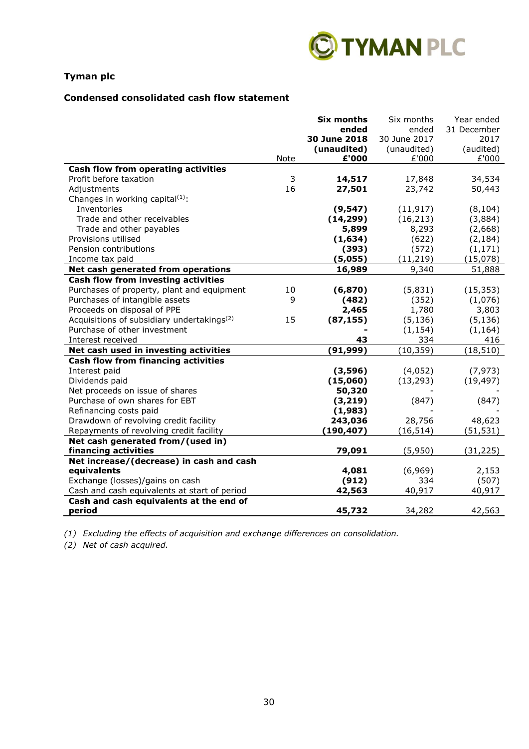**Tyman plc**

**Condensed consolidated cash flow statement**

| | Note | **Six months ended 30 June 2018 (unaudited) £'000** | Six months ended 30 June 2017 (unaudited) £'000 | Year ended 31 December 2017 (audited) £'000 |
|---|---|---|---|---|
| **Cash flow from operating activities** | | | | |
| Profit before taxation | 3 | **14,517** | 17,848 | 34,534 |
| Adjustments | 16 | **27,501** | 23,742 | 50,443 |
| Changes in working capital[1]: | | | | |
| Inventories | | **(9,547)** | (11,917) | (8,104) |
| Trade and other receivables | | **(14,299)** | (16,213) | (3,884) |
| Trade and other payables | | **5,899** | 8,293 | (2,668) |
| Provisions utilised | | **(1,634)** | (622) | (2,184) |
| Pension contributions | | **(393)** | (572) | (1,171) |
| Income tax paid | | **(5,055)** | (11,219) | (15,078) |
| **Net cash generated from operations** | | **16,989** | 9,340 | 51,888 |
| **Cash flow from investing activities** | | | | |
| Purchases of property, plant and equipment | 10 | **(6,870)** | (5,831) | (15,353) |
| Purchases of intangible assets | 9 | **(482)** | (352) | (1,076) |
| Proceeds on disposal of PPE | | **2,465** | 1,780 | 3,803 |
| Acquisitions of subsidiary undertakings[2] | 15 | **(87,155)** | (5,136) | (5,136) |
| Purchase of other investment | | **-** | (1,154) | (1,164) |
| Interest received | | **43** | 334 | 416 |
| **Net cash used in investing activities** | | **(91,999)** | (10,359) | (18,510) |
| **Cash flow from financing activities** | | | | |
| Interest paid | | **(3,596)** | (4,052) | (7,973) |
| Dividends paid | | **(15,060)** | (13,293) | (19,497) |
| Net proceeds on issue of shares | | **50,320** | - | - |
| Purchase of own shares for EBT | | **(3,219)** | (847) | (847) |
| Refinancing costs paid | | **(1,983)** | - | - |
| Drawdown of revolving credit facility | | **243,036** | 28,756 | 48,623 |
| Repayments of revolving credit facility | | **(190,407)** | (16,514) | (51,531) |
| **Net cash generated from/(used in) financing activities** | | **79,091** | (5,950) | (31,225) |
| **Net increase/(decrease) in cash and cash equivalents** | | **4,081** | (6,969) | 2,153 |
| Exchange (losses)/gains on cash | | **(912)** | 334 | (507) |
| Cash and cash equivalents at start of period | | **42,563** | 40,917 | 40,917 |
| **Cash and cash equivalents at the end of period** | | **45,732** | 34,282 | 42,563 |

*(1) Excluding the effects of acquisition and exchange differences on consolidation.*

*(2) Net of cash acquired.*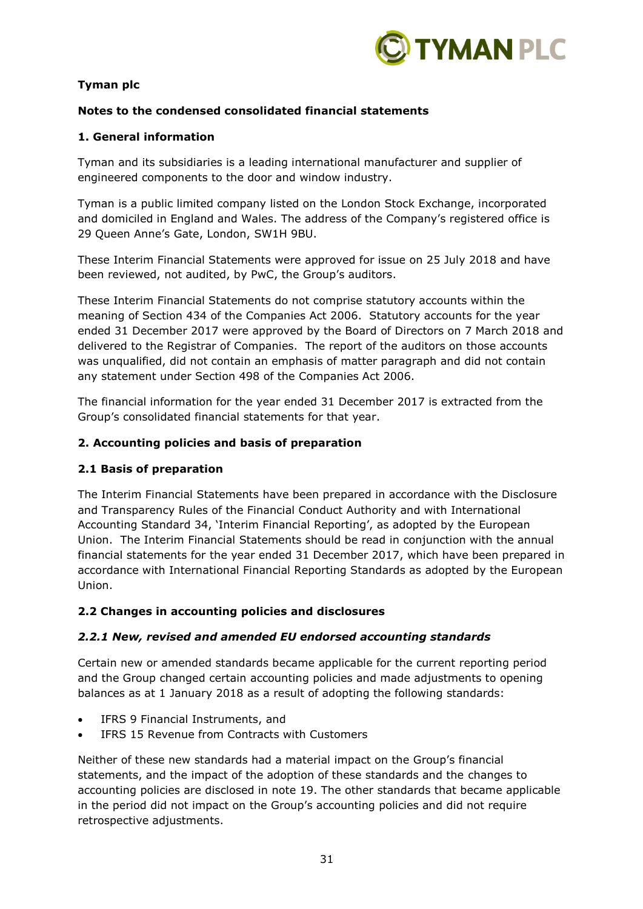**Tyman plc**

**Notes to the condensed consolidated financial statements**

## 1. General information

Tyman and its subsidiaries is a leading international manufacturer and supplier of engineered components to the door and window industry.

Tyman is a public limited company listed on the London Stock Exchange, incorporated and domiciled in England and Wales. The address of the Company's registered office is 29 Queen Anne's Gate, London, SW1H 9BU.

These Interim Financial Statements were approved for issue on 25 July 2018 and have been reviewed, not audited, by PwC, the Group's auditors.

These Interim Financial Statements do not comprise statutory accounts within the meaning of Section 434 of the Companies Act 2006. Statutory accounts for the year ended 31 December 2017 were approved by the Board of Directors on 7 March 2018 and delivered to the Registrar of Companies. The report of the auditors on those accounts was unqualified, did not contain an emphasis of matter paragraph and did not contain any statement under Section 498 of the Companies Act 2006.

The financial information for the year ended 31 December 2017 is extracted from the Group's consolidated financial statements for that year.

## 2. Accounting policies and basis of preparation

### 2.1 Basis of preparation

The Interim Financial Statements have been prepared in accordance with the Disclosure and Transparency Rules of the Financial Conduct Authority and with International Accounting Standard 34, 'Interim Financial Reporting', as adopted by the European Union. The Interim Financial Statements should be read in conjunction with the annual financial statements for the year ended 31 December 2017, which have been prepared in accordance with International Financial Reporting Standards as adopted by the European Union.

### 2.2 Changes in accounting policies and disclosures

#### *2.2.1 New, revised and amended EU endorsed accounting standards*

Certain new or amended standards became applicable for the current reporting period and the Group changed certain accounting policies and made adjustments to opening balances as at 1 January 2018 as a result of adopting the following standards:

- IFRS 9 Financial Instruments, and
- IFRS 15 Revenue from Contracts with Customers

Neither of these new standards had a material impact on the Group's financial statements, and the impact of the adoption of these standards and the changes to accounting policies are disclosed in note 19. The other standards that became applicable in the period did not impact on the Group's accounting policies and did not require retrospective adjustments.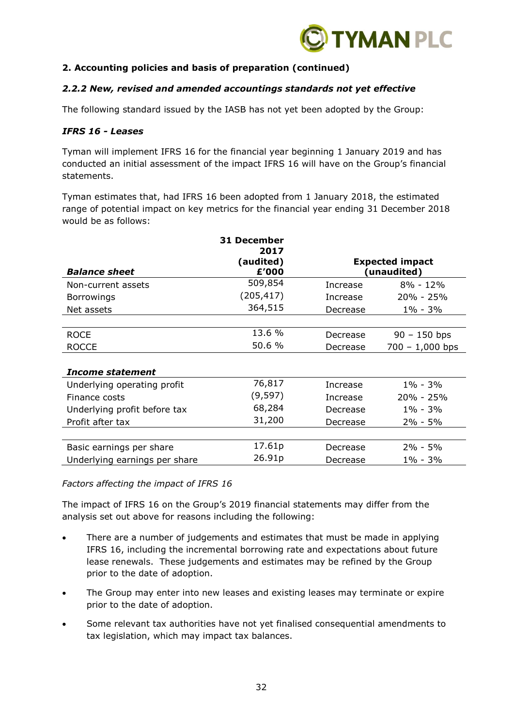## 2. Accounting policies and basis of preparation (continued)

### *2.2.2 New, revised and amended accountings standards not yet effective*

The following standard issued by the IASB has not yet been adopted by the Group:

#### *IFRS 16 - Leases*

Tyman will implement IFRS 16 for the financial year beginning 1 January 2019 and has conducted an initial assessment of the impact IFRS 16 will have on the Group's financial statements.

Tyman estimates that, had IFRS 16 been adopted from 1 January 2018, the estimated range of potential impact on key metrics for the financial year ending 31 December 2018 would be as follows:

| *Balance sheet* | 31 December 2017 (audited) £'000 | Expected impact (unaudited) | |
|---|---|---|---|
| Non-current assets | 509,854 | Increase | 8% - 12% |
| Borrowings | (205,417) | Increase | 20% - 25% |
| Net assets | 364,515 | Decrease | 1% - 3% |
| | | | |
| ROCE | 13.6 % | Decrease | 90 – 150 bps |
| ROCCE | 50.6 % | Decrease | 700 – 1,000 bps |
| | | | |
| ***Income statement*** | | | |
| Underlying operating profit | 76,817 | Increase | 1% - 3% |
| Finance costs | (9,597) | Increase | 20% - 25% |
| Underlying profit before tax | 68,284 | Decrease | 1% - 3% |
| Profit after tax | 31,200 | Decrease | 2% - 5% |
| | | | |
| Basic earnings per share | 17.61p | Decrease | 2% - 5% |
| Underlying earnings per share | 26.91p | Decrease | 1% - 3% |

*Factors affecting the impact of IFRS 16*

The impact of IFRS 16 on the Group's 2019 financial statements may differ from the analysis set out above for reasons including the following:

- There are a number of judgements and estimates that must be made in applying IFRS 16, including the incremental borrowing rate and expectations about future lease renewals. These judgements and estimates may be refined by the Group prior to the date of adoption.
- The Group may enter into new leases and existing leases may terminate or expire prior to the date of adoption.
- Some relevant tax authorities have not yet finalised consequential amendments to tax legislation, which may impact tax balances.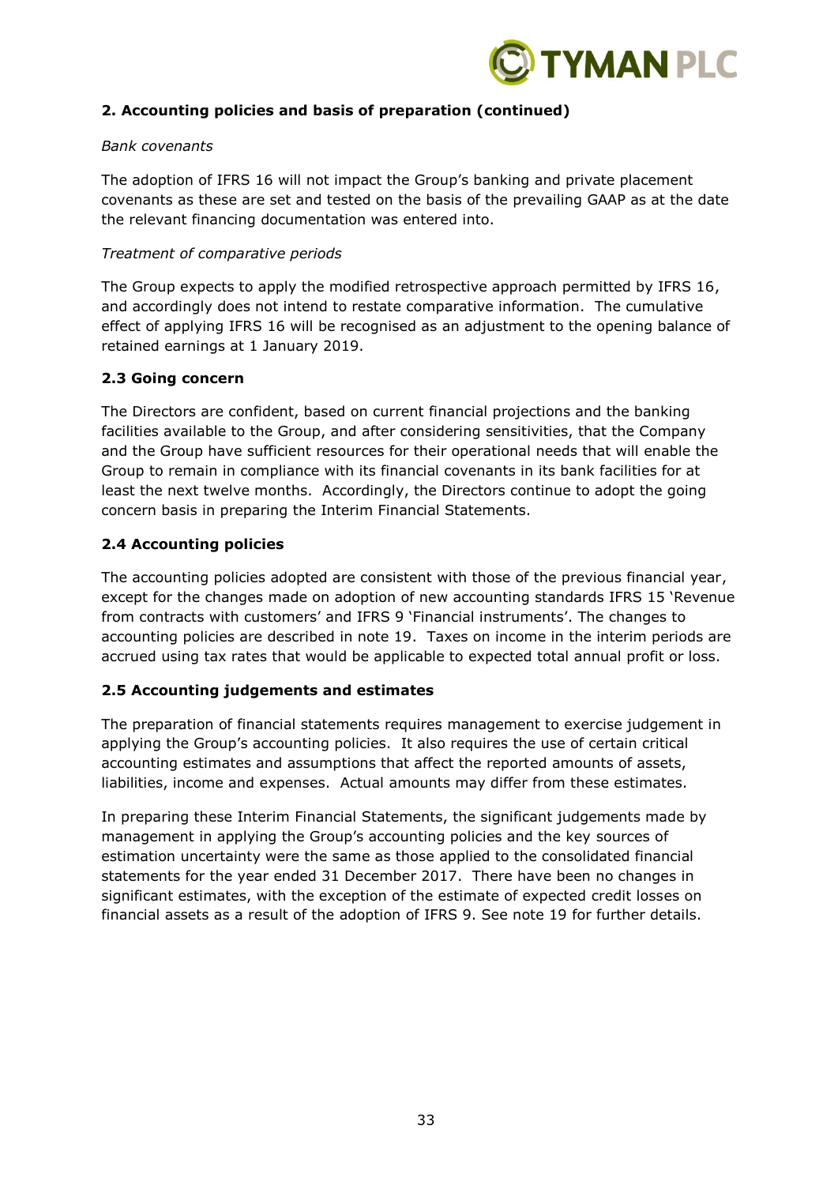## 2. Accounting policies and basis of preparation (continued)

*Bank covenants*

The adoption of IFRS 16 will not impact the Group's banking and private placement covenants as these are set and tested on the basis of the prevailing GAAP as at the date the relevant financing documentation was entered into.

*Treatment of comparative periods*

The Group expects to apply the modified retrospective approach permitted by IFRS 16, and accordingly does not intend to restate comparative information. The cumulative effect of applying IFRS 16 will be recognised as an adjustment to the opening balance of retained earnings at 1 January 2019.

### 2.3 Going concern

The Directors are confident, based on current financial projections and the banking facilities available to the Group, and after considering sensitivities, that the Company and the Group have sufficient resources for their operational needs that will enable the Group to remain in compliance with its financial covenants in its bank facilities for at least the next twelve months. Accordingly, the Directors continue to adopt the going concern basis in preparing the Interim Financial Statements.

### 2.4 Accounting policies

The accounting policies adopted are consistent with those of the previous financial year, except for the changes made on adoption of new accounting standards IFRS 15 'Revenue from contracts with customers' and IFRS 9 'Financial instruments'. The changes to accounting policies are described in note 19. Taxes on income in the interim periods are accrued using tax rates that would be applicable to expected total annual profit or loss.

### 2.5 Accounting judgements and estimates

The preparation of financial statements requires management to exercise judgement in applying the Group's accounting policies. It also requires the use of certain critical accounting estimates and assumptions that affect the reported amounts of assets, liabilities, income and expenses. Actual amounts may differ from these estimates.

In preparing these Interim Financial Statements, the significant judgements made by management in applying the Group's accounting policies and the key sources of estimation uncertainty were the same as those applied to the consolidated financial statements for the year ended 31 December 2017. There have been no changes in significant estimates, with the exception of the estimate of expected credit losses on financial assets as a result of the adoption of IFRS 9. See note 19 for further details.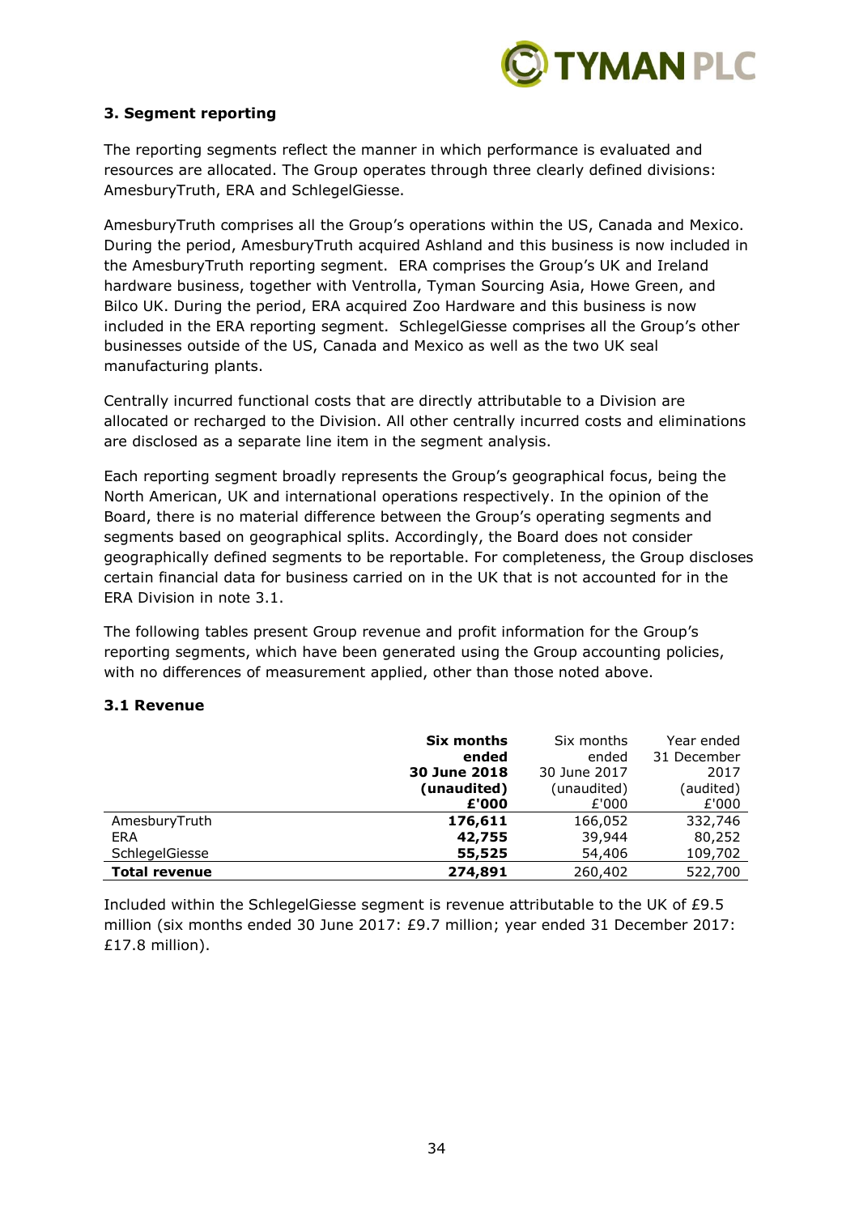### 3. Segment reporting

The reporting segments reflect the manner in which performance is evaluated and resources are allocated. The Group operates through three clearly defined divisions: AmesburyTruth, ERA and SchlegelGiesse.

AmesburyTruth comprises all the Group's operations within the US, Canada and Mexico. During the period, AmesburyTruth acquired Ashland and this business is now included in the AmesburyTruth reporting segment. ERA comprises the Group's UK and Ireland hardware business, together with Ventrolla, Tyman Sourcing Asia, Howe Green, and Bilco UK. During the period, ERA acquired Zoo Hardware and this business is now included in the ERA reporting segment. SchlegelGiesse comprises all the Group's other businesses outside of the US, Canada and Mexico as well as the two UK seal manufacturing plants.

Centrally incurred functional costs that are directly attributable to a Division are allocated or recharged to the Division. All other centrally incurred costs and eliminations are disclosed as a separate line item in the segment analysis.

Each reporting segment broadly represents the Group's geographical focus, being the North American, UK and international operations respectively. In the opinion of the Board, there is no material difference between the Group's operating segments and segments based on geographical splits. Accordingly, the Board does not consider geographically defined segments to be reportable. For completeness, the Group discloses certain financial data for business carried on in the UK that is not accounted for in the ERA Division in note 3.1.

The following tables present Group revenue and profit information for the Group's reporting segments, which have been generated using the Group accounting policies, with no differences of measurement applied, other than those noted above.

#### 3.1 Revenue

| | **Six months ended 30 June 2018 (unaudited) £'000** | Six months ended 30 June 2017 (unaudited) £'000 | Year ended 31 December 2017 (audited) £'000 |
|---|---|---|---|
| AmesburyTruth | **176,611** | 166,052 | 332,746 |
| ERA | **42,755** | 39,944 | 80,252 |
| SchlegelGiesse | **55,525** | 54,406 | 109,702 |
| **Total revenue** | **274,891** | 260,402 | 522,700 |

Included within the SchlegelGiesse segment is revenue attributable to the UK of £9.5 million (six months ended 30 June 2017: £9.7 million; year ended 31 December 2017: £17.8 million).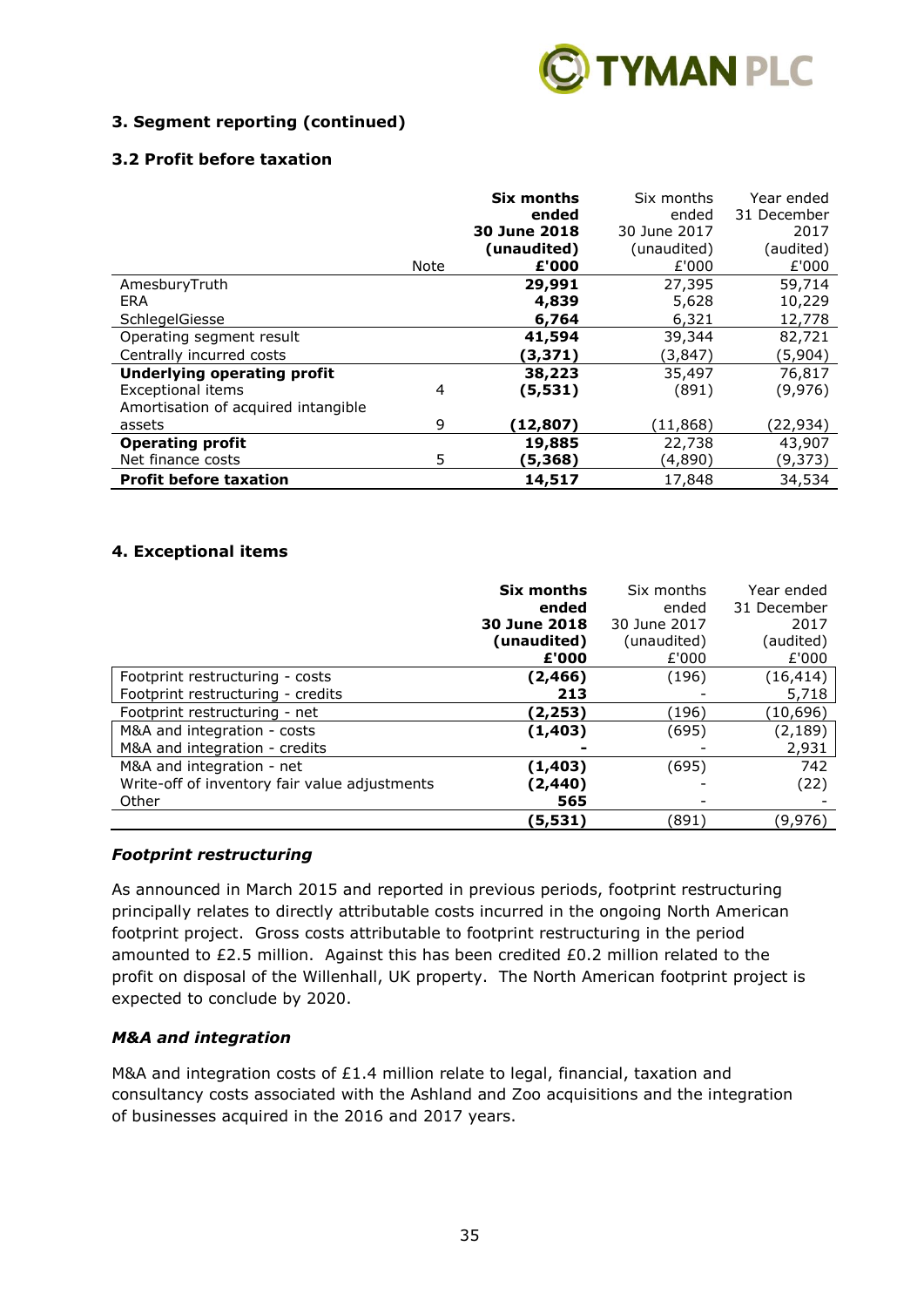### 3. Segment reporting (continued)

#### 3.2 Profit before taxation

| | Note | **Six months ended 30 June 2018 (unaudited) £'000** | Six months ended 30 June 2017 (unaudited) £'000 | Year ended 31 December 2017 (audited) £'000 |
|---|---|---|---|---|
| AmesburyTruth | | **29,991** | 27,395 | 59,714 |
| ERA | | **4,839** | 5,628 | 10,229 |
| SchlegelGiesse | | **6,764** | 6,321 | 12,778 |
| Operating segment result | | **41,594** | 39,344 | 82,721 |
| Centrally incurred costs | | **(3,371)** | (3,847) | (5,904) |
| **Underlying operating profit** | | **38,223** | 35,497 | 76,817 |
| Exceptional items | 4 | **(5,531)** | (891) | (9,976) |
| Amortisation of acquired intangible assets | 9 | **(12,807)** | (11,868) | (22,934) |
| **Operating profit** | | **19,885** | 22,738 | 43,907 |
| Net finance costs | 5 | **(5,368)** | (4,890) | (9,373) |
| **Profit before taxation** | | **14,517** | 17,848 | 34,534 |

### 4. Exceptional items

| | **Six months ended 30 June 2018 (unaudited) £'000** | Six months ended 30 June 2017 (unaudited) £'000 | Year ended 31 December 2017 (audited) £'000 |
|---|---|---|---|
| Footprint restructuring - costs | **(2,466)** | (196) | (16,414) |
| Footprint restructuring - credits | **213** | - | 5,718 |
| Footprint restructuring - net | **(2,253)** | (196) | (10,696) |
| M&A and integration - costs | **(1,403)** | (695) | (2,189) |
| M&A and integration - credits | **-** | - | 2,931 |
| M&A and integration - net | **(1,403)** | (695) | 742 |
| Write-off of inventory fair value adjustments | **(2,440)** | - | (22) |
| Other | **565** | - | - |
| | **(5,531)** | (891) | (9,976) |

***Footprint restructuring***

As announced in March 2015 and reported in previous periods, footprint restructuring principally relates to directly attributable costs incurred in the ongoing North American footprint project. Gross costs attributable to footprint restructuring in the period amounted to £2.5 million. Against this has been credited £0.2 million related to the profit on disposal of the Willenhall, UK property. The North American footprint project is expected to conclude by 2020.

***M&A and integration***

M&A and integration costs of £1.4 million relate to legal, financial, taxation and consultancy costs associated with the Ashland and Zoo acquisitions and the integration of businesses acquired in the 2016 and 2017 years.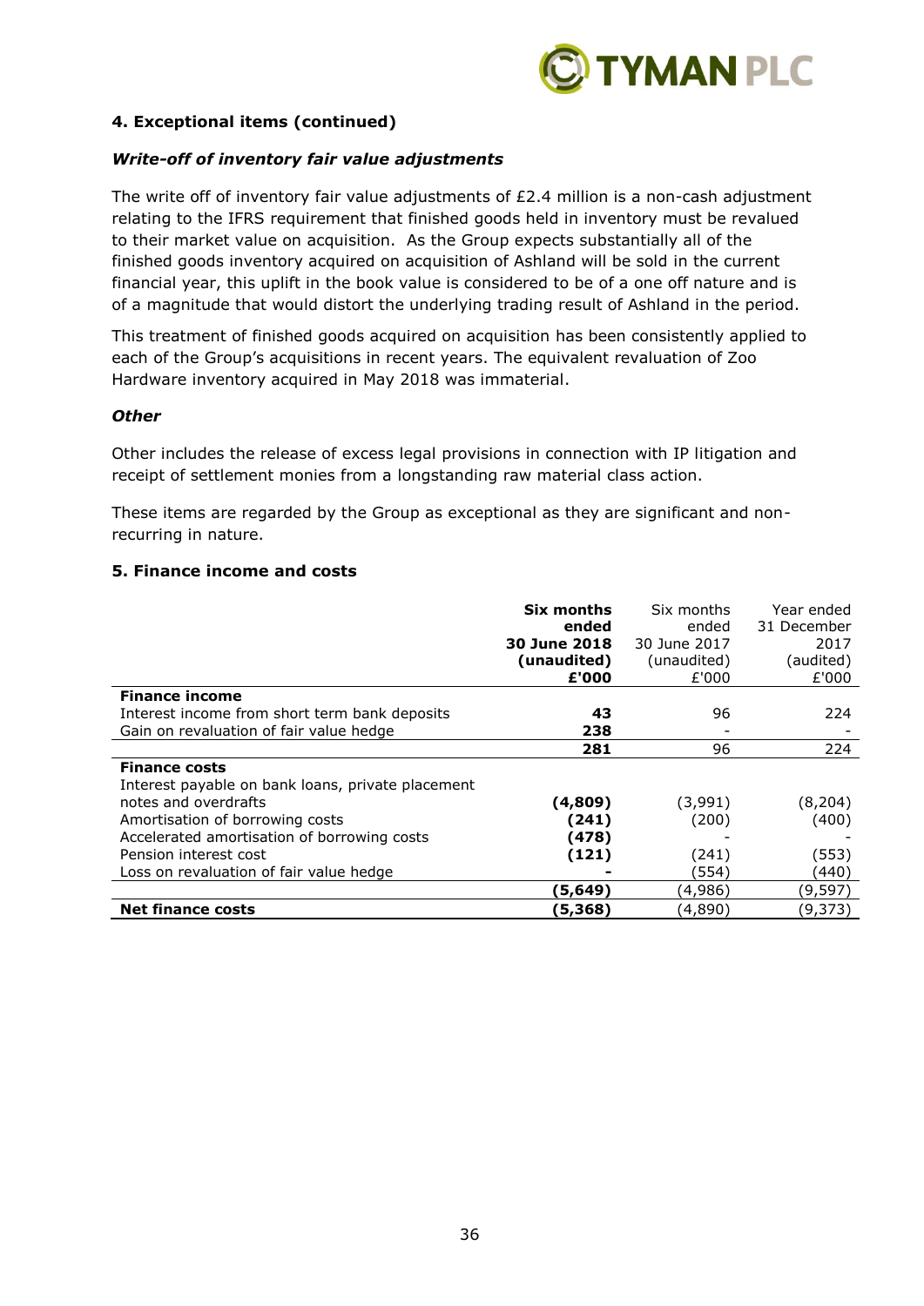## 4. Exceptional items (continued)

### *Write-off of inventory fair value adjustments*

The write off of inventory fair value adjustments of £2.4 million is a non-cash adjustment relating to the IFRS requirement that finished goods held in inventory must be revalued to their market value on acquisition. As the Group expects substantially all of the finished goods inventory acquired on acquisition of Ashland will be sold in the current financial year, this uplift in the book value is considered to be of a one off nature and is of a magnitude that would distort the underlying trading result of Ashland in the period.

This treatment of finished goods acquired on acquisition has been consistently applied to each of the Group's acquisitions in recent years. The equivalent revaluation of Zoo Hardware inventory acquired in May 2018 was immaterial.

### *Other*

Other includes the release of excess legal provisions in connection with IP litigation and receipt of settlement monies from a longstanding raw material class action.

These items are regarded by the Group as exceptional as they are significant and non-recurring in nature.

## 5. Finance income and costs

| | **Six months ended 30 June 2018 (unaudited) £'000** | Six months ended 30 June 2017 (unaudited) £'000 | Year ended 31 December 2017 (audited) £'000 |
|---|---|---|---|
| **Finance income** | | | |
| Interest income from short term bank deposits | **43** | 96 | 224 |
| Gain on revaluation of fair value hedge | **238** | - | - |
| | **281** | 96 | 224 |
| **Finance costs** | | | |
| Interest payable on bank loans, private placement notes and overdrafts | **(4,809)** | (3,991) | (8,204) |
| Amortisation of borrowing costs | **(241)** | (200) | (400) |
| Accelerated amortisation of borrowing costs | **(478)** | - | - |
| Pension interest cost | **(121)** | (241) | (553) |
| Loss on revaluation of fair value hedge | **-** | (554) | (440) |
| | **(5,649)** | (4,986) | (9,597) |
| **Net finance costs** | **(5,368)** | (4,890) | (9,373) |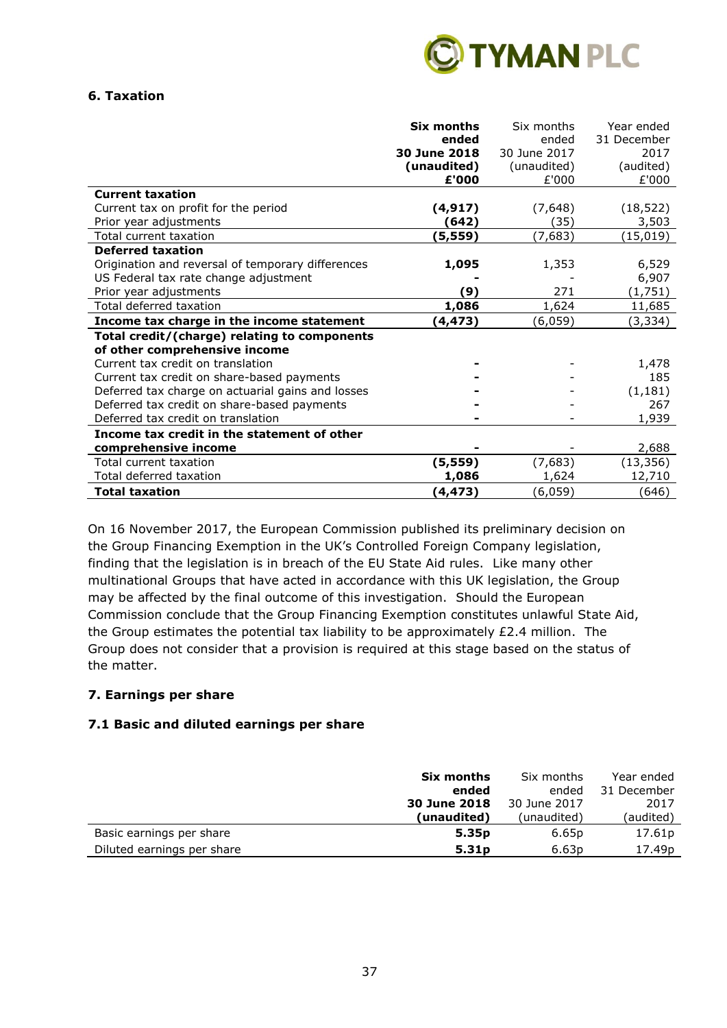## 6. Taxation

| | **Six months ended 30 June 2018 (unaudited) £'000** | Six months ended 30 June 2017 (unaudited) £'000 | Year ended 31 December 2017 (audited) £'000 |
|---|---|---|---|
| **Current taxation** | | | |
| Current tax on profit for the period | **(4,917)** | (7,648) | (18,522) |
| Prior year adjustments | **(642)** | (35) | 3,503 |
| Total current taxation | **(5,559)** | (7,683) | (15,019) |
| **Deferred taxation** | | | |
| Origination and reversal of temporary differences | **1,095** | 1,353 | 6,529 |
| US Federal tax rate change adjustment | **-** | - | 6,907 |
| Prior year adjustments | **(9)** | 271 | (1,751) |
| Total deferred taxation | **1,086** | 1,624 | 11,685 |
| **Income tax charge in the income statement** | **(4,473)** | (6,059) | (3,334) |
| **Total credit/(charge) relating to components of other comprehensive income** | | | |
| Current tax credit on translation | **-** | - | 1,478 |
| Current tax credit on share-based payments | **-** | - | 185 |
| Deferred tax charge on actuarial gains and losses | **-** | - | (1,181) |
| Deferred tax credit on share-based payments | **-** | - | 267 |
| Deferred tax credit on translation | **-** | - | 1,939 |
| **Income tax credit in the statement of other comprehensive income** | **-** | - | 2,688 |
| Total current taxation | **(5,559)** | (7,683) | (13,356) |
| Total deferred taxation | **1,086** | 1,624 | 12,710 |
| **Total taxation** | **(4,473)** | (6,059) | (646) |

On 16 November 2017, the European Commission published its preliminary decision on the Group Financing Exemption in the UK's Controlled Foreign Company legislation, finding that the legislation is in breach of the EU State Aid rules. Like many other multinational Groups that have acted in accordance with this UK legislation, the Group may be affected by the final outcome of this investigation. Should the European Commission conclude that the Group Financing Exemption constitutes unlawful State Aid, the Group estimates the potential tax liability to be approximately £2.4 million. The Group does not consider that a provision is required at this stage based on the status of the matter.

## 7. Earnings per share

### 7.1 Basic and diluted earnings per share

| | **Six months ended 30 June 2018 (unaudited)** | Six months ended 30 June 2017 (unaudited) | Year ended 31 December 2017 (audited) |
|---|---|---|---|
| Basic earnings per share | **5.35p** | 6.65p | 17.61p |
| Diluted earnings per share | **5.31p** | 6.63p | 17.49p |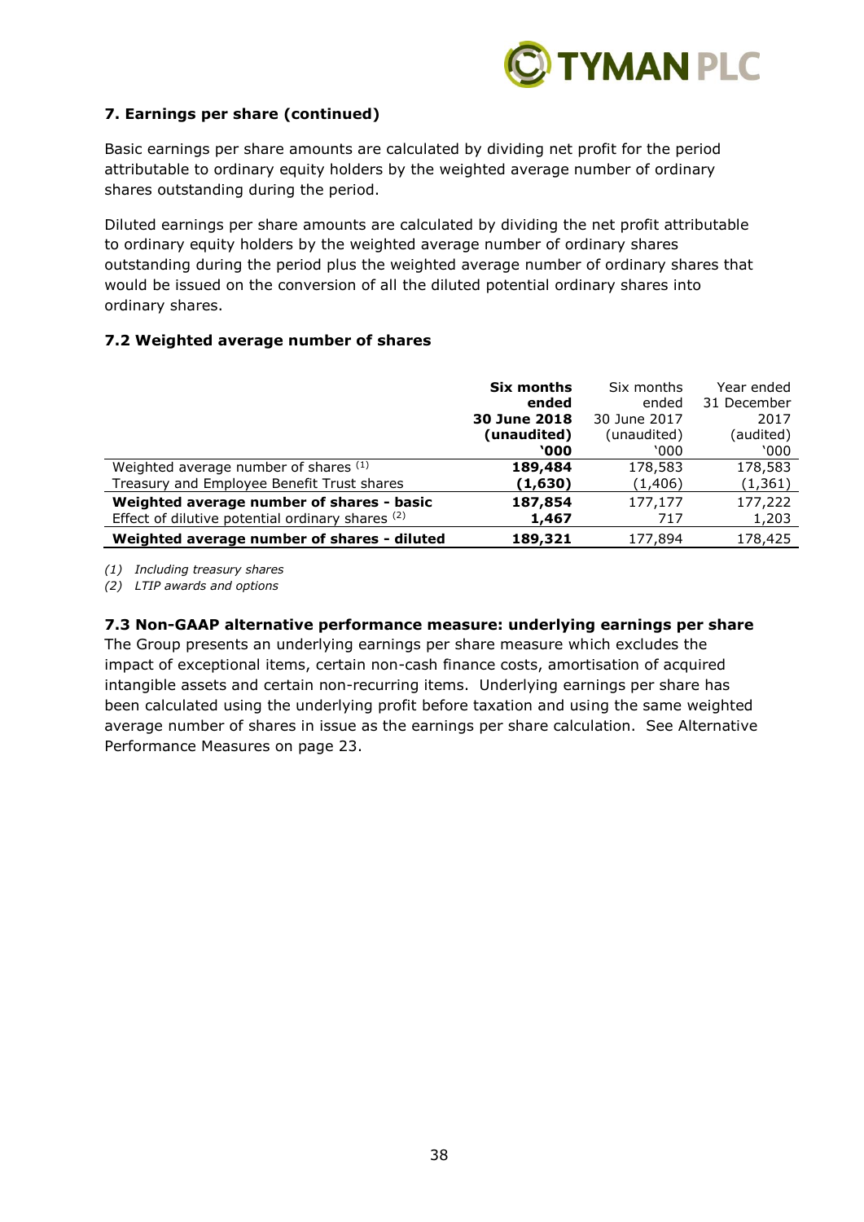## 7. Earnings per share (continued)

Basic earnings per share amounts are calculated by dividing net profit for the period attributable to ordinary equity holders by the weighted average number of ordinary shares outstanding during the period.

Diluted earnings per share amounts are calculated by dividing the net profit attributable to ordinary equity holders by the weighted average number of ordinary shares outstanding during the period plus the weighted average number of ordinary shares that would be issued on the conversion of all the diluted potential ordinary shares into ordinary shares.

### 7.2 Weighted average number of shares

| | **Six months ended 30 June 2018 (unaudited) '000** | Six months ended 30 June 2017 (unaudited) '000 | Year ended 31 December 2017 (audited) '000 |
|---|---|---|---|
| Weighted average number of shares (1) | **189,484** | 178,583 | 178,583 |
| Treasury and Employee Benefit Trust shares | **(1,630)** | (1,406) | (1,361) |
| **Weighted average number of shares - basic** | **187,854** | 177,177 | 177,222 |
| Effect of dilutive potential ordinary shares (2) | **1,467** | 717 | 1,203 |
| **Weighted average number of shares - diluted** | **189,321** | 177,894 | 178,425 |

*(1) Including treasury shares*

*(2) LTIP awards and options*

### 7.3 Non-GAAP alternative performance measure: underlying earnings per share

The Group presents an underlying earnings per share measure which excludes the impact of exceptional items, certain non-cash finance costs, amortisation of acquired intangible assets and certain non-recurring items. Underlying earnings per share has been calculated using the underlying profit before taxation and using the same weighted average number of shares in issue as the earnings per share calculation. See Alternative Performance Measures on page 23.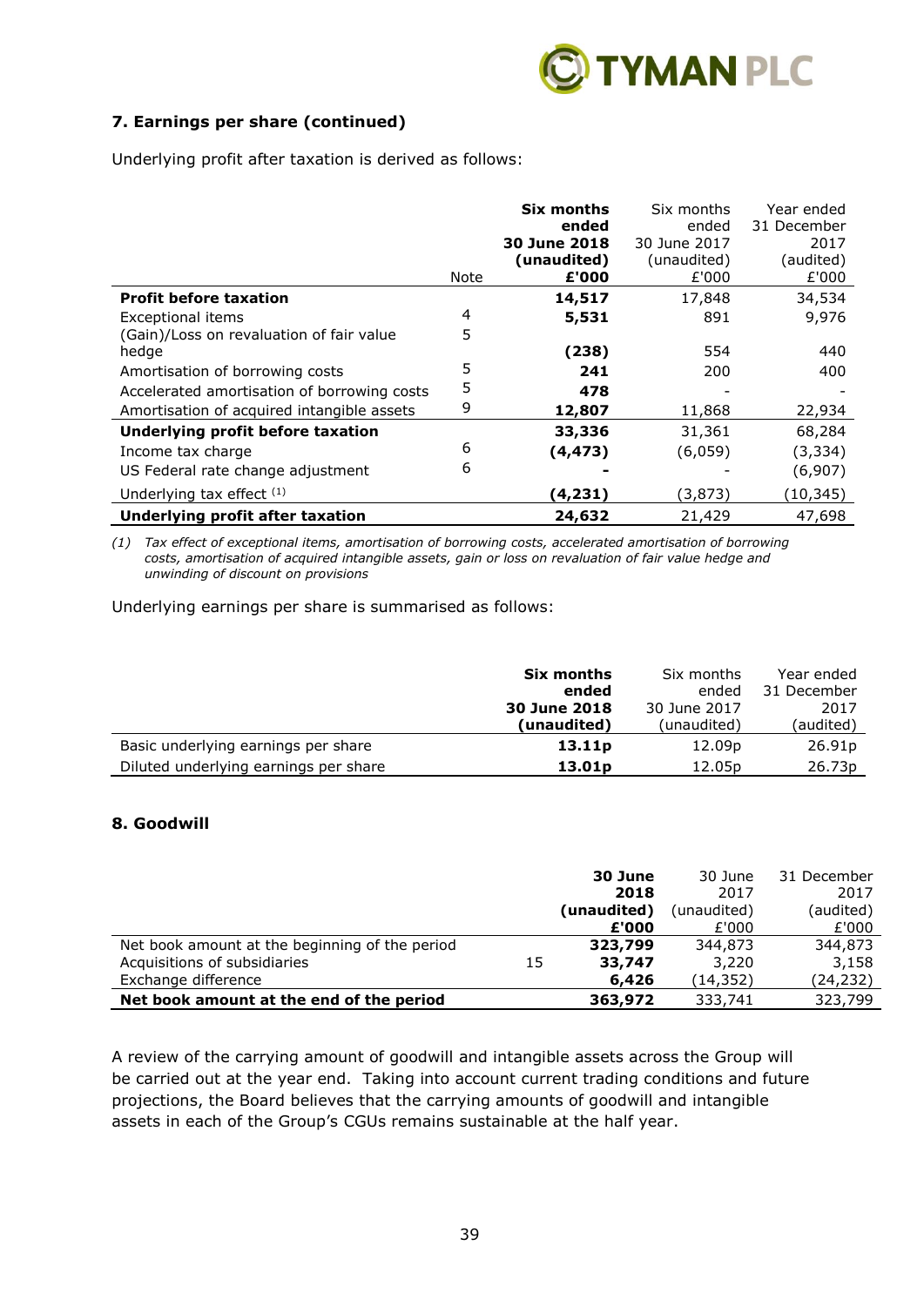### 7. Earnings per share (continued)

Underlying profit after taxation is derived as follows:

| | Note | **Six months ended 30 June 2018 (unaudited) £'000** | Six months ended 30 June 2017 (unaudited) £'000 | Year ended 31 December 2017 (audited) £'000 |
|---|---|---|---|---|
| **Profit before taxation** | | **14,517** | 17,848 | 34,534 |
| Exceptional items | 4 | **5,531** | 891 | 9,976 |
| (Gain)/Loss on revaluation of fair value hedge | 5 | **(238)** | 554 | 440 |
| Amortisation of borrowing costs | 5 | **241** | 200 | 400 |
| Accelerated amortisation of borrowing costs | 5 | **478** | - | - |
| Amortisation of acquired intangible assets | 9 | **12,807** | 11,868 | 22,934 |
| **Underlying profit before taxation** | | **33,336** | 31,361 | 68,284 |
| Income tax charge | 6 | **(4,473)** | (6,059) | (3,334) |
| US Federal rate change adjustment | 6 | **-** | - | (6,907) |
| Underlying tax effect [(1)] | | **(4,231)** | (3,873) | (10,345) |
| **Underlying profit after taxation** | | **24,632** | 21,429 | 47,698 |

*(1) Tax effect of exceptional items, amortisation of borrowing costs, accelerated amortisation of borrowing costs, amortisation of acquired intangible assets, gain or loss on revaluation of fair value hedge and unwinding of discount on provisions*

Underlying earnings per share is summarised as follows:

| | **Six months ended 30 June 2018 (unaudited)** | Six months ended 30 June 2017 (unaudited) | Year ended 31 December 2017 (audited) |
|---|---|---|---|
| Basic underlying earnings per share | **13.11p** | 12.09p | 26.91p |
| Diluted underlying earnings per share | **13.01p** | 12.05p | 26.73p |

### 8. Goodwill

| | | **30 June 2018 (unaudited) £'000** | 30 June 2017 (unaudited) £'000 | 31 December 2017 (audited) £'000 |
|---|---|---|---|---|
| Net book amount at the beginning of the period | | **323,799** | 344,873 | 344,873 |
| Acquisitions of subsidiaries | 15 | **33,747** | 3,220 | 3,158 |
| Exchange difference | | **6,426** | (14,352) | (24,232) |
| **Net book amount at the end of the period** | | **363,972** | 333,741 | 323,799 |

A review of the carrying amount of goodwill and intangible assets across the Group will be carried out at the year end. Taking into account current trading conditions and future projections, the Board believes that the carrying amounts of goodwill and intangible assets in each of the Group's CGUs remains sustainable at the half year.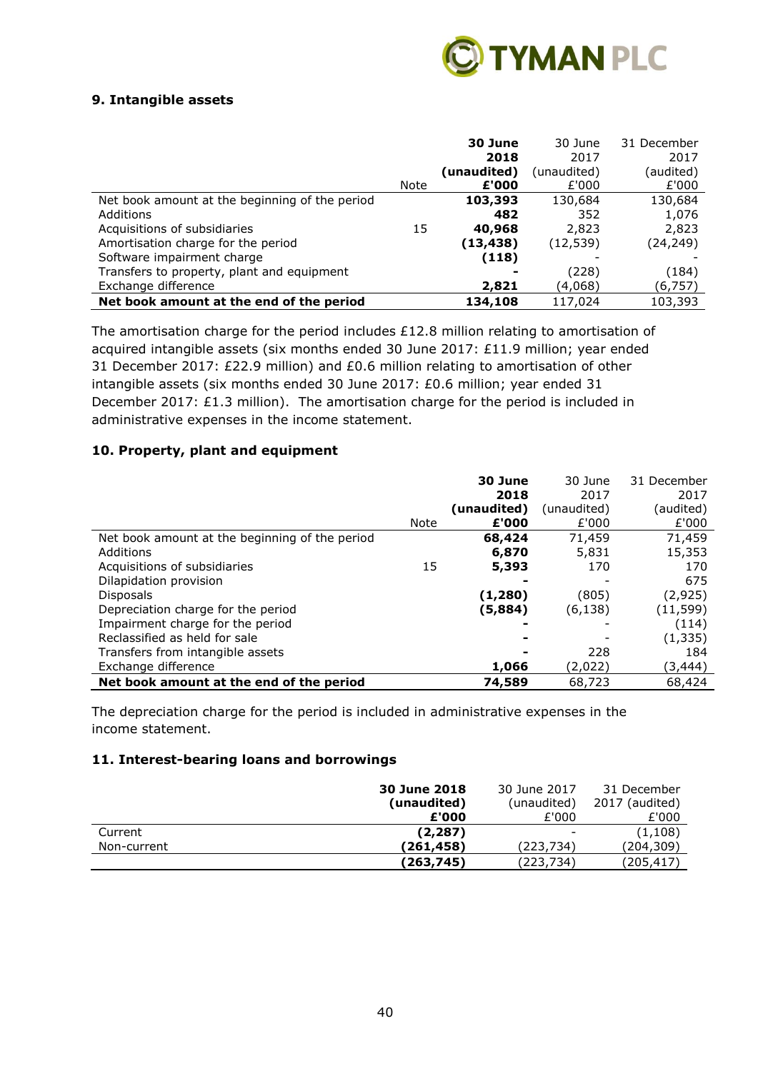### 9. Intangible assets

| | Note | 30 June 2018 (unaudited) £'000 | 30 June 2017 (unaudited) £'000 | 31 December 2017 (audited) £'000 |
|---|---|---|---|---|
| Net book amount at the beginning of the period | | **103,393** | 130,684 | 130,684 |
| Additions | | **482** | 352 | 1,076 |
| Acquisitions of subsidiaries | 15 | **40,968** | 2,823 | 2,823 |
| Amortisation charge for the period | | **(13,438)** | (12,539) | (24,249) |
| Software impairment charge | | **(118)** | - | - |
| Transfers to property, plant and equipment | | **-** | (228) | (184) |
| Exchange difference | | **2,821** | (4,068) | (6,757) |
| **Net book amount at the end of the period** | | **134,108** | 117,024 | 103,393 |

The amortisation charge for the period includes £12.8 million relating to amortisation of acquired intangible assets (six months ended 30 June 2017: £11.9 million; year ended 31 December 2017: £22.9 million) and £0.6 million relating to amortisation of other intangible assets (six months ended 30 June 2017: £0.6 million; year ended 31 December 2017: £1.3 million). The amortisation charge for the period is included in administrative expenses in the income statement.

### 10. Property, plant and equipment

| | Note | 30 June 2018 (unaudited) £'000 | 30 June 2017 (unaudited) £'000 | 31 December 2017 (audited) £'000 |
|---|---|---|---|---|
| Net book amount at the beginning of the period | | **68,424** | 71,459 | 71,459 |
| Additions | | **6,870** | 5,831 | 15,353 |
| Acquisitions of subsidiaries | 15 | **5,393** | 170 | 170 |
| Dilapidation provision | | **-** | - | 675 |
| Disposals | | **(1,280)** | (805) | (2,925) |
| Depreciation charge for the period | | **(5,884)** | (6,138) | (11,599) |
| Impairment charge for the period | | **-** | - | (114) |
| Reclassified as held for sale | | **-** | - | (1,335) |
| Transfers from intangible assets | | **-** | 228 | 184 |
| Exchange difference | | **1,066** | (2,022) | (3,444) |
| **Net book amount at the end of the period** | | **74,589** | 68,723 | 68,424 |

The depreciation charge for the period is included in administrative expenses in the income statement.

### 11. Interest-bearing loans and borrowings

| | 30 June 2018 (unaudited) £'000 | 30 June 2017 (unaudited) £'000 | 31 December 2017 (audited) £'000 |
|---|---|---|---|
| Current | **(2,287)** | - | (1,108) |
| Non-current | **(261,458)** | (223,734) | (204,309) |
| | **(263,745)** | (223,734) | (205,417) |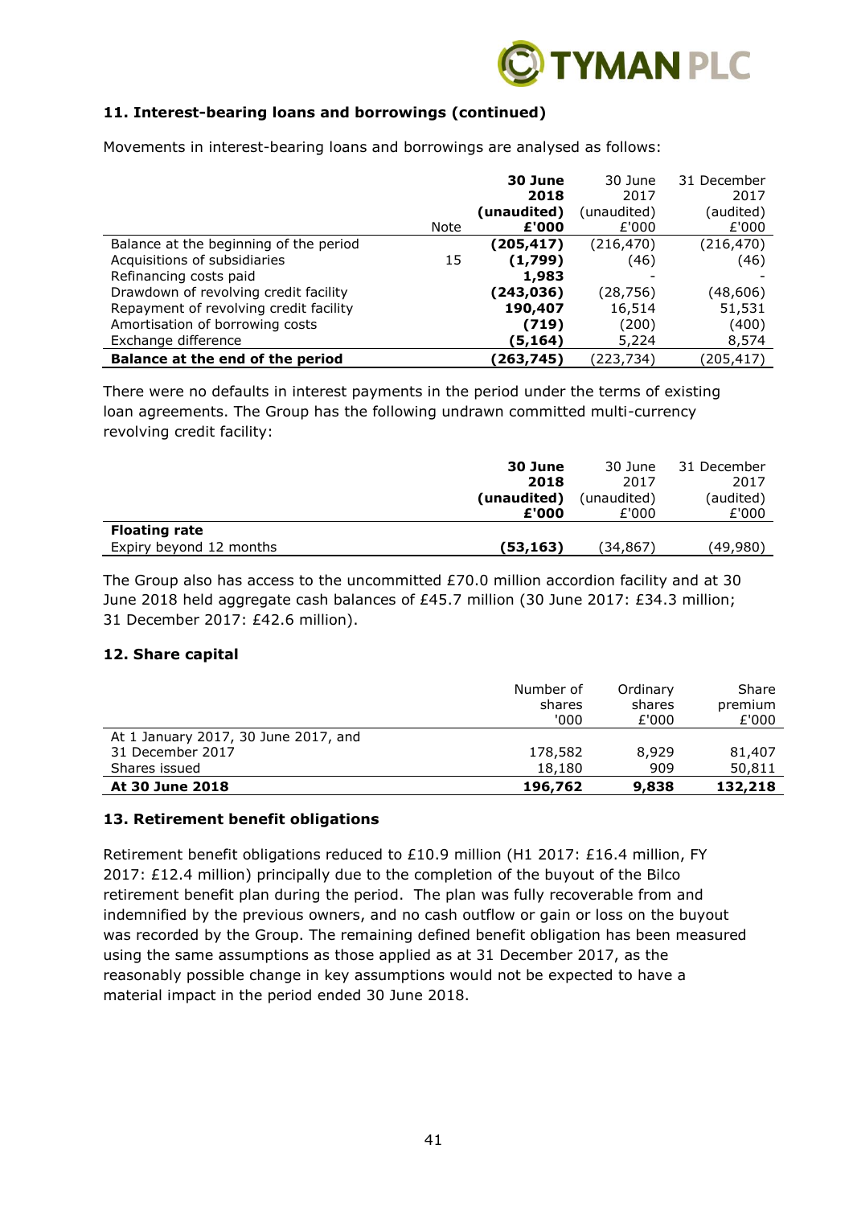## 11. Interest-bearing loans and borrowings (continued)

Movements in interest-bearing loans and borrowings are analysed as follows:

| | Note | **30 June 2018 (unaudited) £'000** | 30 June 2017 (unaudited) £'000 | 31 December 2017 (audited) £'000 |
|---|---|---|---|---|
| Balance at the beginning of the period | | **(205,417)** | (216,470) | (216,470) |
| Acquisitions of subsidiaries | 15 | **(1,799)** | (46) | (46) |
| Refinancing costs paid | | **1,983** | - | - |
| Drawdown of revolving credit facility | | **(243,036)** | (28,756) | (48,606) |
| Repayment of revolving credit facility | | **190,407** | 16,514 | 51,531 |
| Amortisation of borrowing costs | | **(719)** | (200) | (400) |
| Exchange difference | | **(5,164)** | 5,224 | 8,574 |
| **Balance at the end of the period** | | **(263,745)** | (223,734) | (205,417) |

There were no defaults in interest payments in the period under the terms of existing loan agreements. The Group has the following undrawn committed multi-currency revolving credit facility:

| | **30 June 2018 (unaudited) £'000** | 30 June 2017 (unaudited) £'000 | 31 December 2017 (audited) £'000 |
|---|---|---|---|
| **Floating rate** | | | |
| Expiry beyond 12 months | **(53,163)** | (34,867) | (49,980) |

The Group also has access to the uncommitted £70.0 million accordion facility and at 30 June 2018 held aggregate cash balances of £45.7 million (30 June 2017: £34.3 million; 31 December 2017: £42.6 million).

## 12. Share capital

| | Number of shares '000 | Ordinary shares £'000 | Share premium £'000 |
|---|---|---|---|
| At 1 January 2017, 30 June 2017, and 31 December 2017 | 178,582 | 8,929 | 81,407 |
| Shares issued | 18,180 | 909 | 50,811 |
| **At 30 June 2018** | **196,762** | **9,838** | **132,218** |

## 13. Retirement benefit obligations

Retirement benefit obligations reduced to £10.9 million (H1 2017: £16.4 million, FY 2017: £12.4 million) principally due to the completion of the buyout of the Bilco retirement benefit plan during the period. The plan was fully recoverable from and indemnified by the previous owners, and no cash outflow or gain or loss on the buyout was recorded by the Group. The remaining defined benefit obligation has been measured using the same assumptions as those applied as at 31 December 2017, as the reasonably possible change in key assumptions would not be expected to have a material impact in the period ended 30 June 2018.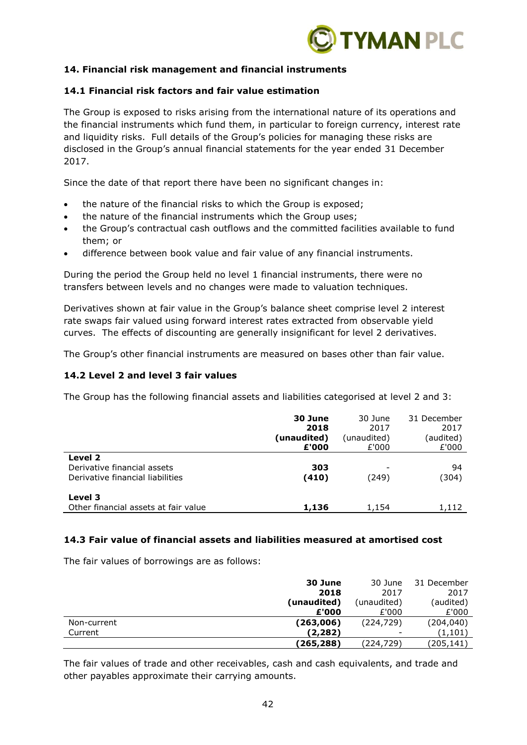## 14. Financial risk management and financial instruments

### 14.1 Financial risk factors and fair value estimation

The Group is exposed to risks arising from the international nature of its operations and the financial instruments which fund them, in particular to foreign currency, interest rate and liquidity risks. Full details of the Group's policies for managing these risks are disclosed in the Group's annual financial statements for the year ended 31 December 2017.

Since the date of that report there have been no significant changes in:

- the nature of the financial risks to which the Group is exposed;
- the nature of the financial instruments which the Group uses;
- the Group's contractual cash outflows and the committed facilities available to fund them; or
- difference between book value and fair value of any financial instruments.

During the period the Group held no level 1 financial instruments, there were no transfers between levels and no changes were made to valuation techniques.

Derivatives shown at fair value in the Group's balance sheet comprise level 2 interest rate swaps fair valued using forward interest rates extracted from observable yield curves. The effects of discounting are generally insignificant for level 2 derivatives.

The Group's other financial instruments are measured on bases other than fair value.

### 14.2 Level 2 and level 3 fair values

The Group has the following financial assets and liabilities categorised at level 2 and 3:

| | **30 June 2018 (unaudited) £'000** | 30 June 2017 (unaudited) £'000 | 31 December 2017 (audited) £'000 |
|---|---|---|---|
| **Level 2** | | | |
| Derivative financial assets | **303** | - | 94 |
| Derivative financial liabilities | **(410)** | (249) | (304) |
| **Level 3** | | | |
| Other financial assets at fair value | **1,136** | 1,154 | 1,112 |

### 14.3 Fair value of financial assets and liabilities measured at amortised cost

The fair values of borrowings are as follows:

| | **30 June 2018 (unaudited) £'000** | 30 June 2017 (unaudited) £'000 | 31 December 2017 (audited) £'000 |
|---|---|---|---|
| Non-current | **(263,006)** | (224,729) | (204,040) |
| Current | **(2,282)** | - | (1,101) |
| | **(265,288)** | (224,729) | (205,141) |

The fair values of trade and other receivables, cash and cash equivalents, and trade and other payables approximate their carrying amounts.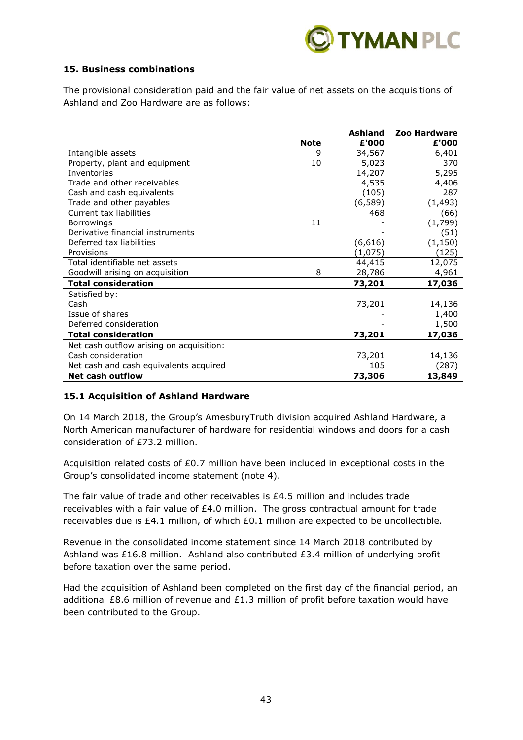### 15. Business combinations

The provisional consideration paid and the fair value of net assets on the acquisitions of Ashland and Zoo Hardware are as follows:

| | Note | Ashland £'000 | Zoo Hardware £'000 |
|---|---|---|---|
| Intangible assets | 9 | 34,567 | 6,401 |
| Property, plant and equipment | 10 | 5,023 | 370 |
| Inventories | | 14,207 | 5,295 |
| Trade and other receivables | | 4,535 | 4,406 |
| Cash and cash equivalents | | (105) | 287 |
| Trade and other payables | | (6,589) | (1,493) |
| Current tax liabilities | | 468 | (66) |
| Borrowings | 11 | - | (1,799) |
| Derivative financial instruments | | - | (51) |
| Deferred tax liabilities | | (6,616) | (1,150) |
| Provisions | | (1,075) | (125) |
| Total identifiable net assets | | 44,415 | 12,075 |
| Goodwill arising on acquisition | 8 | 28,786 | 4,961 |
| **Total consideration** | | **73,201** | **17,036** |
| Satisfied by: | | | |
| Cash | | 73,201 | 14,136 |
| Issue of shares | | - | 1,400 |
| Deferred consideration | | - | 1,500 |
| **Total consideration** | | **73,201** | **17,036** |
| Net cash outflow arising on acquisition: | | | |
| Cash consideration | | 73,201 | 14,136 |
| Net cash and cash equivalents acquired | | 105 | (287) |
| **Net cash outflow** | | **73,306** | **13,849** |

### 15.1 Acquisition of Ashland Hardware

On 14 March 2018, the Group's AmesburyTruth division acquired Ashland Hardware, a North American manufacturer of hardware for residential windows and doors for a cash consideration of £73.2 million.

Acquisition related costs of £0.7 million have been included in exceptional costs in the Group's consolidated income statement (note 4).

The fair value of trade and other receivables is £4.5 million and includes trade receivables with a fair value of £4.0 million. The gross contractual amount for trade receivables due is £4.1 million, of which £0.1 million are expected to be uncollectible.

Revenue in the consolidated income statement since 14 March 2018 contributed by Ashland was £16.8 million. Ashland also contributed £3.4 million of underlying profit before taxation over the same period.

Had the acquisition of Ashland been completed on the first day of the financial period, an additional £8.6 million of revenue and £1.3 million of profit before taxation would have been contributed to the Group.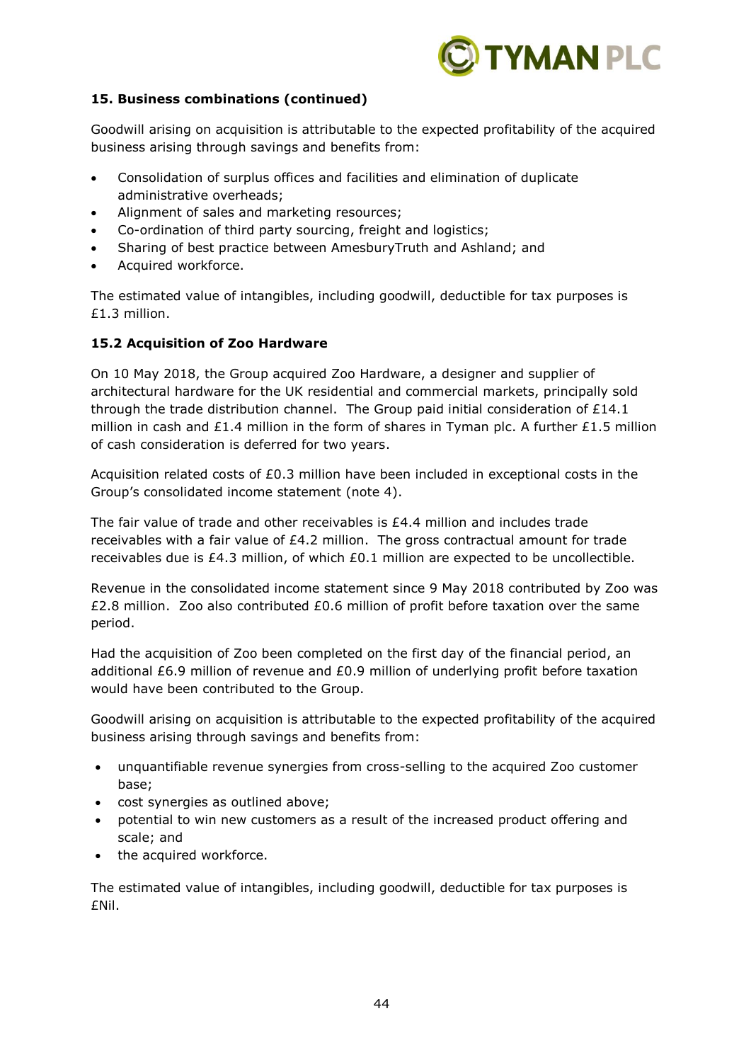### 15. Business combinations (continued)

Goodwill arising on acquisition is attributable to the expected profitability of the acquired business arising through savings and benefits from:

- Consolidation of surplus offices and facilities and elimination of duplicate administrative overheads;
- Alignment of sales and marketing resources;
- Co-ordination of third party sourcing, freight and logistics;
- Sharing of best practice between AmesburyTruth and Ashland; and
- Acquired workforce.

The estimated value of intangibles, including goodwill, deductible for tax purposes is £1.3 million.

### 15.2 Acquisition of Zoo Hardware

On 10 May 2018, the Group acquired Zoo Hardware, a designer and supplier of architectural hardware for the UK residential and commercial markets, principally sold through the trade distribution channel. The Group paid initial consideration of £14.1 million in cash and £1.4 million in the form of shares in Tyman plc. A further £1.5 million of cash consideration is deferred for two years.

Acquisition related costs of £0.3 million have been included in exceptional costs in the Group's consolidated income statement (note 4).

The fair value of trade and other receivables is £4.4 million and includes trade receivables with a fair value of £4.2 million. The gross contractual amount for trade receivables due is £4.3 million, of which £0.1 million are expected to be uncollectible.

Revenue in the consolidated income statement since 9 May 2018 contributed by Zoo was £2.8 million. Zoo also contributed £0.6 million of profit before taxation over the same period.

Had the acquisition of Zoo been completed on the first day of the financial period, an additional £6.9 million of revenue and £0.9 million of underlying profit before taxation would have been contributed to the Group.

Goodwill arising on acquisition is attributable to the expected profitability of the acquired business arising through savings and benefits from:

- unquantifiable revenue synergies from cross-selling to the acquired Zoo customer base;
- cost synergies as outlined above;
- potential to win new customers as a result of the increased product offering and scale; and
- the acquired workforce.

The estimated value of intangibles, including goodwill, deductible for tax purposes is £Nil.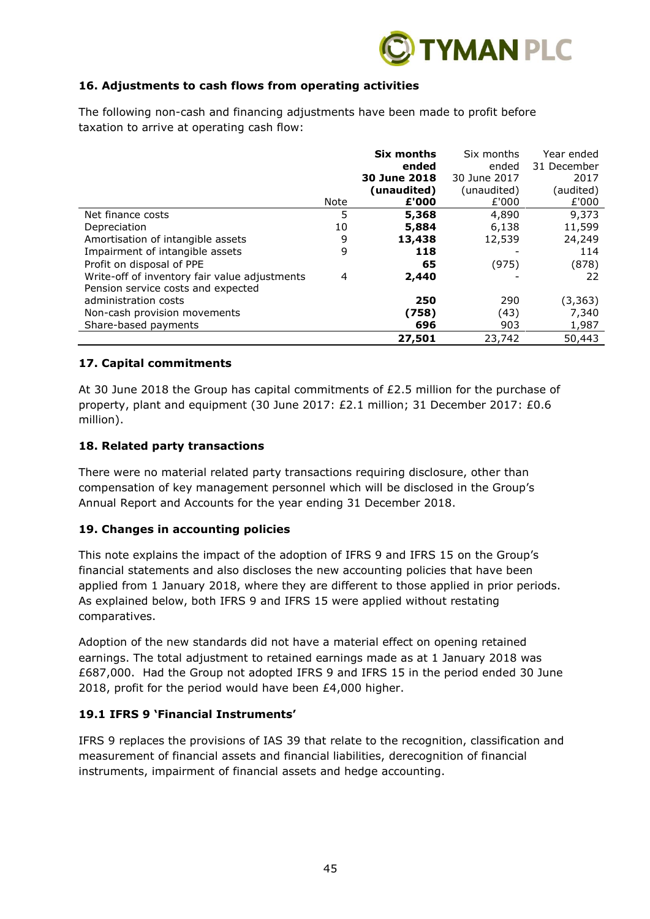### 16. Adjustments to cash flows from operating activities

The following non-cash and financing adjustments have been made to profit before taxation to arrive at operating cash flow:

| | Note | **Six months ended 30 June 2018 (unaudited) £'000** | Six months ended 30 June 2017 (unaudited) £'000 | Year ended 31 December 2017 (audited) £'000 |
|---|---|---|---|---|
| Net finance costs | 5 | **5,368** | 4,890 | 9,373 |
| Depreciation | 10 | **5,884** | 6,138 | 11,599 |
| Amortisation of intangible assets | 9 | **13,438** | 12,539 | 24,249 |
| Impairment of intangible assets | 9 | **118** | - | 114 |
| Profit on disposal of PPE | | **65** | (975) | (878) |
| Write-off of inventory fair value adjustments | 4 | **2,440** | - | 22 |
| Pension service costs and expected administration costs | | **250** | 290 | (3,363) |
| Non-cash provision movements | | **(758)** | (43) | 7,340 |
| Share-based payments | | **696** | 903 | 1,987 |
| | | **27,501** | 23,742 | 50,443 |

### 17. Capital commitments

At 30 June 2018 the Group has capital commitments of £2.5 million for the purchase of property, plant and equipment (30 June 2017: £2.1 million; 31 December 2017: £0.6 million).

### 18. Related party transactions

There were no material related party transactions requiring disclosure, other than compensation of key management personnel which will be disclosed in the Group's Annual Report and Accounts for the year ending 31 December 2018.

### 19. Changes in accounting policies

This note explains the impact of the adoption of IFRS 9 and IFRS 15 on the Group's financial statements and also discloses the new accounting policies that have been applied from 1 January 2018, where they are different to those applied in prior periods. As explained below, both IFRS 9 and IFRS 15 were applied without restating comparatives.

Adoption of the new standards did not have a material effect on opening retained earnings. The total adjustment to retained earnings made as at 1 January 2018 was £687,000. Had the Group not adopted IFRS 9 and IFRS 15 in the period ended 30 June 2018, profit for the period would have been £4,000 higher.

#### 19.1 IFRS 9 'Financial Instruments'

IFRS 9 replaces the provisions of IAS 39 that relate to the recognition, classification and measurement of financial assets and financial liabilities, derecognition of financial instruments, impairment of financial assets and hedge accounting.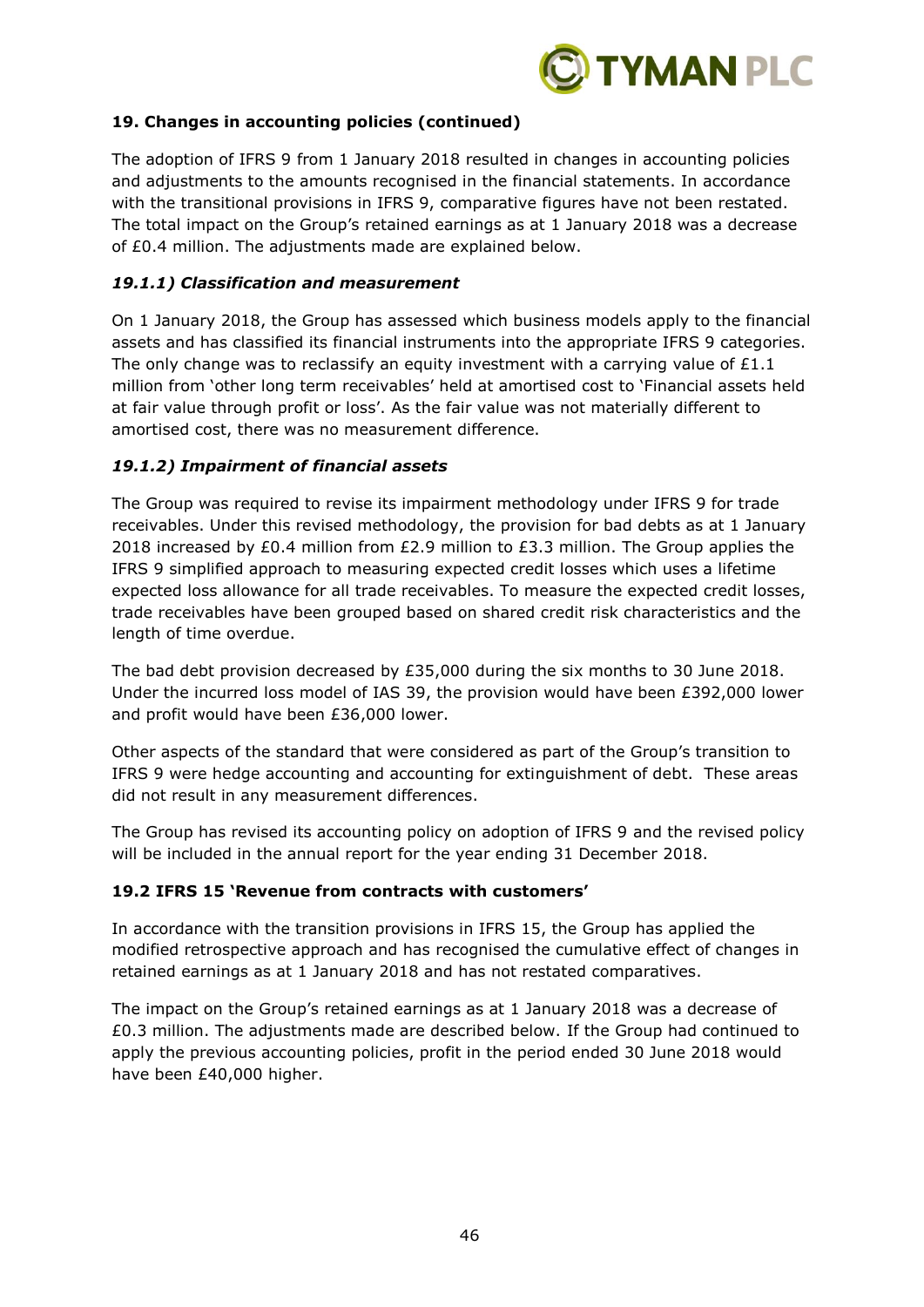### 19. Changes in accounting policies (continued)

The adoption of IFRS 9 from 1 January 2018 resulted in changes in accounting policies and adjustments to the amounts recognised in the financial statements. In accordance with the transitional provisions in IFRS 9, comparative figures have not been restated. The total impact on the Group's retained earnings as at 1 January 2018 was a decrease of £0.4 million. The adjustments made are explained below.

#### *19.1.1) Classification and measurement*

On 1 January 2018, the Group has assessed which business models apply to the financial assets and has classified its financial instruments into the appropriate IFRS 9 categories. The only change was to reclassify an equity investment with a carrying value of £1.1 million from 'other long term receivables' held at amortised cost to 'Financial assets held at fair value through profit or loss'. As the fair value was not materially different to amortised cost, there was no measurement difference.

#### *19.1.2) Impairment of financial assets*

The Group was required to revise its impairment methodology under IFRS 9 for trade receivables. Under this revised methodology, the provision for bad debts as at 1 January 2018 increased by £0.4 million from £2.9 million to £3.3 million. The Group applies the IFRS 9 simplified approach to measuring expected credit losses which uses a lifetime expected loss allowance for all trade receivables. To measure the expected credit losses, trade receivables have been grouped based on shared credit risk characteristics and the length of time overdue.

The bad debt provision decreased by £35,000 during the six months to 30 June 2018. Under the incurred loss model of IAS 39, the provision would have been £392,000 lower and profit would have been £36,000 lower.

Other aspects of the standard that were considered as part of the Group's transition to IFRS 9 were hedge accounting and accounting for extinguishment of debt. These areas did not result in any measurement differences.

The Group has revised its accounting policy on adoption of IFRS 9 and the revised policy will be included in the annual report for the year ending 31 December 2018.

### 19.2 IFRS 15 'Revenue from contracts with customers'

In accordance with the transition provisions in IFRS 15, the Group has applied the modified retrospective approach and has recognised the cumulative effect of changes in retained earnings as at 1 January 2018 and has not restated comparatives.

The impact on the Group's retained earnings as at 1 January 2018 was a decrease of £0.3 million. The adjustments made are described below. If the Group had continued to apply the previous accounting policies, profit in the period ended 30 June 2018 would have been £40,000 higher.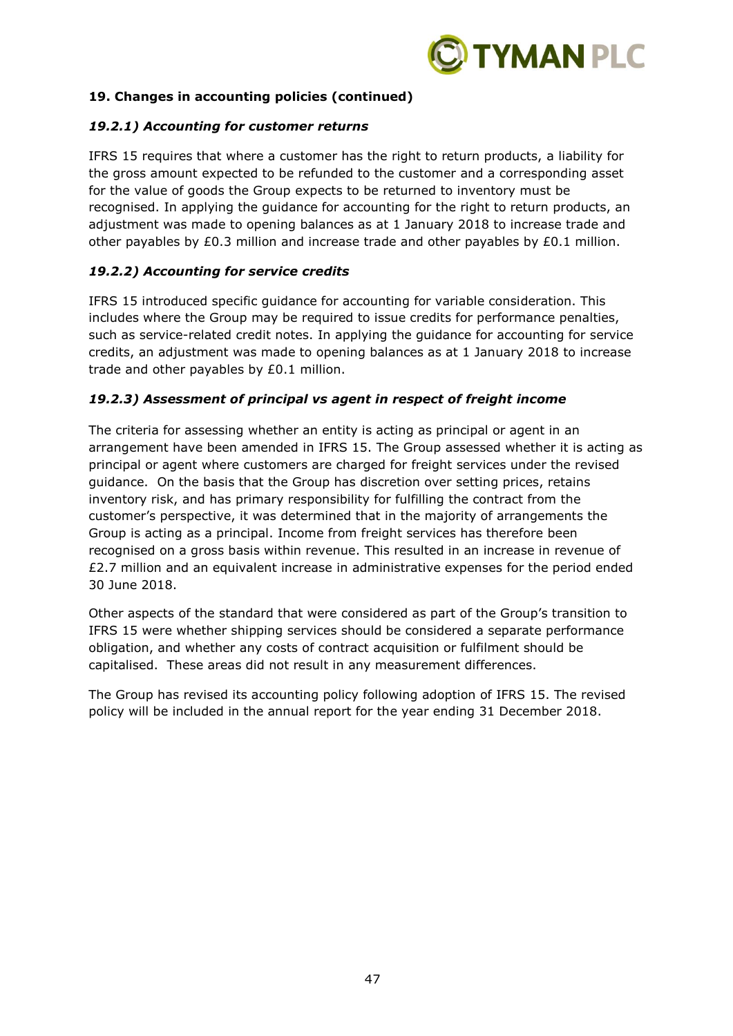**19. Changes in accounting policies (continued)**

***19.2.1) Accounting for customer returns***

IFRS 15 requires that where a customer has the right to return products, a liability for the gross amount expected to be refunded to the customer and a corresponding asset for the value of goods the Group expects to be returned to inventory must be recognised. In applying the guidance for accounting for the right to return products, an adjustment was made to opening balances as at 1 January 2018 to increase trade and other payables by £0.3 million and increase trade and other payables by £0.1 million.

***19.2.2) Accounting for service credits***

IFRS 15 introduced specific guidance for accounting for variable consideration. This includes where the Group may be required to issue credits for performance penalties, such as service-related credit notes. In applying the guidance for accounting for service credits, an adjustment was made to opening balances as at 1 January 2018 to increase trade and other payables by £0.1 million.

***19.2.3) Assessment of principal vs agent in respect of freight income***

The criteria for assessing whether an entity is acting as principal or agent in an arrangement have been amended in IFRS 15. The Group assessed whether it is acting as principal or agent where customers are charged for freight services under the revised guidance. On the basis that the Group has discretion over setting prices, retains inventory risk, and has primary responsibility for fulfilling the contract from the customer's perspective, it was determined that in the majority of arrangements the Group is acting as a principal. Income from freight services has therefore been recognised on a gross basis within revenue. This resulted in an increase in revenue of £2.7 million and an equivalent increase in administrative expenses for the period ended 30 June 2018.

Other aspects of the standard that were considered as part of the Group's transition to IFRS 15 were whether shipping services should be considered a separate performance obligation, and whether any costs of contract acquisition or fulfilment should be capitalised. These areas did not result in any measurement differences.

The Group has revised its accounting policy following adoption of IFRS 15. The revised policy will be included in the annual report for the year ending 31 December 2018.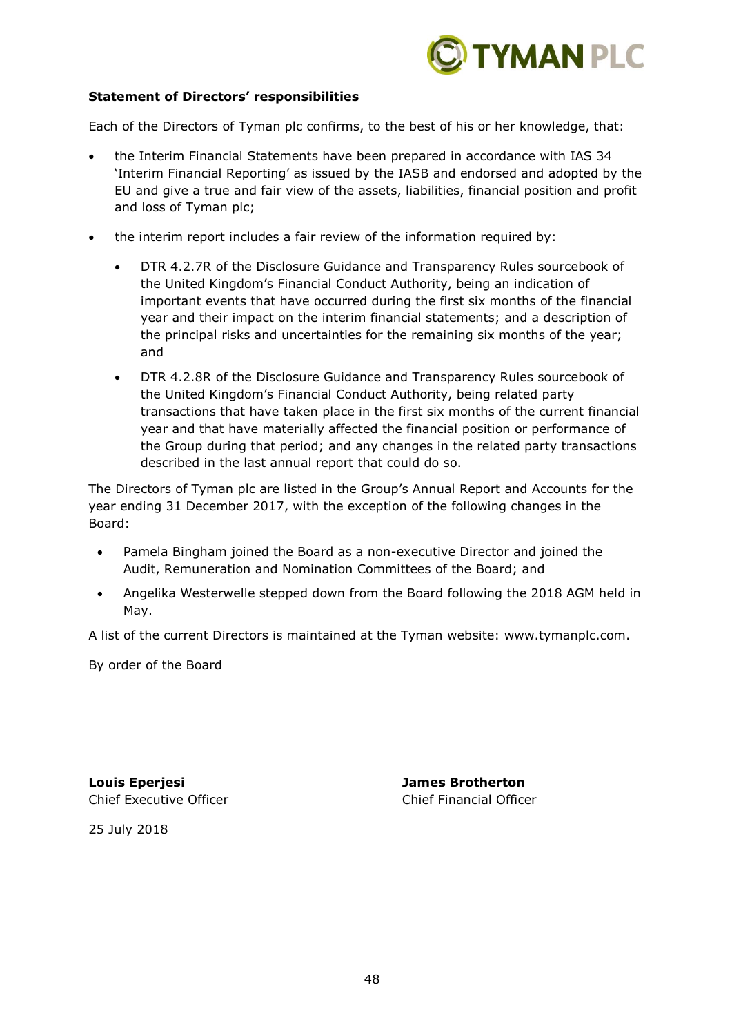**Statement of Directors' responsibilities**

Each of the Directors of Tyman plc confirms, to the best of his or her knowledge, that:

- the Interim Financial Statements have been prepared in accordance with IAS 34 'Interim Financial Reporting' as issued by the IASB and endorsed and adopted by the EU and give a true and fair view of the assets, liabilities, financial position and profit and loss of Tyman plc;
- the interim report includes a fair review of the information required by:
  - DTR 4.2.7R of the Disclosure Guidance and Transparency Rules sourcebook of the United Kingdom's Financial Conduct Authority, being an indication of important events that have occurred during the first six months of the financial year and their impact on the interim financial statements; and a description of the principal risks and uncertainties for the remaining six months of the year; and
  - DTR 4.2.8R of the Disclosure Guidance and Transparency Rules sourcebook of the United Kingdom's Financial Conduct Authority, being related party transactions that have taken place in the first six months of the current financial year and that have materially affected the financial position or performance of the Group during that period; and any changes in the related party transactions described in the last annual report that could do so.

The Directors of Tyman plc are listed in the Group's Annual Report and Accounts for the year ending 31 December 2017, with the exception of the following changes in the Board:

- Pamela Bingham joined the Board as a non-executive Director and joined the Audit, Remuneration and Nomination Committees of the Board; and
- Angelika Westerwelle stepped down from the Board following the 2018 AGM held in May.

A list of the current Directors is maintained at the Tyman website: www.tymanplc.com.

By order of the Board

**Louis Eperjesi**
Chief Executive Officer

**James Brotherton**
Chief Financial Officer

25 July 2018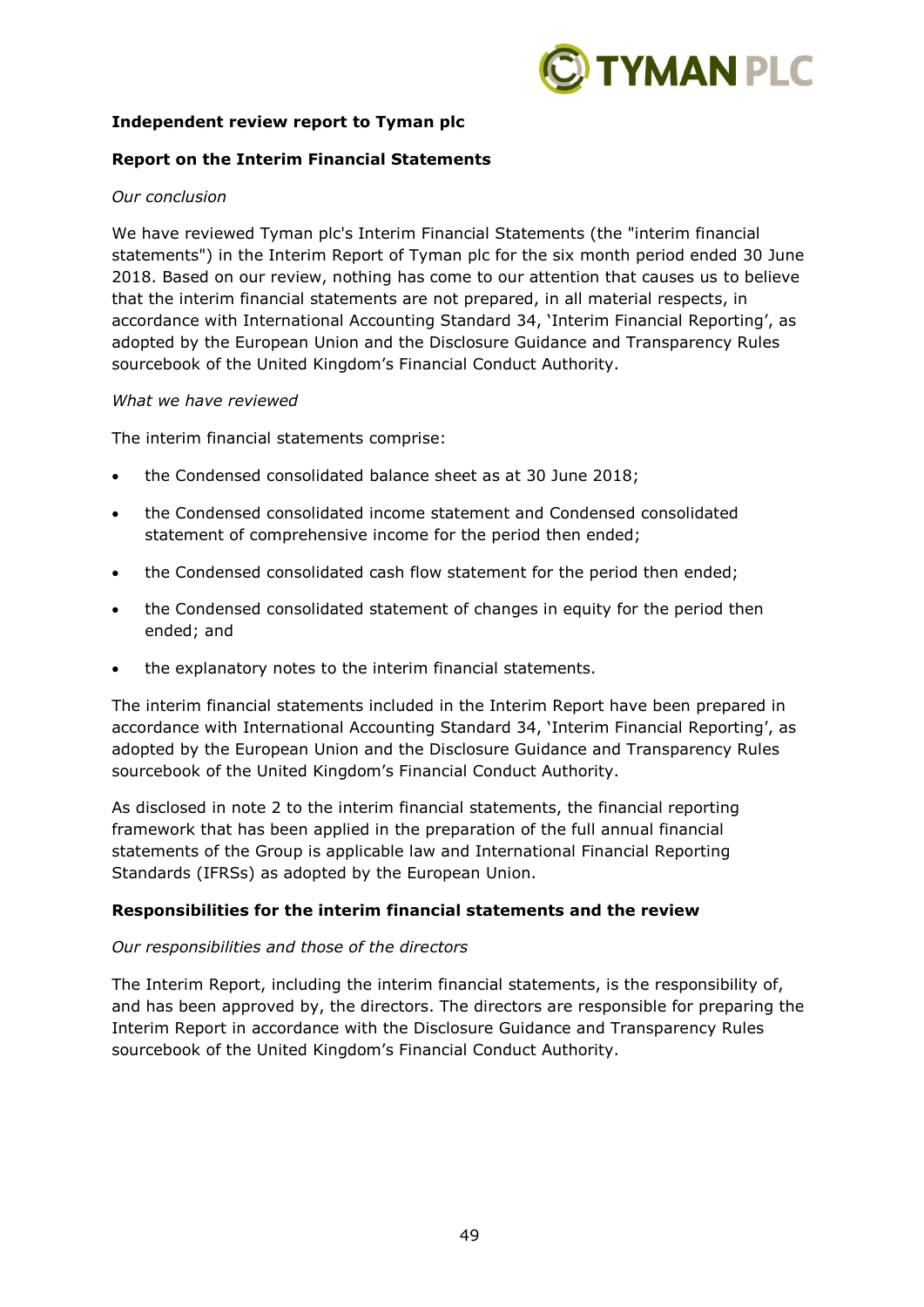**Independent review report to Tyman plc**

**Report on the Interim Financial Statements**

*Our conclusion*

We have reviewed Tyman plc's Interim Financial Statements (the "interim financial statements") in the Interim Report of Tyman plc for the six month period ended 30 June 2018. Based on our review, nothing has come to our attention that causes us to believe that the interim financial statements are not prepared, in all material respects, in accordance with International Accounting Standard 34, 'Interim Financial Reporting', as adopted by the European Union and the Disclosure Guidance and Transparency Rules sourcebook of the United Kingdom's Financial Conduct Authority.

*What we have reviewed*

The interim financial statements comprise:

- the Condensed consolidated balance sheet as at 30 June 2018;
- the Condensed consolidated income statement and Condensed consolidated statement of comprehensive income for the period then ended;
- the Condensed consolidated cash flow statement for the period then ended;
- the Condensed consolidated statement of changes in equity for the period then ended; and
- the explanatory notes to the interim financial statements.

The interim financial statements included in the Interim Report have been prepared in accordance with International Accounting Standard 34, 'Interim Financial Reporting', as adopted by the European Union and the Disclosure Guidance and Transparency Rules sourcebook of the United Kingdom's Financial Conduct Authority.

As disclosed in note 2 to the interim financial statements, the financial reporting framework that has been applied in the preparation of the full annual financial statements of the Group is applicable law and International Financial Reporting Standards (IFRSs) as adopted by the European Union.

**Responsibilities for the interim financial statements and the review**

*Our responsibilities and those of the directors*

The Interim Report, including the interim financial statements, is the responsibility of, and has been approved by, the directors. The directors are responsible for preparing the Interim Report in accordance with the Disclosure Guidance and Transparency Rules sourcebook of the United Kingdom's Financial Conduct Authority.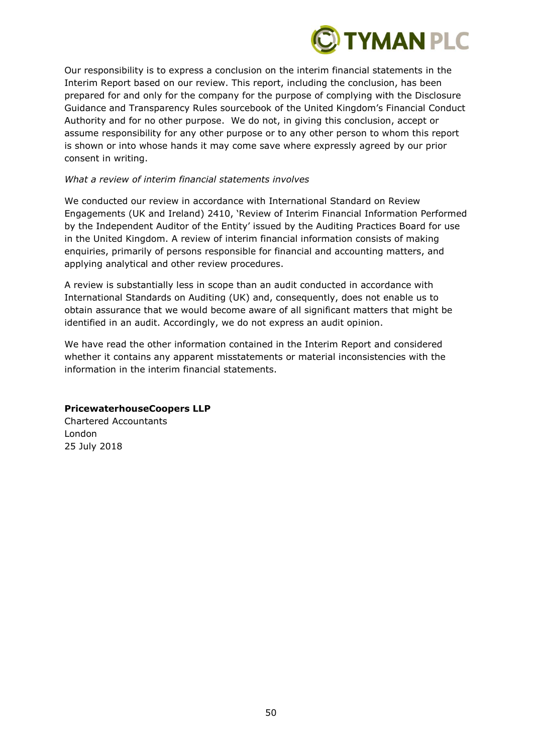Our responsibility is to express a conclusion on the interim financial statements in the Interim Report based on our review. This report, including the conclusion, has been prepared for and only for the company for the purpose of complying with the Disclosure Guidance and Transparency Rules sourcebook of the United Kingdom's Financial Conduct Authority and for no other purpose. We do not, in giving this conclusion, accept or assume responsibility for any other purpose or to any other person to whom this report is shown or into whose hands it may come save where expressly agreed by our prior consent in writing.

*What a review of interim financial statements involves*

We conducted our review in accordance with International Standard on Review Engagements (UK and Ireland) 2410, 'Review of Interim Financial Information Performed by the Independent Auditor of the Entity' issued by the Auditing Practices Board for use in the United Kingdom. A review of interim financial information consists of making enquiries, primarily of persons responsible for financial and accounting matters, and applying analytical and other review procedures.

A review is substantially less in scope than an audit conducted in accordance with International Standards on Auditing (UK) and, consequently, does not enable us to obtain assurance that we would become aware of all significant matters that might be identified in an audit. Accordingly, we do not express an audit opinion.

We have read the other information contained in the Interim Report and considered whether it contains any apparent misstatements or material inconsistencies with the information in the interim financial statements.

**PricewaterhouseCoopers LLP**
Chartered Accountants
London
25 July 2018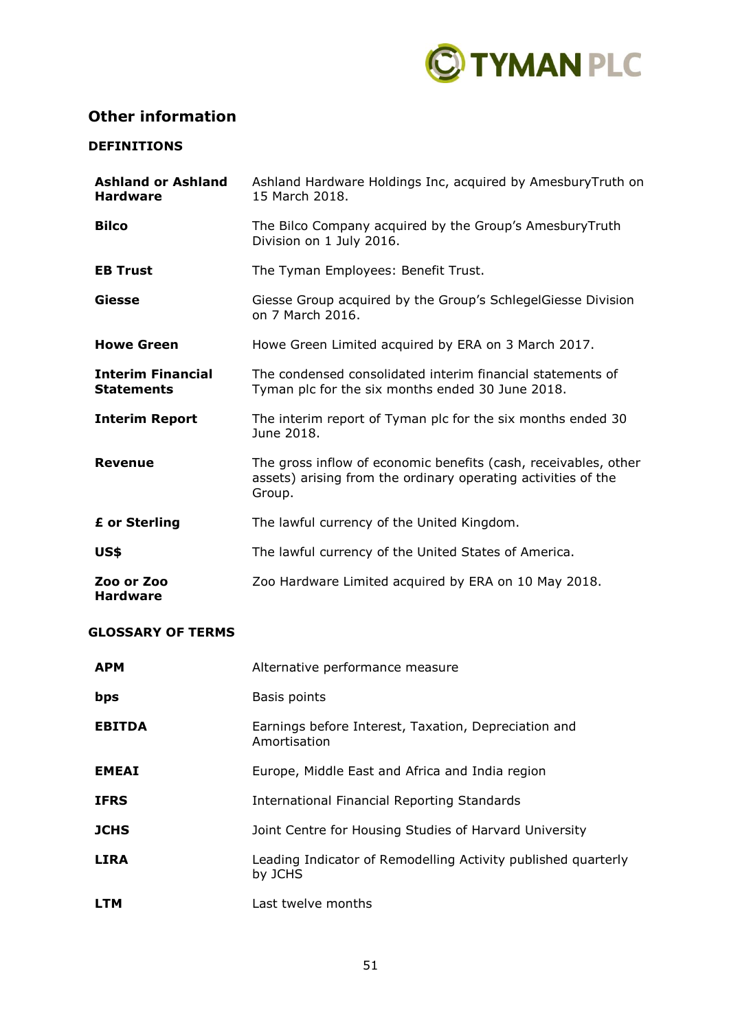## Other information

### DEFINITIONS

| | |
|---|---|
| **Ashland or Ashland Hardware** | Ashland Hardware Holdings Inc, acquired by AmesburyTruth on 15 March 2018. |
| **Bilco** | The Bilco Company acquired by the Group's AmesburyTruth Division on 1 July 2016. |
| **EB Trust** | The Tyman Employees: Benefit Trust. |
| **Giesse** | Giesse Group acquired by the Group's SchlegelGiesse Division on 7 March 2016. |
| **Howe Green** | Howe Green Limited acquired by ERA on 3 March 2017. |
| **Interim Financial Statements** | The condensed consolidated interim financial statements of Tyman plc for the six months ended 30 June 2018. |
| **Interim Report** | The interim report of Tyman plc for the six months ended 30 June 2018. |
| **Revenue** | The gross inflow of economic benefits (cash, receivables, other assets) arising from the ordinary operating activities of the Group. |
| **£ or Sterling** | The lawful currency of the United Kingdom. |
| **US$** | The lawful currency of the United States of America. |
| **Zoo or Zoo Hardware** | Zoo Hardware Limited acquired by ERA on 10 May 2018. |

### GLOSSARY OF TERMS

| | |
|---|---|
| **APM** | Alternative performance measure |
| **bps** | Basis points |
| **EBITDA** | Earnings before Interest, Taxation, Depreciation and Amortisation |
| **EMEAI** | Europe, Middle East and Africa and India region |
| **IFRS** | International Financial Reporting Standards |
| **JCHS** | Joint Centre for Housing Studies of Harvard University |
| **LIRA** | Leading Indicator of Remodelling Activity published quarterly by JCHS |
| **LTM** | Last twelve months |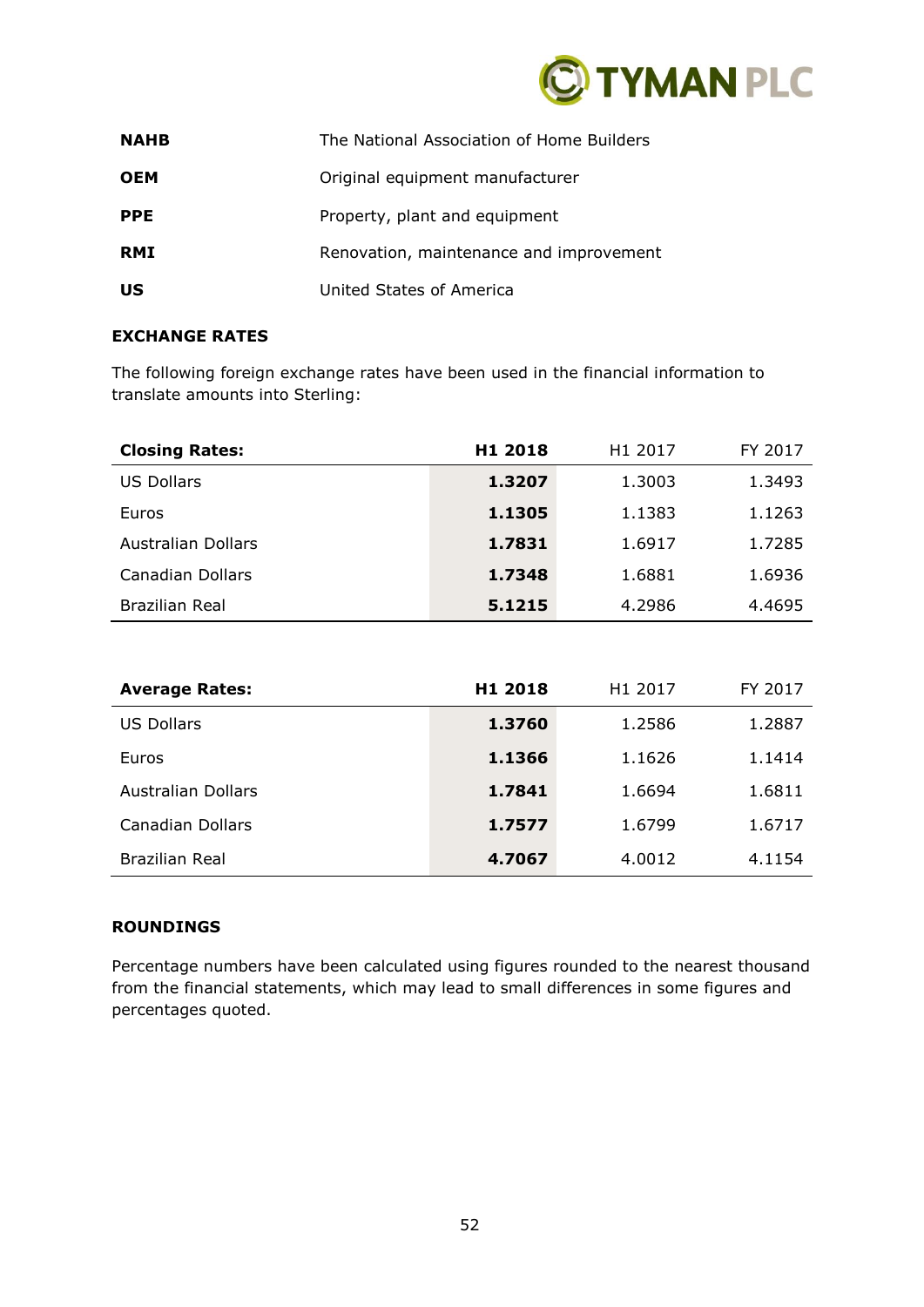| | |
|---|---|
| **NAHB** | The National Association of Home Builders |
| **OEM** | Original equipment manufacturer |
| **PPE** | Property, plant and equipment |
| **RMI** | Renovation, maintenance and improvement |
| **US** | United States of America |

## EXCHANGE RATES

The following foreign exchange rates have been used in the financial information to translate amounts into Sterling:

| **Closing Rates:** | **H1 2018** | H1 2017 | FY 2017 |
|---|---|---|---|
| US Dollars | **1.3207** | 1.3003 | 1.3493 |
| Euros | **1.1305** | 1.1383 | 1.1263 |
| Australian Dollars | **1.7831** | 1.6917 | 1.7285 |
| Canadian Dollars | **1.7348** | 1.6881 | 1.6936 |
| Brazilian Real | **5.1215** | 4.2986 | 4.4695 |

| **Average Rates:** | **H1 2018** | H1 2017 | FY 2017 |
|---|---|---|---|
| US Dollars | **1.3760** | 1.2586 | 1.2887 |
| Euros | **1.1366** | 1.1626 | 1.1414 |
| Australian Dollars | **1.7841** | 1.6694 | 1.6811 |
| Canadian Dollars | **1.7577** | 1.6799 | 1.6717 |
| Brazilian Real | **4.7067** | 4.0012 | 4.1154 |

## ROUNDINGS

Percentage numbers have been calculated using figures rounded to the nearest thousand from the financial statements, which may lead to small differences in some figures and percentages quoted.